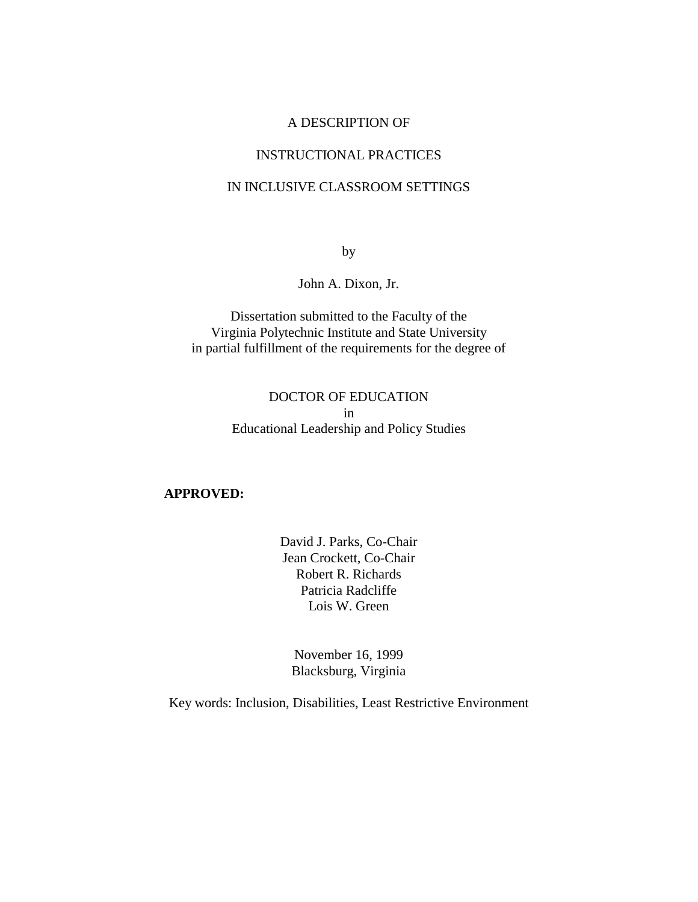# A DESCRIPTION OF

# INSTRUCTIONAL PRACTICES

# IN INCLUSIVE CLASSROOM SETTINGS

by

John A. Dixon, Jr.

Dissertation submitted to the Faculty of the
Virginia Polytechnic Institute and State University
in partial fulfillment of the requirements for the degree of

DOCTOR OF EDUCATION
in
Educational Leadership and Policy Studies

**APPROVED:**

David J. Parks, Co-Chair
Jean Crockett, Co-Chair
Robert R. Richards
Patricia Radcliffe
Lois W. Green

November 16, 1999
Blacksburg, Virginia

Key words: Inclusion, Disabilities, Least Restrictive Environment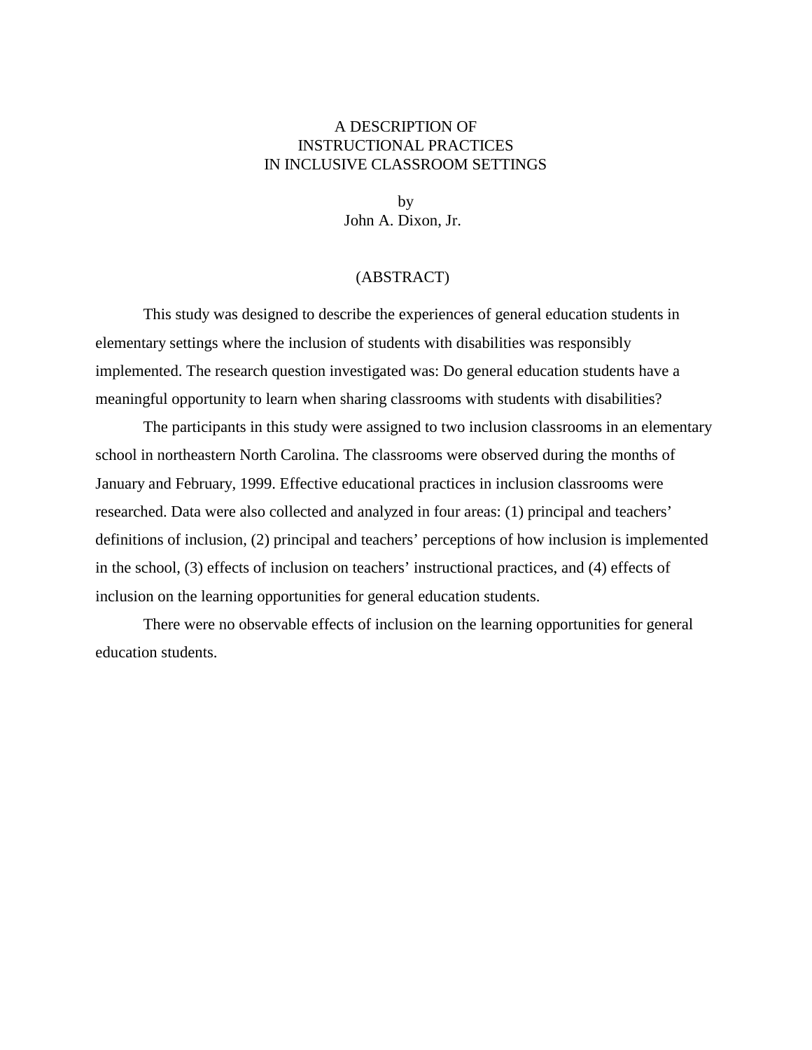# A DESCRIPTION OF INSTRUCTIONAL PRACTICES IN INCLUSIVE CLASSROOM SETTINGS

by
John A. Dixon, Jr.

## (ABSTRACT)

This study was designed to describe the experiences of general education students in elementary settings where the inclusion of students with disabilities was responsibly implemented. The research question investigated was: Do general education students have a meaningful opportunity to learn when sharing classrooms with students with disabilities?

The participants in this study were assigned to two inclusion classrooms in an elementary school in northeastern North Carolina. The classrooms were observed during the months of January and February, 1999. Effective educational practices in inclusion classrooms were researched. Data were also collected and analyzed in four areas: (1) principal and teachers' definitions of inclusion, (2) principal and teachers' perceptions of how inclusion is implemented in the school, (3) effects of inclusion on teachers' instructional practices, and (4) effects of inclusion on the learning opportunities for general education students.

There were no observable effects of inclusion on the learning opportunities for general education students.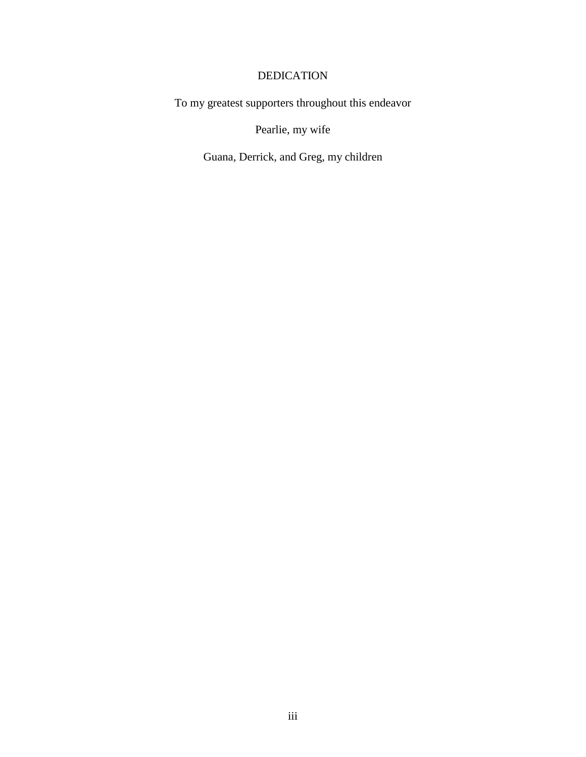# DEDICATION

To my greatest supporters throughout this endeavor

Pearlie, my wife

Guana, Derrick, and Greg, my children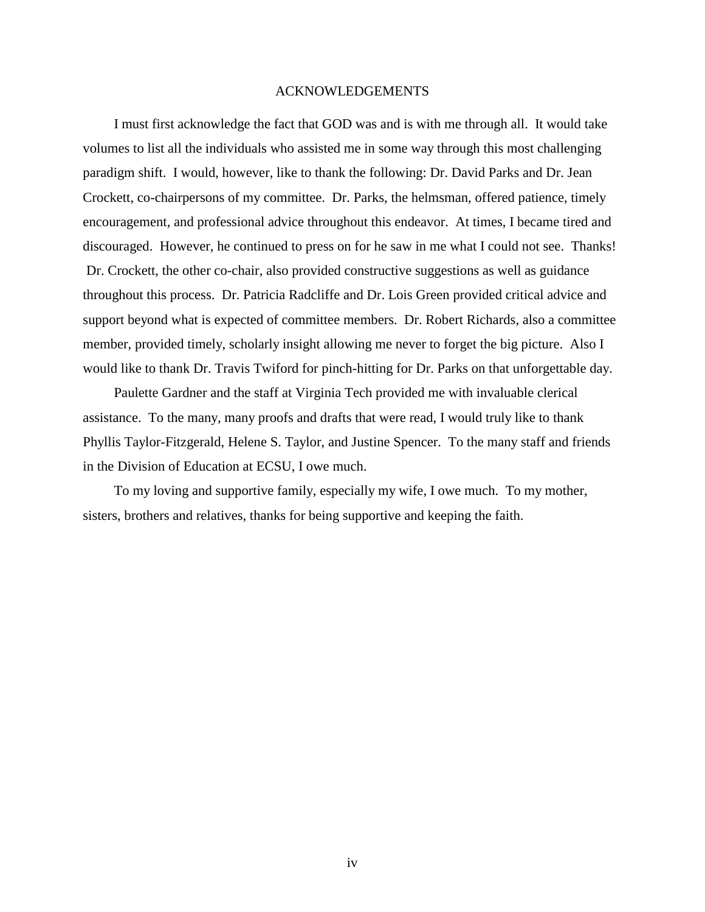# ACKNOWLEDGEMENTS

I must first acknowledge the fact that GOD was and is with me through all. It would take volumes to list all the individuals who assisted me in some way through this most challenging paradigm shift. I would, however, like to thank the following: Dr. David Parks and Dr. Jean Crockett, co-chairpersons of my committee. Dr. Parks, the helmsman, offered patience, timely encouragement, and professional advice throughout this endeavor. At times, I became tired and discouraged. However, he continued to press on for he saw in me what I could not see. Thanks! Dr. Crockett, the other co-chair, also provided constructive suggestions as well as guidance throughout this process. Dr. Patricia Radcliffe and Dr. Lois Green provided critical advice and support beyond what is expected of committee members. Dr. Robert Richards, also a committee member, provided timely, scholarly insight allowing me never to forget the big picture. Also I would like to thank Dr. Travis Twiford for pinch-hitting for Dr. Parks on that unforgettable day.

Paulette Gardner and the staff at Virginia Tech provided me with invaluable clerical assistance. To the many, many proofs and drafts that were read, I would truly like to thank Phyllis Taylor-Fitzgerald, Helene S. Taylor, and Justine Spencer. To the many staff and friends in the Division of Education at ECSU, I owe much.

To my loving and supportive family, especially my wife, I owe much. To my mother, sisters, brothers and relatives, thanks for being supportive and keeping the faith.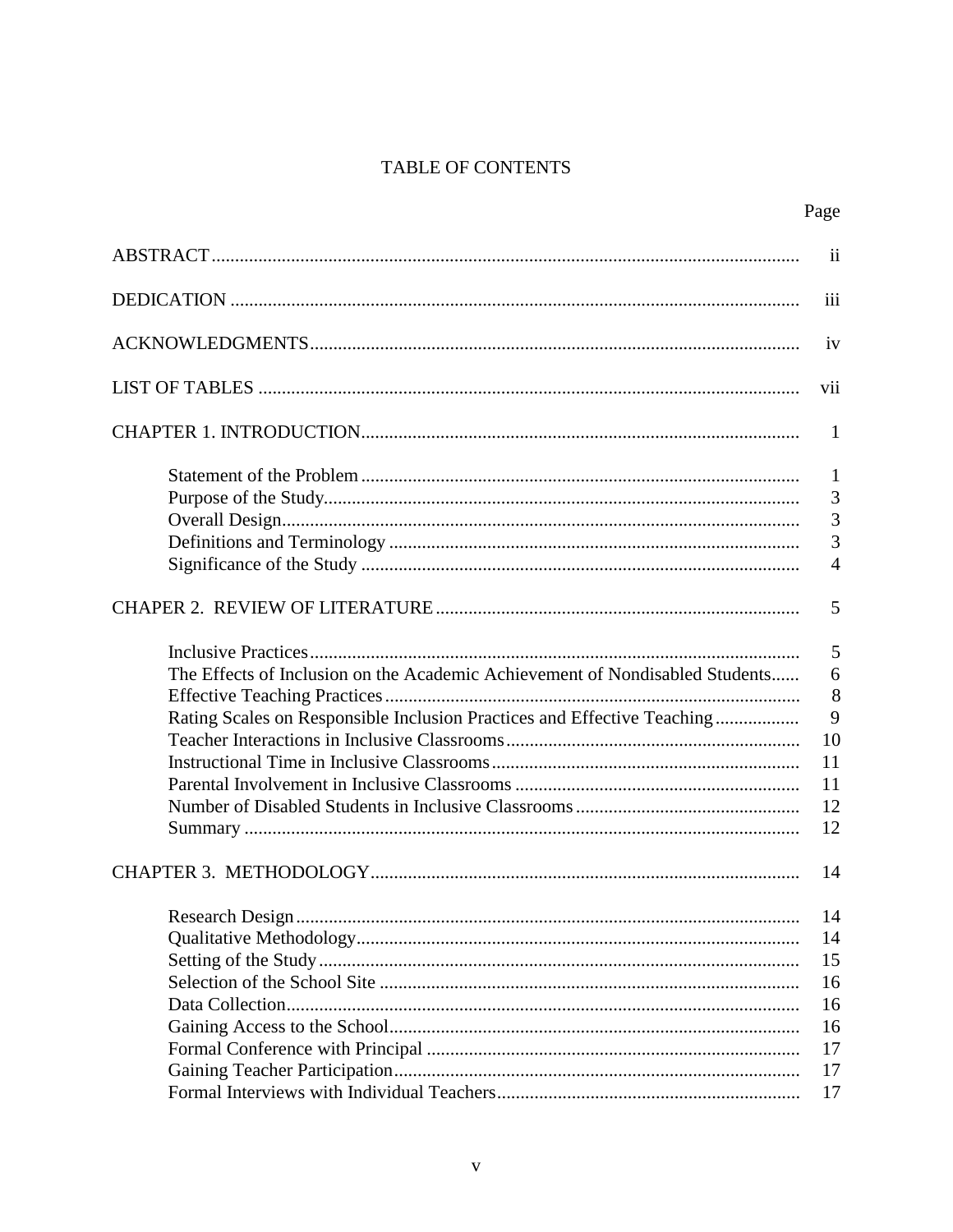# TABLE OF CONTENTS

| | Page |
|---|---|
| ABSTRACT | ii |
| DEDICATION | iii |
| ACKNOWLEDGMENTS | iv |
| LIST OF TABLES | vii |
| CHAPTER 1. INTRODUCTION | 1 |
| Statement of the Problem | 1 |
| Purpose of the Study | 3 |
| Overall Design | 3 |
| Definitions and Terminology | 3 |
| Significance of the Study | 4 |
| CHAPER 2. REVIEW OF LITERATURE | 5 |
| Inclusive Practices | 5 |
| The Effects of Inclusion on the Academic Achievement of Nondisabled Students | 6 |
| Effective Teaching Practices | 8 |
| Rating Scales on Responsible Inclusion Practices and Effective Teaching | 9 |
| Teacher Interactions in Inclusive Classrooms | 10 |
| Instructional Time in Inclusive Classrooms | 11 |
| Parental Involvement in Inclusive Classrooms | 11 |
| Number of Disabled Students in Inclusive Classrooms | 12 |
| Summary | 12 |
| CHAPTER 3. METHODOLOGY | 14 |
| Research Design | 14 |
| Qualitative Methodology | 14 |
| Setting of the Study | 15 |
| Selection of the School Site | 16 |
| Data Collection | 16 |
| Gaining Access to the School | 16 |
| Formal Conference with Principal | 17 |
| Gaining Teacher Participation | 17 |
| Formal Interviews with Individual Teachers | 17 |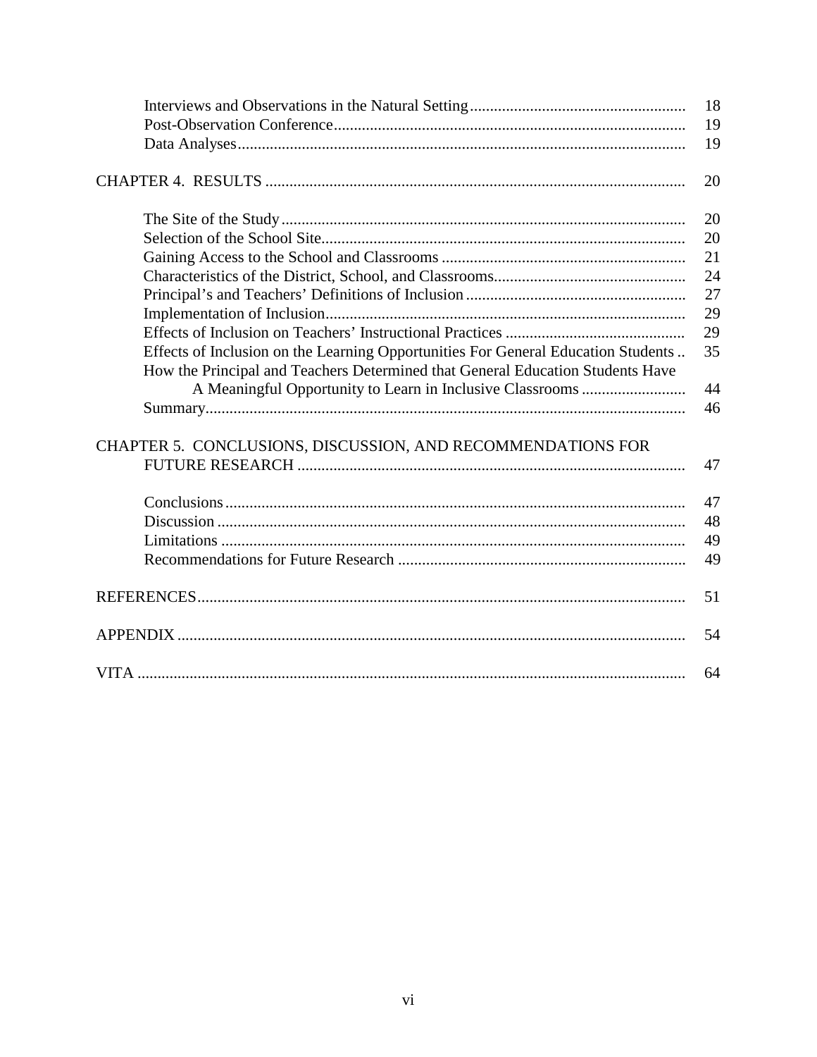| | |
|---|---|
| Interviews and Observations in the Natural Setting | 18 |
| Post-Observation Conference | 19 |
| Data Analyses | 19 |
| CHAPTER 4. RESULTS | 20 |
| The Site of the Study | 20 |
| Selection of the School Site | 20 |
| Gaining Access to the School and Classrooms | 21 |
| Characteristics of the District, School, and Classrooms | 24 |
| Principal's and Teachers' Definitions of Inclusion | 27 |
| Implementation of Inclusion | 29 |
| Effects of Inclusion on Teachers' Instructional Practices | 29 |
| Effects of Inclusion on the Learning Opportunities For General Education Students | 35 |
| How the Principal and Teachers Determined that General Education Students Have A Meaningful Opportunity to Learn in Inclusive Classrooms | 44 |
| Summary | 46 |
| CHAPTER 5. CONCLUSIONS, DISCUSSION, AND RECOMMENDATIONS FOR FUTURE RESEARCH | 47 |
| Conclusions | 47 |
| Discussion | 48 |
| Limitations | 49 |
| Recommendations for Future Research | 49 |
| REFERENCES | 51 |
| APPENDIX | 54 |
| VITA | 64 |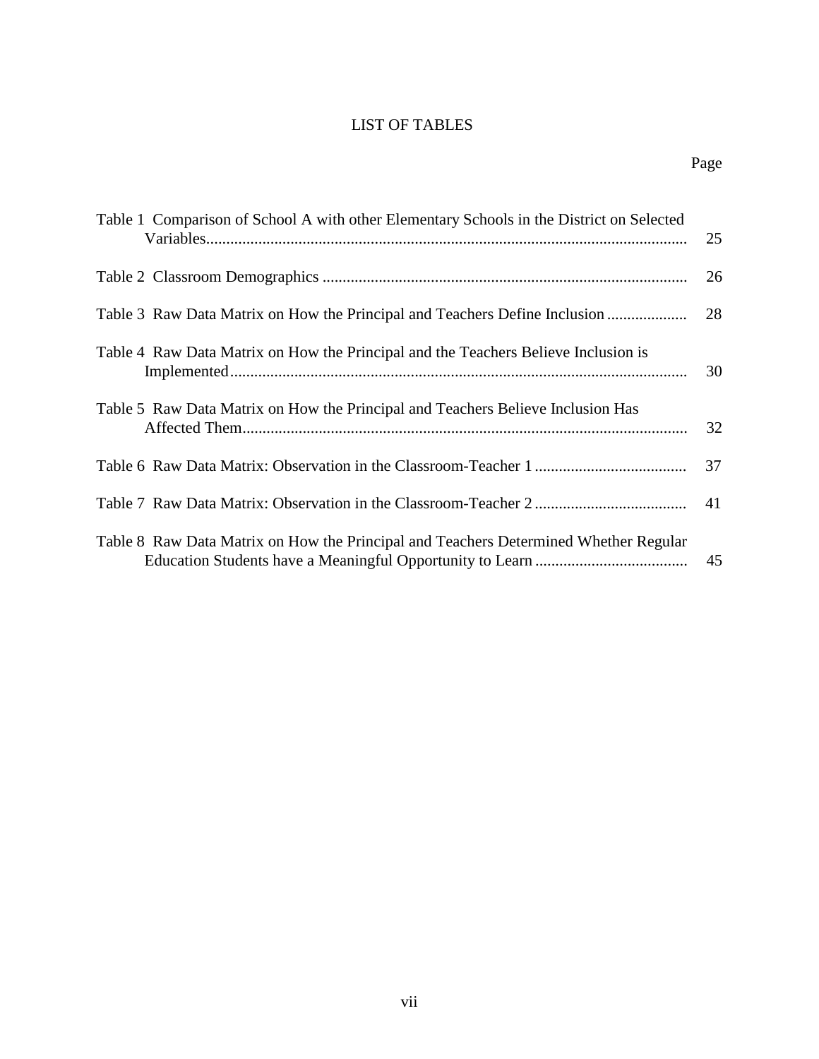# LIST OF TABLES

| | Page |
|---|---|
| Table 1 Comparison of School A with other Elementary Schools in the District on Selected Variables | 25 |
| Table 2 Classroom Demographics | 26 |
| Table 3 Raw Data Matrix on How the Principal and Teachers Define Inclusion | 28 |
| Table 4 Raw Data Matrix on How the Principal and the Teachers Believe Inclusion is Implemented | 30 |
| Table 5 Raw Data Matrix on How the Principal and Teachers Believe Inclusion Has Affected Them | 32 |
| Table 6 Raw Data Matrix: Observation in the Classroom-Teacher 1 | 37 |
| Table 7 Raw Data Matrix: Observation in the Classroom-Teacher 2 | 41 |
| Table 8 Raw Data Matrix on How the Principal and Teachers Determined Whether Regular Education Students have a Meaningful Opportunity to Learn | 45 |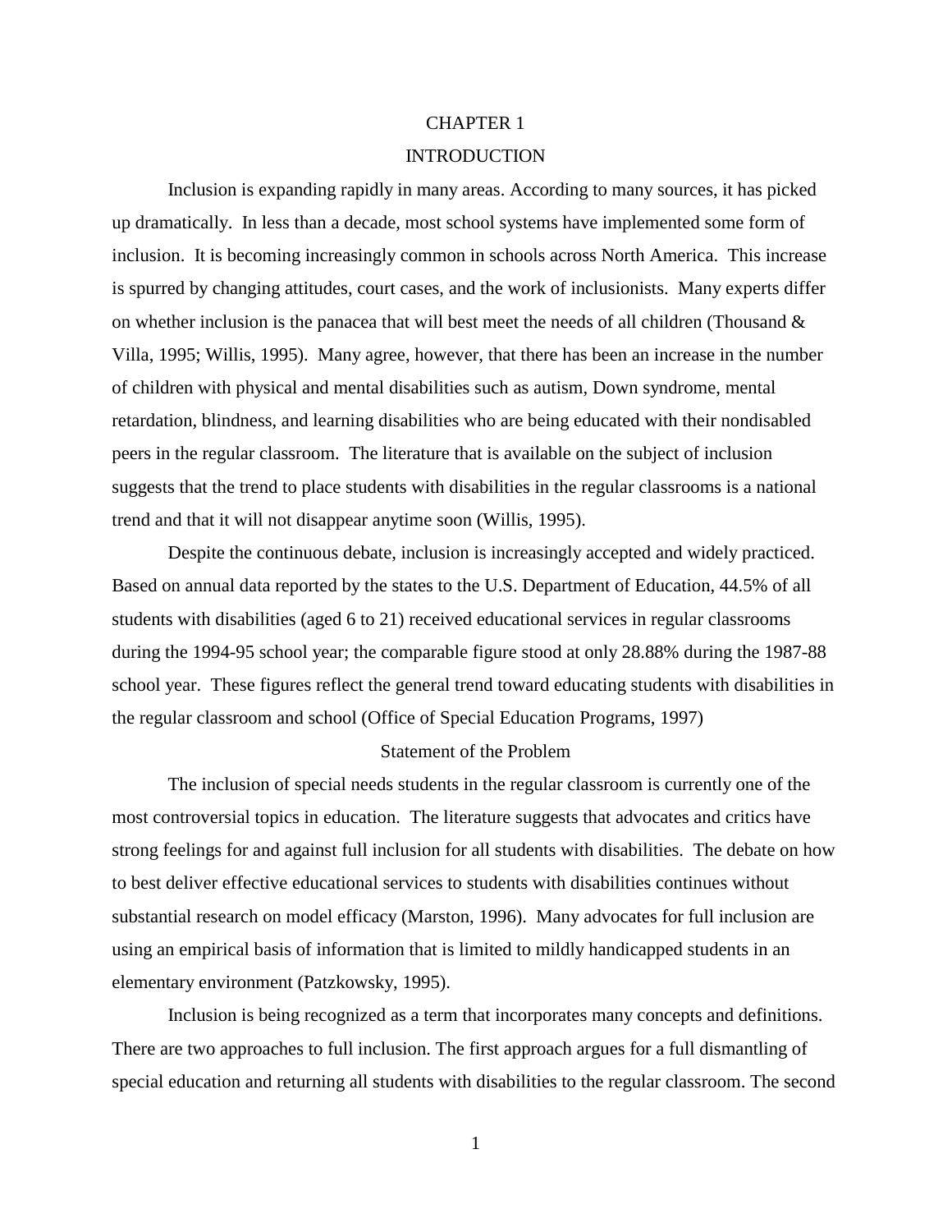# CHAPTER 1

# INTRODUCTION

Inclusion is expanding rapidly in many areas. According to many sources, it has picked up dramatically. In less than a decade, most school systems have implemented some form of inclusion. It is becoming increasingly common in schools across North America. This increase is spurred by changing attitudes, court cases, and the work of inclusionists. Many experts differ on whether inclusion is the panacea that will best meet the needs of all children (Thousand & Villa, 1995; Willis, 1995). Many agree, however, that there has been an increase in the number of children with physical and mental disabilities such as autism, Down syndrome, mental retardation, blindness, and learning disabilities who are being educated with their nondisabled peers in the regular classroom. The literature that is available on the subject of inclusion suggests that the trend to place students with disabilities in the regular classrooms is a national trend and that it will not disappear anytime soon (Willis, 1995).

Despite the continuous debate, inclusion is increasingly accepted and widely practiced. Based on annual data reported by the states to the U.S. Department of Education, 44.5% of all students with disabilities (aged 6 to 21) received educational services in regular classrooms during the 1994-95 school year; the comparable figure stood at only 28.88% during the 1987-88 school year. These figures reflect the general trend toward educating students with disabilities in the regular classroom and school (Office of Special Education Programs, 1997)

## Statement of the Problem

The inclusion of special needs students in the regular classroom is currently one of the most controversial topics in education. The literature suggests that advocates and critics have strong feelings for and against full inclusion for all students with disabilities. The debate on how to best deliver effective educational services to students with disabilities continues without substantial research on model efficacy (Marston, 1996). Many advocates for full inclusion are using an empirical basis of information that is limited to mildly handicapped students in an elementary environment (Patzkowsky, 1995).

Inclusion is being recognized as a term that incorporates many concepts and definitions. There are two approaches to full inclusion. The first approach argues for a full dismantling of special education and returning all students with disabilities to the regular classroom. The second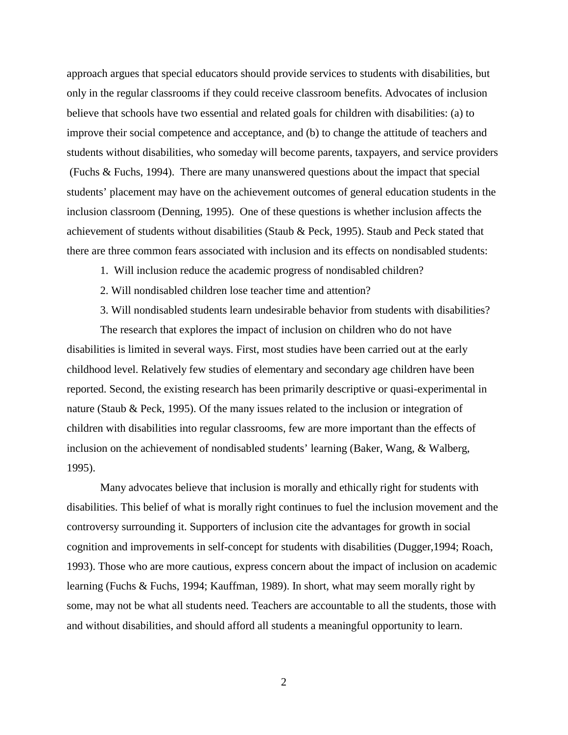approach argues that special educators should provide services to students with disabilities, but only in the regular classrooms if they could receive classroom benefits. Advocates of inclusion believe that schools have two essential and related goals for children with disabilities: (a) to improve their social competence and acceptance, and (b) to change the attitude of teachers and students without disabilities, who someday will become parents, taxpayers, and service providers (Fuchs & Fuchs, 1994). There are many unanswered questions about the impact that special students' placement may have on the achievement outcomes of general education students in the inclusion classroom (Denning, 1995). One of these questions is whether inclusion affects the achievement of students without disabilities (Staub & Peck, 1995). Staub and Peck stated that there are three common fears associated with inclusion and its effects on nondisabled students:

1. Will inclusion reduce the academic progress of nondisabled children?
2. Will nondisabled children lose teacher time and attention?
3. Will nondisabled students learn undesirable behavior from students with disabilities?

The research that explores the impact of inclusion on children who do not have disabilities is limited in several ways. First, most studies have been carried out at the early childhood level. Relatively few studies of elementary and secondary age children have been reported. Second, the existing research has been primarily descriptive or quasi-experimental in nature (Staub & Peck, 1995). Of the many issues related to the inclusion or integration of children with disabilities into regular classrooms, few are more important than the effects of inclusion on the achievement of nondisabled students' learning (Baker, Wang, & Walberg, 1995).

Many advocates believe that inclusion is morally and ethically right for students with disabilities. This belief of what is morally right continues to fuel the inclusion movement and the controversy surrounding it. Supporters of inclusion cite the advantages for growth in social cognition and improvements in self-concept for students with disabilities (Dugger,1994; Roach, 1993). Those who are more cautious, express concern about the impact of inclusion on academic learning (Fuchs & Fuchs, 1994; Kauffman, 1989). In short, what may seem morally right by some, may not be what all students need. Teachers are accountable to all the students, those with and without disabilities, and should afford all students a meaningful opportunity to learn.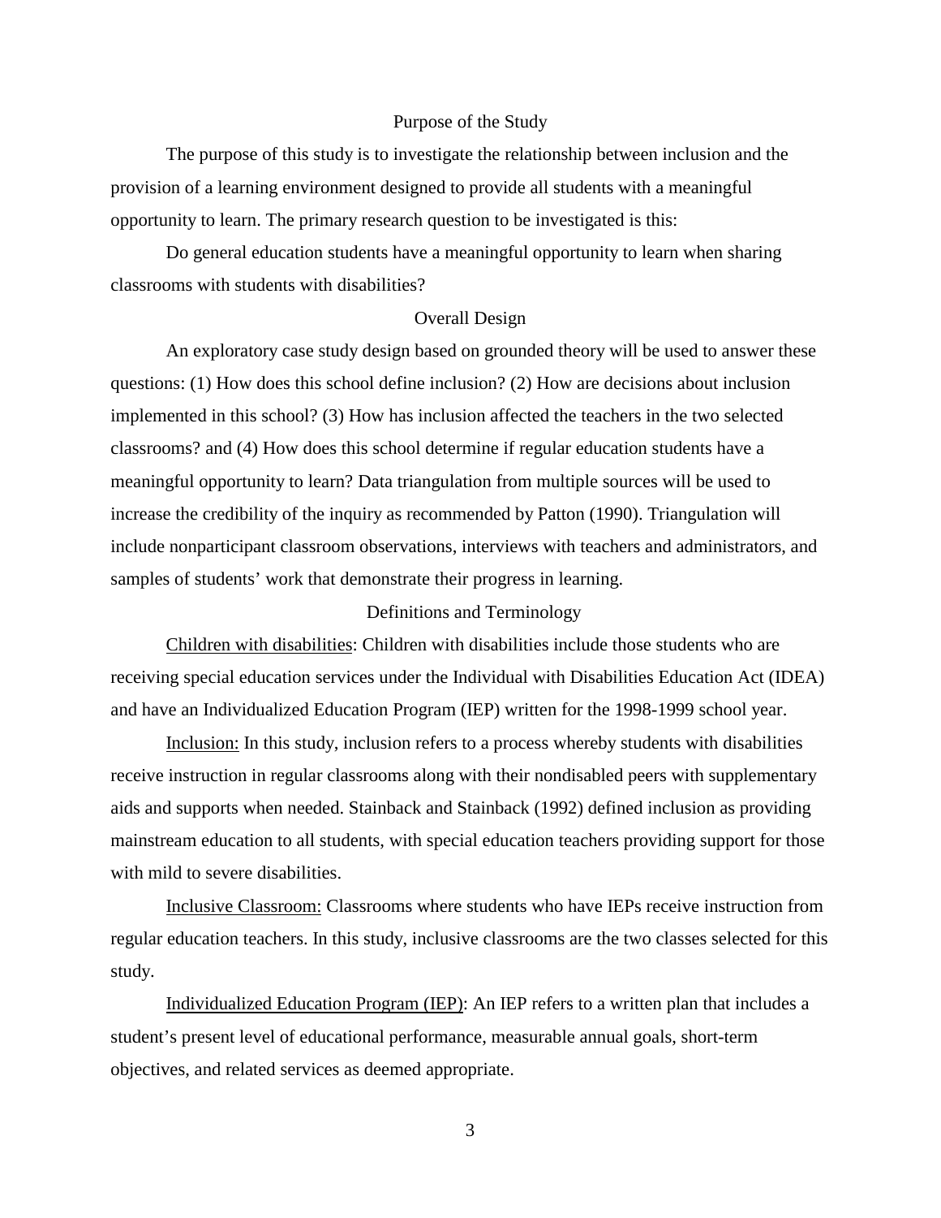## Purpose of the Study

The purpose of this study is to investigate the relationship between inclusion and the provision of a learning environment designed to provide all students with a meaningful opportunity to learn. The primary research question to be investigated is this:

Do general education students have a meaningful opportunity to learn when sharing classrooms with students with disabilities?

## Overall Design

An exploratory case study design based on grounded theory will be used to answer these questions: (1) How does this school define inclusion? (2) How are decisions about inclusion implemented in this school? (3) How has inclusion affected the teachers in the two selected classrooms? and (4) How does this school determine if regular education students have a meaningful opportunity to learn? Data triangulation from multiple sources will be used to increase the credibility of the inquiry as recommended by Patton (1990). Triangulation will include nonparticipant classroom observations, interviews with teachers and administrators, and samples of students' work that demonstrate their progress in learning.

## Definitions and Terminology

<u>Children with disabilities</u>: Children with disabilities include those students who are receiving special education services under the Individual with Disabilities Education Act (IDEA) and have an Individualized Education Program (IEP) written for the 1998-1999 school year.

<u>Inclusion:</u> In this study, inclusion refers to a process whereby students with disabilities receive instruction in regular classrooms along with their nondisabled peers with supplementary aids and supports when needed. Stainback and Stainback (1992) defined inclusion as providing mainstream education to all students, with special education teachers providing support for those with mild to severe disabilities.

<u>Inclusive Classroom:</u> Classrooms where students who have IEPs receive instruction from regular education teachers. In this study, inclusive classrooms are the two classes selected for this study.

<u>Individualized Education Program (IEP)</u>: An IEP refers to a written plan that includes a student's present level of educational performance, measurable annual goals, short-term objectives, and related services as deemed appropriate.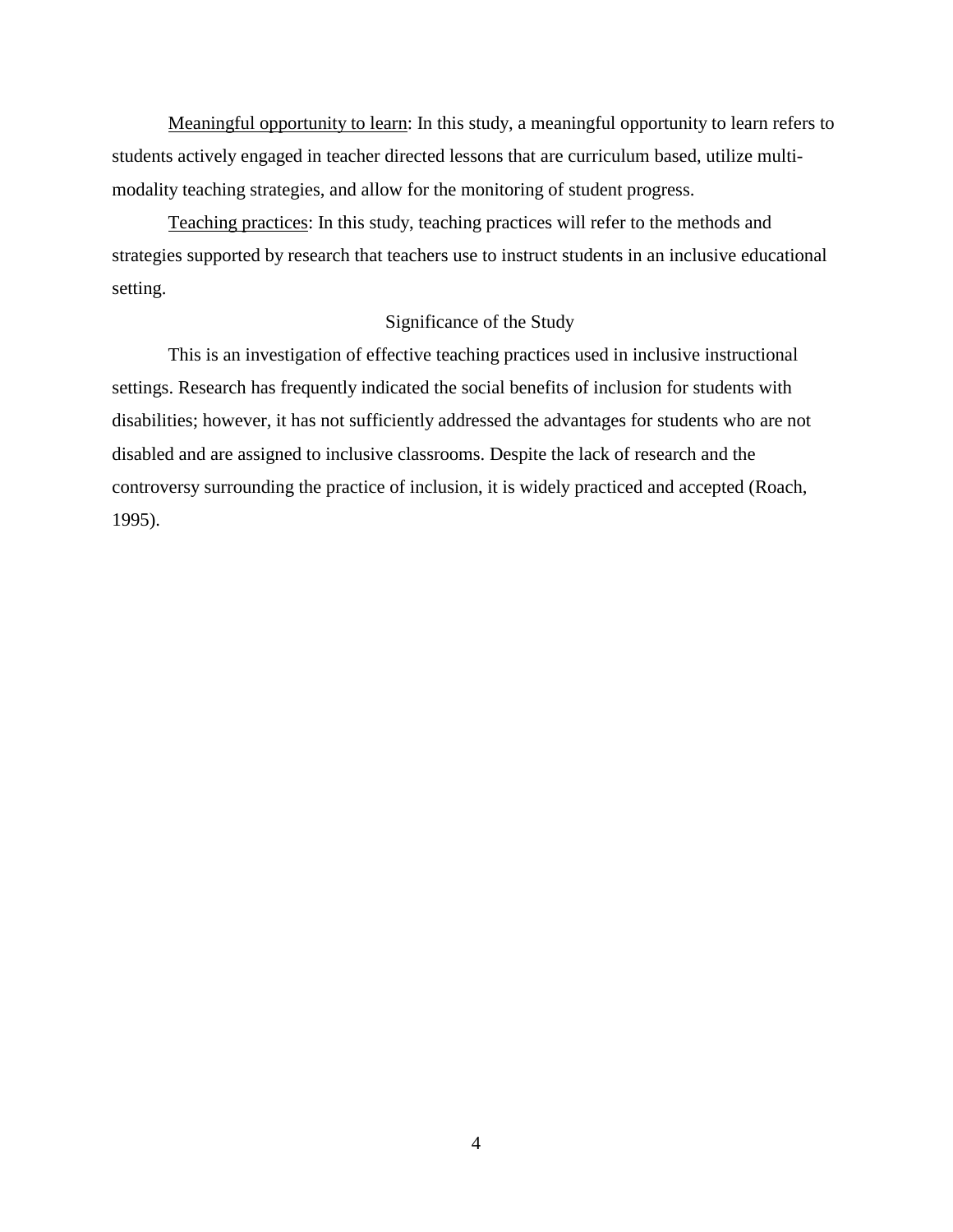<u>Meaningful opportunity to learn</u>: In this study, a meaningful opportunity to learn refers to students actively engaged in teacher directed lessons that are curriculum based, utilize multi-modality teaching strategies, and allow for the monitoring of student progress.

<u>Teaching practices</u>: In this study, teaching practices will refer to the methods and strategies supported by research that teachers use to instruct students in an inclusive educational setting.

## Significance of the Study

This is an investigation of effective teaching practices used in inclusive instructional settings. Research has frequently indicated the social benefits of inclusion for students with disabilities; however, it has not sufficiently addressed the advantages for students who are not disabled and are assigned to inclusive classrooms. Despite the lack of research and the controversy surrounding the practice of inclusion, it is widely practiced and accepted (Roach, 1995).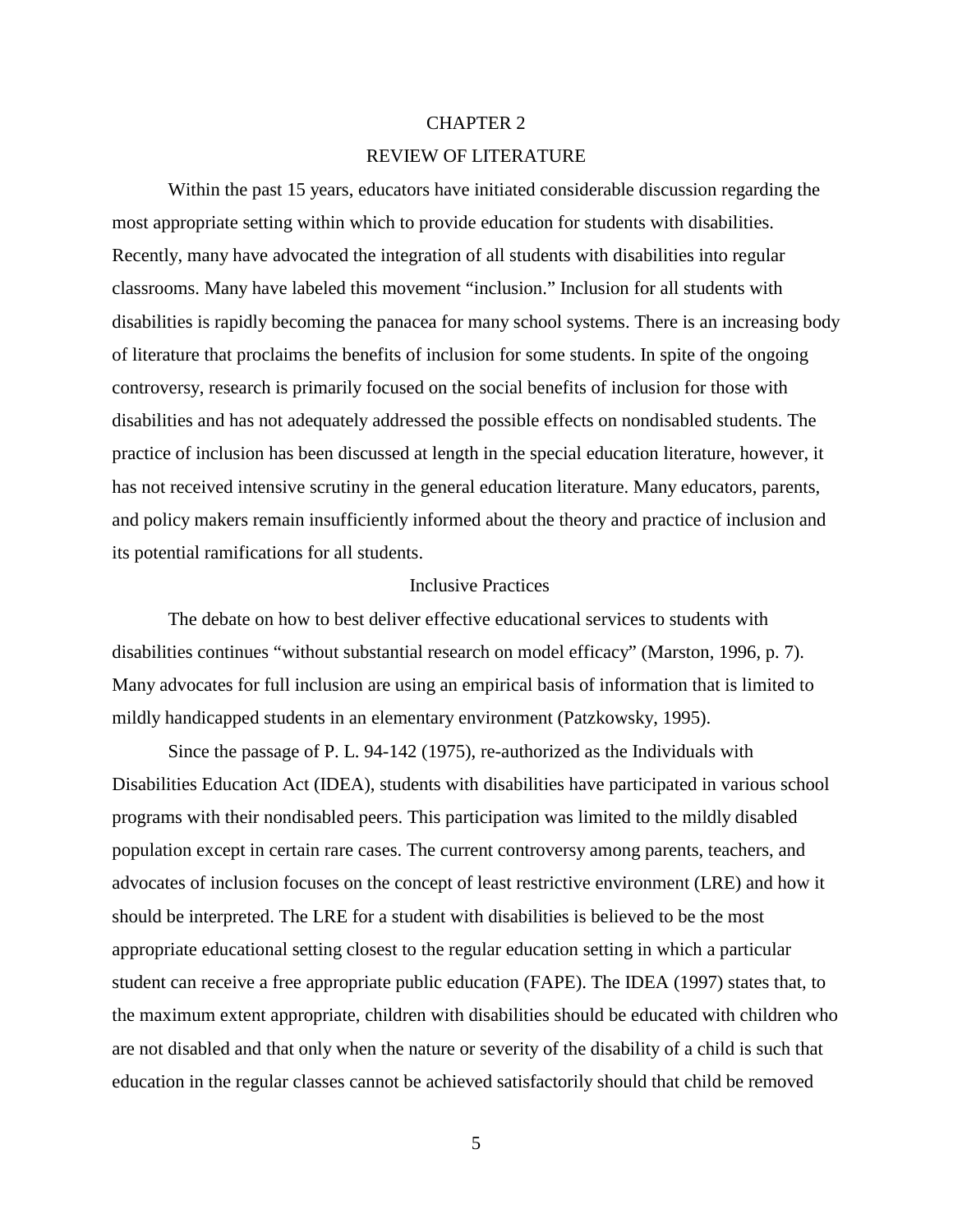# CHAPTER 2

# REVIEW OF LITERATURE

Within the past 15 years, educators have initiated considerable discussion regarding the most appropriate setting within which to provide education for students with disabilities. Recently, many have advocated the integration of all students with disabilities into regular classrooms. Many have labeled this movement “inclusion.” Inclusion for all students with disabilities is rapidly becoming the panacea for many school systems. There is an increasing body of literature that proclaims the benefits of inclusion for some students. In spite of the ongoing controversy, research is primarily focused on the social benefits of inclusion for those with disabilities and has not adequately addressed the possible effects on nondisabled students. The practice of inclusion has been discussed at length in the special education literature, however, it has not received intensive scrutiny in the general education literature. Many educators, parents, and policy makers remain insufficiently informed about the theory and practice of inclusion and its potential ramifications for all students.

## Inclusive Practices

The debate on how to best deliver effective educational services to students with disabilities continues “without substantial research on model efficacy” (Marston, 1996, p. 7). Many advocates for full inclusion are using an empirical basis of information that is limited to mildly handicapped students in an elementary environment (Patzkowsky, 1995).

Since the passage of P. L. 94-142 (1975), re-authorized as the Individuals with Disabilities Education Act (IDEA), students with disabilities have participated in various school programs with their nondisabled peers. This participation was limited to the mildly disabled population except in certain rare cases. The current controversy among parents, teachers, and advocates of inclusion focuses on the concept of least restrictive environment (LRE) and how it should be interpreted. The LRE for a student with disabilities is believed to be the most appropriate educational setting closest to the regular education setting in which a particular student can receive a free appropriate public education (FAPE). The IDEA (1997) states that, to the maximum extent appropriate, children with disabilities should be educated with children who are not disabled and that only when the nature or severity of the disability of a child is such that education in the regular classes cannot be achieved satisfactorily should that child be removed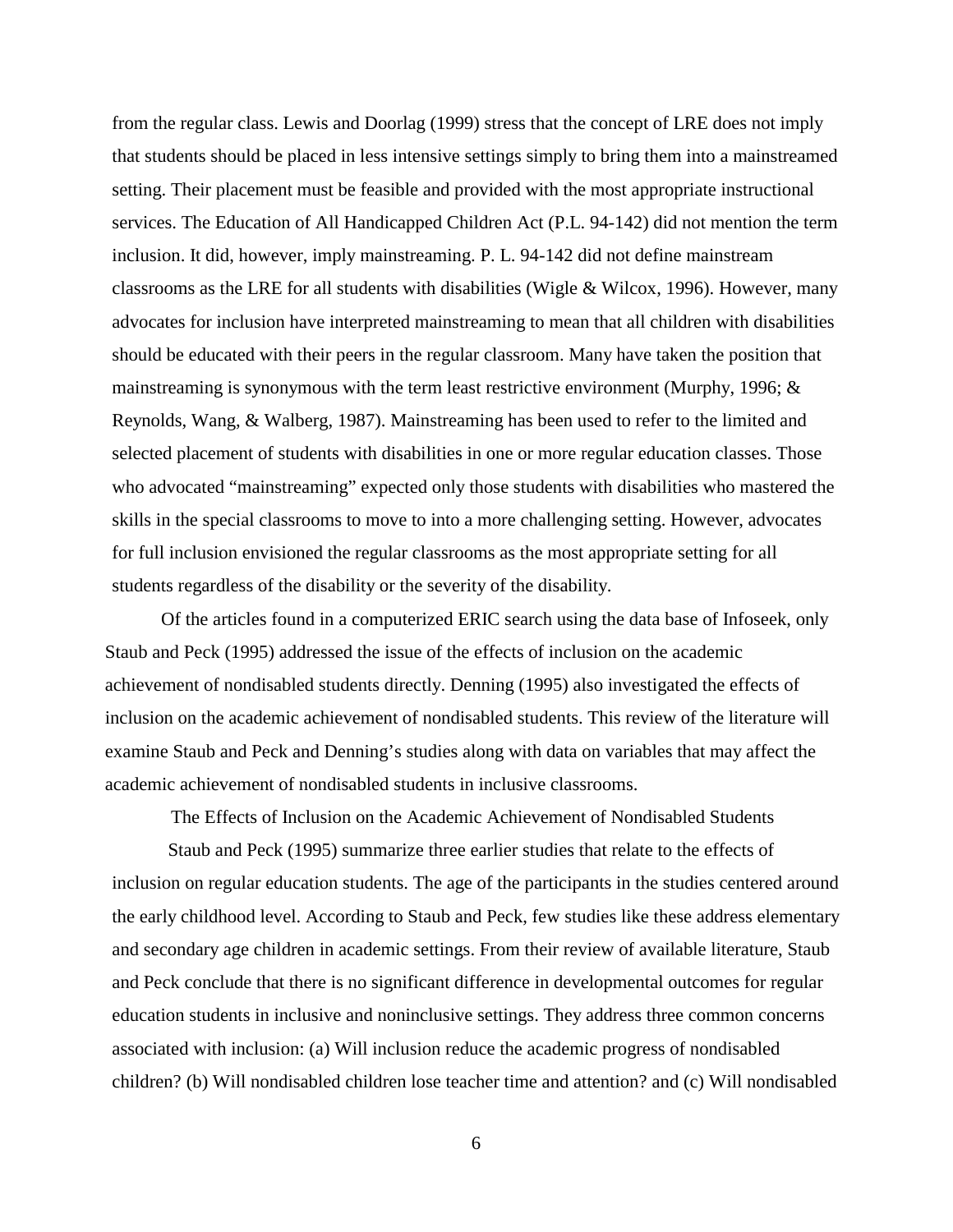from the regular class. Lewis and Doorlag (1999) stress that the concept of LRE does not imply that students should be placed in less intensive settings simply to bring them into a mainstreamed setting. Their placement must be feasible and provided with the most appropriate instructional services. The Education of All Handicapped Children Act (P.L. 94-142) did not mention the term inclusion. It did, however, imply mainstreaming. P. L. 94-142 did not define mainstream classrooms as the LRE for all students with disabilities (Wigle & Wilcox, 1996). However, many advocates for inclusion have interpreted mainstreaming to mean that all children with disabilities should be educated with their peers in the regular classroom. Many have taken the position that mainstreaming is synonymous with the term least restrictive environment (Murphy, 1996; & Reynolds, Wang, & Walberg, 1987). Mainstreaming has been used to refer to the limited and selected placement of students with disabilities in one or more regular education classes. Those who advocated "mainstreaming" expected only those students with disabilities who mastered the skills in the special classrooms to move to into a more challenging setting. However, advocates for full inclusion envisioned the regular classrooms as the most appropriate setting for all students regardless of the disability or the severity of the disability.

Of the articles found in a computerized ERIC search using the data base of Infoseek, only Staub and Peck (1995) addressed the issue of the effects of inclusion on the academic achievement of nondisabled students directly. Denning (1995) also investigated the effects of inclusion on the academic achievement of nondisabled students. This review of the literature will examine Staub and Peck and Denning's studies along with data on variables that may affect the academic achievement of nondisabled students in inclusive classrooms.

## The Effects of Inclusion on the Academic Achievement of Nondisabled Students

Staub and Peck (1995) summarize three earlier studies that relate to the effects of inclusion on regular education students. The age of the participants in the studies centered around the early childhood level. According to Staub and Peck, few studies like these address elementary and secondary age children in academic settings. From their review of available literature, Staub and Peck conclude that there is no significant difference in developmental outcomes for regular education students in inclusive and noninclusive settings. They address three common concerns associated with inclusion: (a) Will inclusion reduce the academic progress of nondisabled children? (b) Will nondisabled children lose teacher time and attention? and (c) Will nondisabled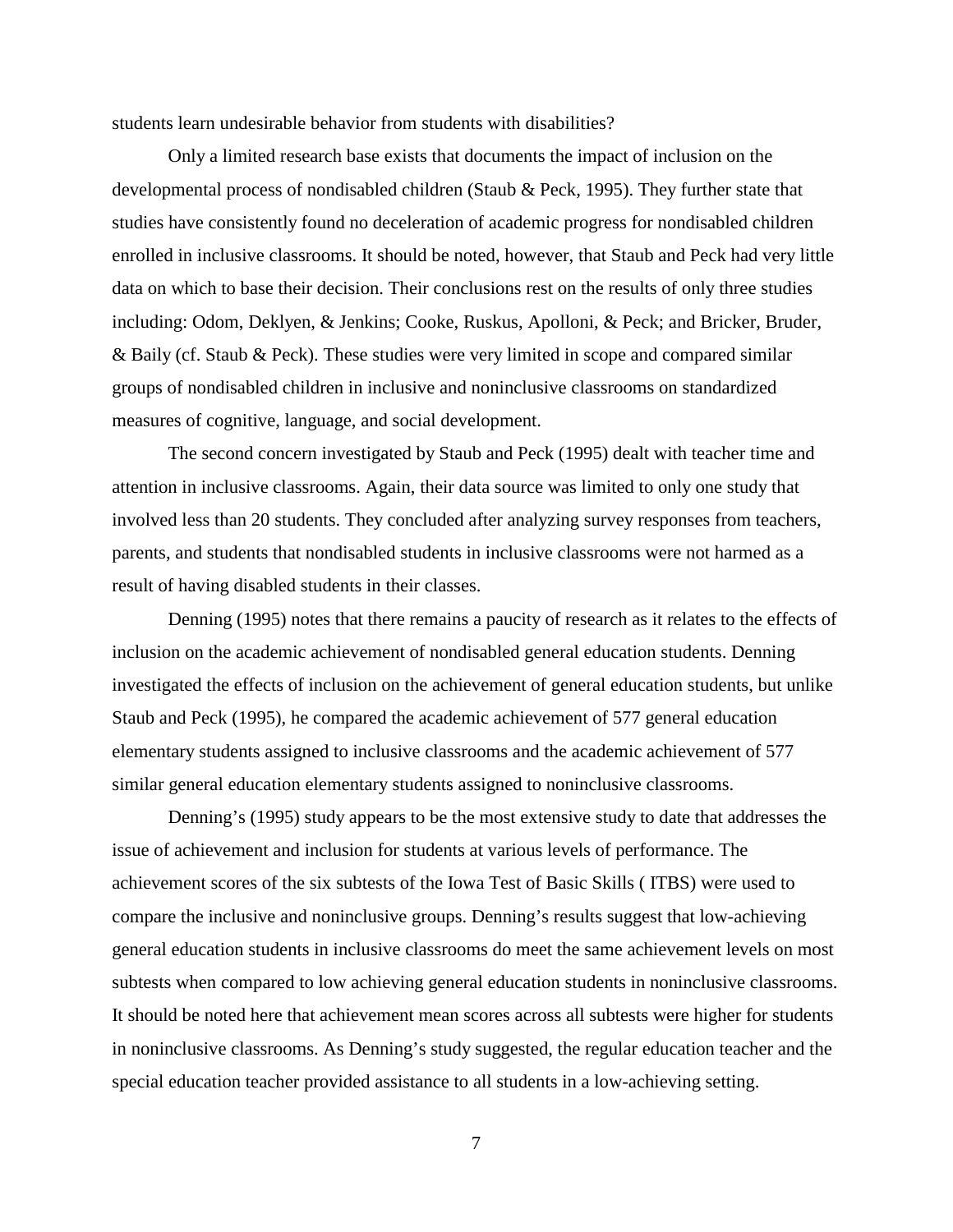students learn undesirable behavior from students with disabilities?

Only a limited research base exists that documents the impact of inclusion on the developmental process of nondisabled children (Staub & Peck, 1995). They further state that studies have consistently found no deceleration of academic progress for nondisabled children enrolled in inclusive classrooms. It should be noted, however, that Staub and Peck had very little data on which to base their decision. Their conclusions rest on the results of only three studies including: Odom, Deklyen, & Jenkins; Cooke, Ruskus, Apolloni, & Peck; and Bricker, Bruder, & Baily (cf. Staub & Peck). These studies were very limited in scope and compared similar groups of nondisabled children in inclusive and noninclusive classrooms on standardized measures of cognitive, language, and social development.

The second concern investigated by Staub and Peck (1995) dealt with teacher time and attention in inclusive classrooms. Again, their data source was limited to only one study that involved less than 20 students. They concluded after analyzing survey responses from teachers, parents, and students that nondisabled students in inclusive classrooms were not harmed as a result of having disabled students in their classes.

Denning (1995) notes that there remains a paucity of research as it relates to the effects of inclusion on the academic achievement of nondisabled general education students. Denning investigated the effects of inclusion on the achievement of general education students, but unlike Staub and Peck (1995), he compared the academic achievement of 577 general education elementary students assigned to inclusive classrooms and the academic achievement of 577 similar general education elementary students assigned to noninclusive classrooms.

Denning's (1995) study appears to be the most extensive study to date that addresses the issue of achievement and inclusion for students at various levels of performance. The achievement scores of the six subtests of the Iowa Test of Basic Skills ( ITBS) were used to compare the inclusive and noninclusive groups. Denning's results suggest that low-achieving general education students in inclusive classrooms do meet the same achievement levels on most subtests when compared to low achieving general education students in noninclusive classrooms. It should be noted here that achievement mean scores across all subtests were higher for students in noninclusive classrooms. As Denning's study suggested, the regular education teacher and the special education teacher provided assistance to all students in a low-achieving setting.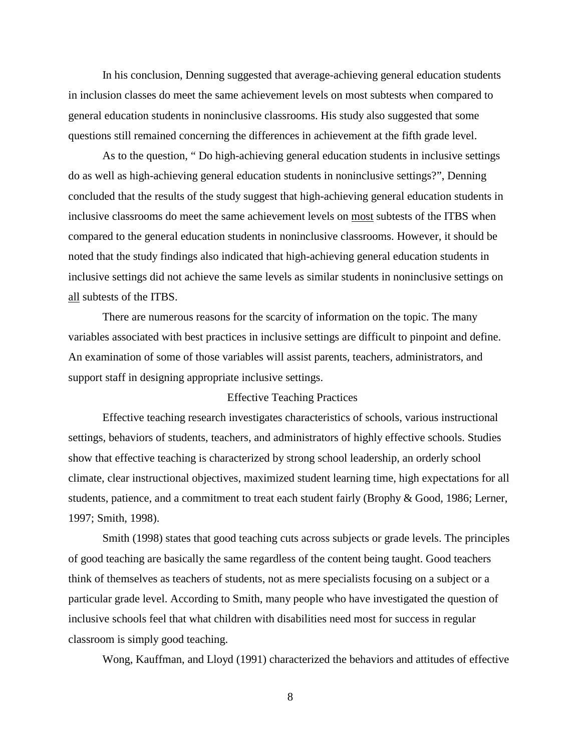In his conclusion, Denning suggested that average-achieving general education students in inclusion classes do meet the same achievement levels on most subtests when compared to general education students in noninclusive classrooms. His study also suggested that some questions still remained concerning the differences in achievement at the fifth grade level.

As to the question, " Do high-achieving general education students in inclusive settings do as well as high-achieving general education students in noninclusive settings?", Denning concluded that the results of the study suggest that high-achieving general education students in inclusive classrooms do meet the same achievement levels on <u>most</u> subtests of the ITBS when compared to the general education students in noninclusive classrooms. However, it should be noted that the study findings also indicated that high-achieving general education students in inclusive settings did not achieve the same levels as similar students in noninclusive settings on <u>all</u> subtests of the ITBS.

There are numerous reasons for the scarcity of information on the topic. The many variables associated with best practices in inclusive settings are difficult to pinpoint and define. An examination of some of those variables will assist parents, teachers, administrators, and support staff in designing appropriate inclusive settings.

## Effective Teaching Practices

Effective teaching research investigates characteristics of schools, various instructional settings, behaviors of students, teachers, and administrators of highly effective schools. Studies show that effective teaching is characterized by strong school leadership, an orderly school climate, clear instructional objectives, maximized student learning time, high expectations for all students, patience, and a commitment to treat each student fairly (Brophy & Good, 1986; Lerner, 1997; Smith, 1998).

Smith (1998) states that good teaching cuts across subjects or grade levels. The principles of good teaching are basically the same regardless of the content being taught. Good teachers think of themselves as teachers of students, not as mere specialists focusing on a subject or a particular grade level. According to Smith, many people who have investigated the question of inclusive schools feel that what children with disabilities need most for success in regular classroom is simply good teaching.

Wong, Kauffman, and Lloyd (1991) characterized the behaviors and attitudes of effective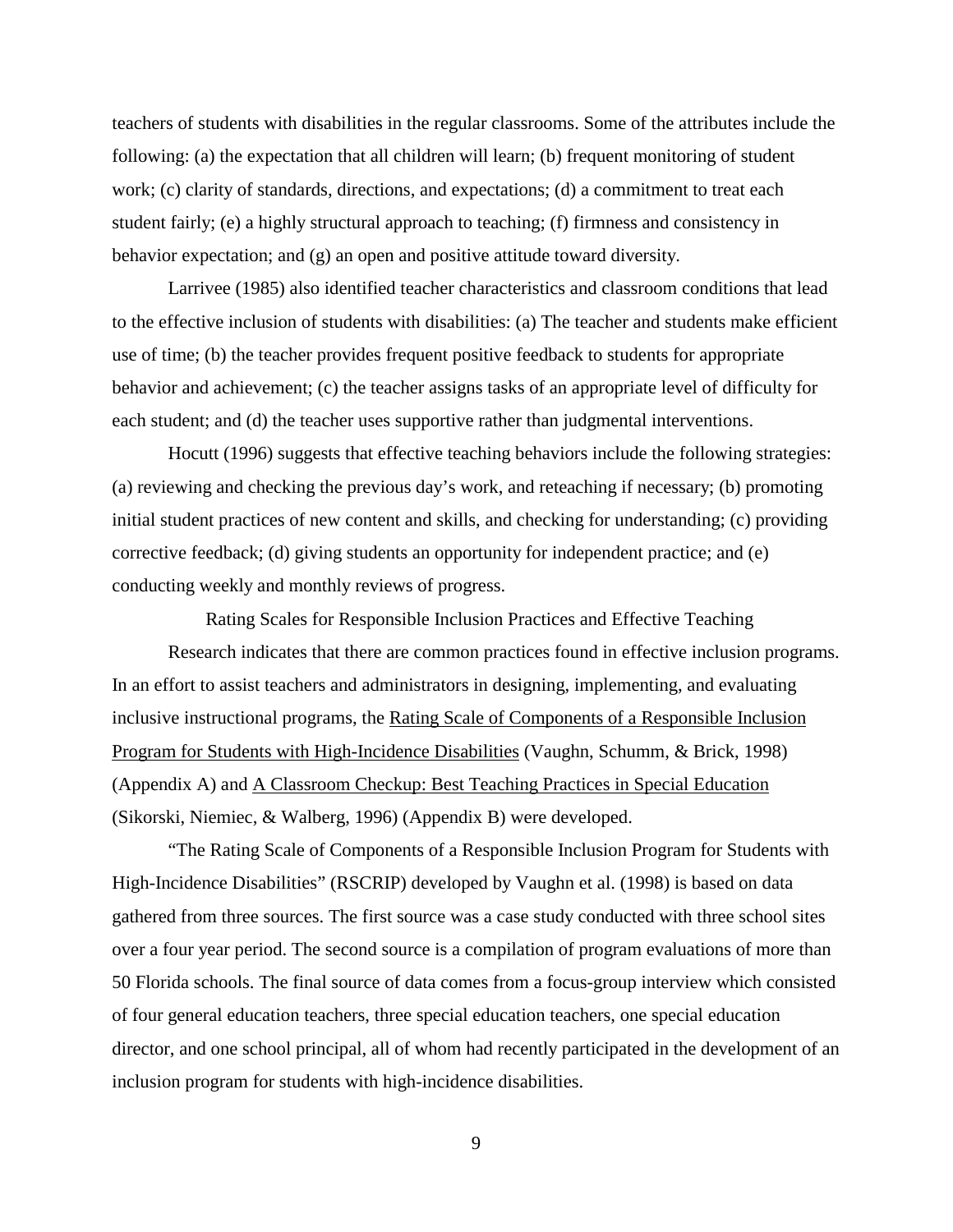teachers of students with disabilities in the regular classrooms. Some of the attributes include the following: (a) the expectation that all children will learn; (b) frequent monitoring of student work; (c) clarity of standards, directions, and expectations; (d) a commitment to treat each student fairly; (e) a highly structural approach to teaching; (f) firmness and consistency in behavior expectation; and (g) an open and positive attitude toward diversity.

Larrivee (1985) also identified teacher characteristics and classroom conditions that lead to the effective inclusion of students with disabilities: (a) The teacher and students make efficient use of time; (b) the teacher provides frequent positive feedback to students for appropriate behavior and achievement; (c) the teacher assigns tasks of an appropriate level of difficulty for each student; and (d) the teacher uses supportive rather than judgmental interventions.

Hocutt (1996) suggests that effective teaching behaviors include the following strategies: (a) reviewing and checking the previous day's work, and reteaching if necessary; (b) promoting initial student practices of new content and skills, and checking for understanding; (c) providing corrective feedback; (d) giving students an opportunity for independent practice; and (e) conducting weekly and monthly reviews of progress.

## Rating Scales for Responsible Inclusion Practices and Effective Teaching

Research indicates that there are common practices found in effective inclusion programs. In an effort to assist teachers and administrators in designing, implementing, and evaluating inclusive instructional programs, the Rating Scale of Components of a Responsible Inclusion Program for Students with High-Incidence Disabilities (Vaughn, Schumm, & Brick, 1998) (Appendix A) and A Classroom Checkup: Best Teaching Practices in Special Education (Sikorski, Niemiec, & Walberg, 1996) (Appendix B) were developed.

"The Rating Scale of Components of a Responsible Inclusion Program for Students with High-Incidence Disabilities" (RSCRIP) developed by Vaughn et al. (1998) is based on data gathered from three sources. The first source was a case study conducted with three school sites over a four year period. The second source is a compilation of program evaluations of more than 50 Florida schools. The final source of data comes from a focus-group interview which consisted of four general education teachers, three special education teachers, one special education director, and one school principal, all of whom had recently participated in the development of an inclusion program for students with high-incidence disabilities.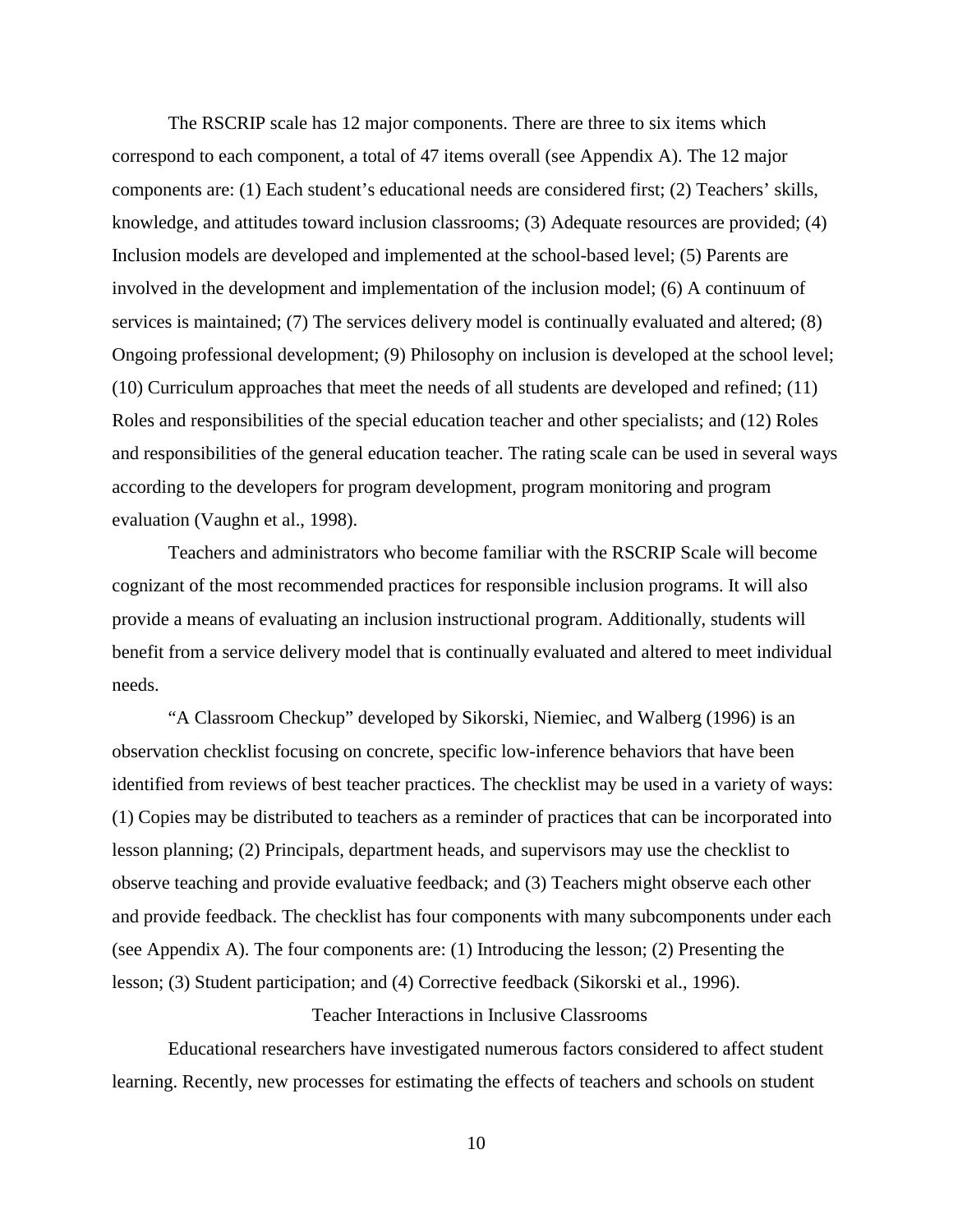The RSCRIP scale has 12 major components. There are three to six items which correspond to each component, a total of 47 items overall (see Appendix A). The 12 major components are: (1) Each student's educational needs are considered first; (2) Teachers' skills, knowledge, and attitudes toward inclusion classrooms; (3) Adequate resources are provided; (4) Inclusion models are developed and implemented at the school-based level; (5) Parents are involved in the development and implementation of the inclusion model; (6) A continuum of services is maintained; (7) The services delivery model is continually evaluated and altered; (8) Ongoing professional development; (9) Philosophy on inclusion is developed at the school level; (10) Curriculum approaches that meet the needs of all students are developed and refined; (11) Roles and responsibilities of the special education teacher and other specialists; and (12) Roles and responsibilities of the general education teacher. The rating scale can be used in several ways according to the developers for program development, program monitoring and program evaluation (Vaughn et al., 1998).

Teachers and administrators who become familiar with the RSCRIP Scale will become cognizant of the most recommended practices for responsible inclusion programs. It will also provide a means of evaluating an inclusion instructional program. Additionally, students will benefit from a service delivery model that is continually evaluated and altered to meet individual needs.

"A Classroom Checkup" developed by Sikorski, Niemiec, and Walberg (1996) is an observation checklist focusing on concrete, specific low-inference behaviors that have been identified from reviews of best teacher practices. The checklist may be used in a variety of ways: (1) Copies may be distributed to teachers as a reminder of practices that can be incorporated into lesson planning; (2) Principals, department heads, and supervisors may use the checklist to observe teaching and provide evaluative feedback; and (3) Teachers might observe each other and provide feedback. The checklist has four components with many subcomponents under each (see Appendix A). The four components are: (1) Introducing the lesson; (2) Presenting the lesson; (3) Student participation; and (4) Corrective feedback (Sikorski et al., 1996).

## Teacher Interactions in Inclusive Classrooms

Educational researchers have investigated numerous factors considered to affect student learning. Recently, new processes for estimating the effects of teachers and schools on student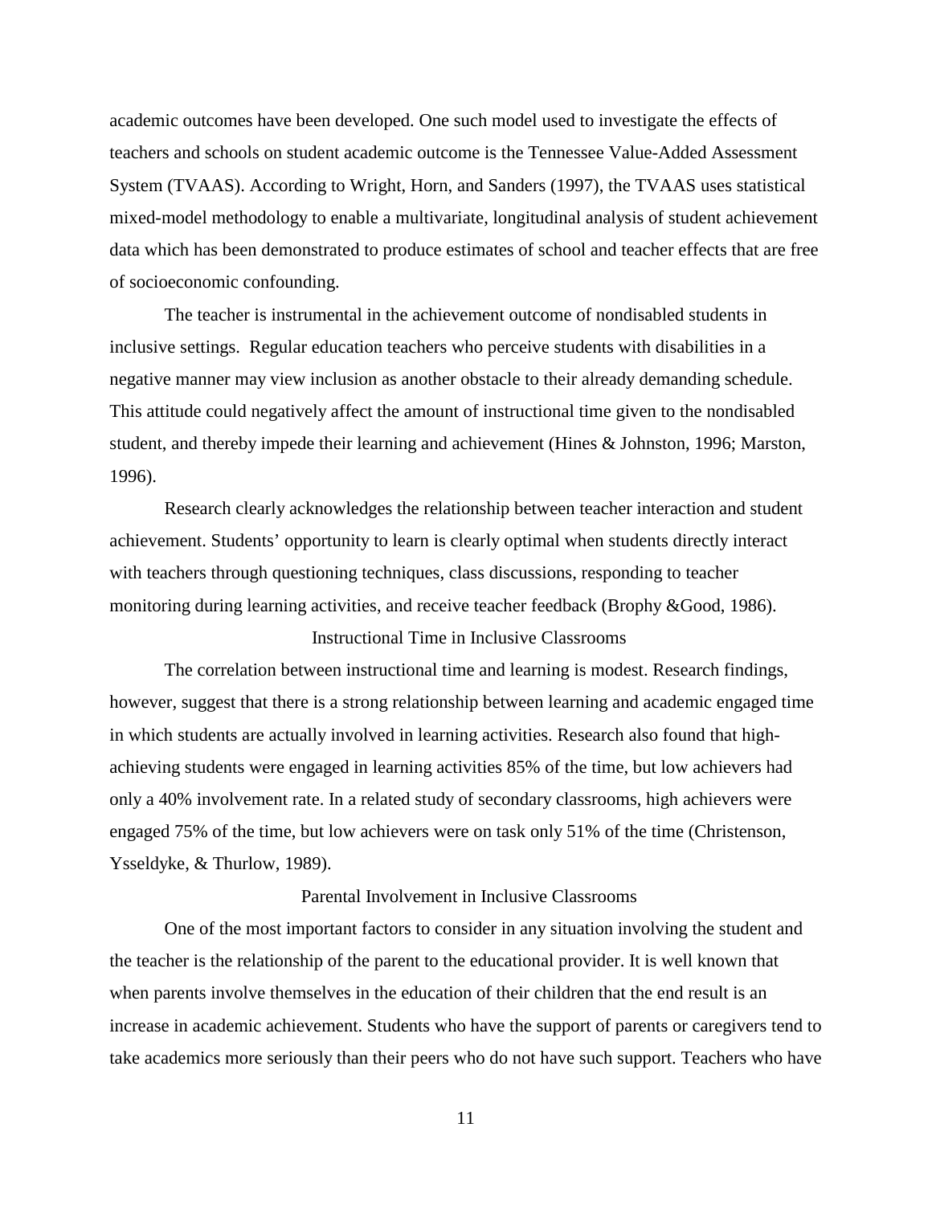academic outcomes have been developed. One such model used to investigate the effects of teachers and schools on student academic outcome is the Tennessee Value-Added Assessment System (TVAAS). According to Wright, Horn, and Sanders (1997), the TVAAS uses statistical mixed-model methodology to enable a multivariate, longitudinal analysis of student achievement data which has been demonstrated to produce estimates of school and teacher effects that are free of socioeconomic confounding.

The teacher is instrumental in the achievement outcome of nondisabled students in inclusive settings. Regular education teachers who perceive students with disabilities in a negative manner may view inclusion as another obstacle to their already demanding schedule. This attitude could negatively affect the amount of instructional time given to the nondisabled student, and thereby impede their learning and achievement (Hines & Johnston, 1996; Marston, 1996).

Research clearly acknowledges the relationship between teacher interaction and student achievement. Students' opportunity to learn is clearly optimal when students directly interact with teachers through questioning techniques, class discussions, responding to teacher monitoring during learning activities, and receive teacher feedback (Brophy &Good, 1986).

## Instructional Time in Inclusive Classrooms

The correlation between instructional time and learning is modest. Research findings, however, suggest that there is a strong relationship between learning and academic engaged time in which students are actually involved in learning activities. Research also found that high-achieving students were engaged in learning activities 85% of the time, but low achievers had only a 40% involvement rate. In a related study of secondary classrooms, high achievers were engaged 75% of the time, but low achievers were on task only 51% of the time (Christenson, Ysseldyke, & Thurlow, 1989).

## Parental Involvement in Inclusive Classrooms

One of the most important factors to consider in any situation involving the student and the teacher is the relationship of the parent to the educational provider. It is well known that when parents involve themselves in the education of their children that the end result is an increase in academic achievement. Students who have the support of parents or caregivers tend to take academics more seriously than their peers who do not have such support. Teachers who have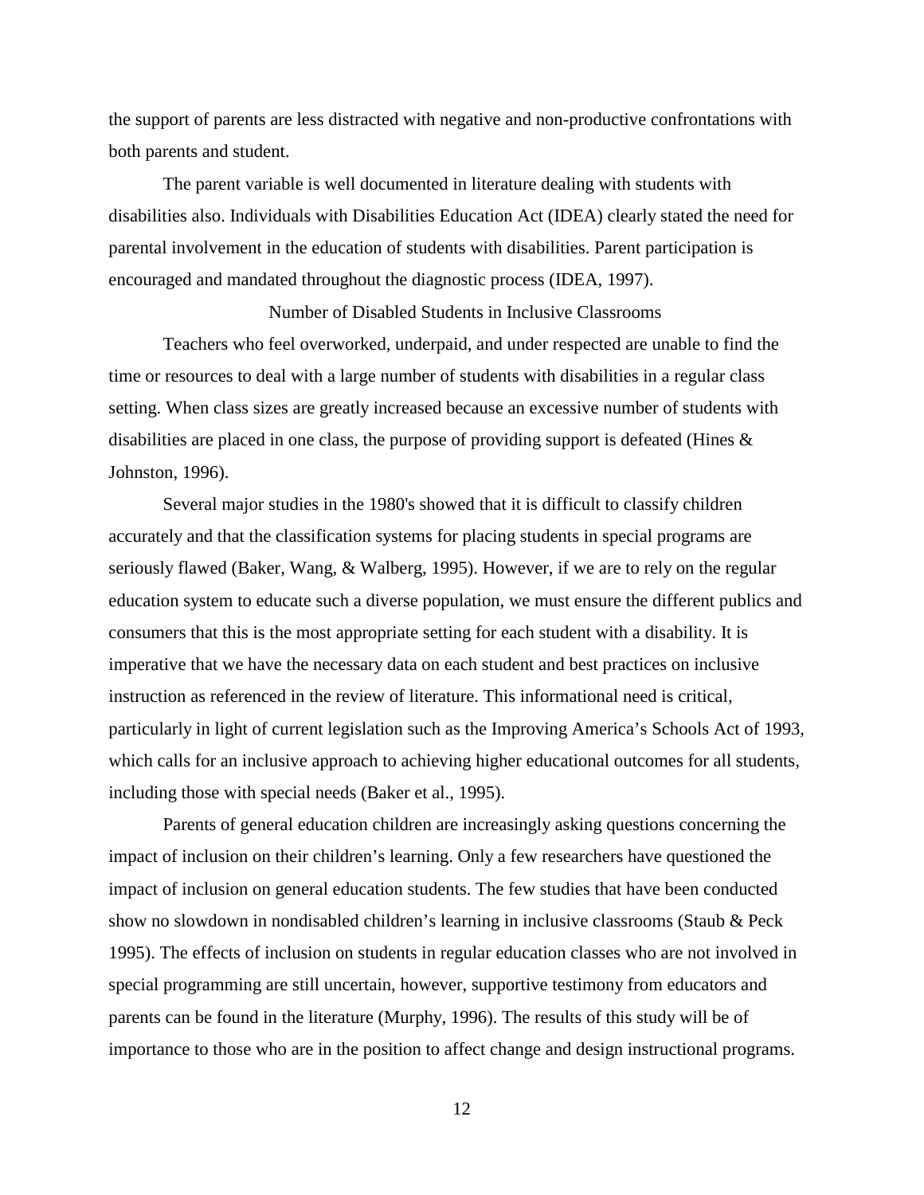the support of parents are less distracted with negative and non-productive confrontations with both parents and student.

The parent variable is well documented in literature dealing with students with disabilities also. Individuals with Disabilities Education Act (IDEA) clearly stated the need for parental involvement in the education of students with disabilities. Parent participation is encouraged and mandated throughout the diagnostic process (IDEA, 1997).

## Number of Disabled Students in Inclusive Classrooms

Teachers who feel overworked, underpaid, and under respected are unable to find the time or resources to deal with a large number of students with disabilities in a regular class setting. When class sizes are greatly increased because an excessive number of students with disabilities are placed in one class, the purpose of providing support is defeated (Hines & Johnston, 1996).

Several major studies in the 1980's showed that it is difficult to classify children accurately and that the classification systems for placing students in special programs are seriously flawed (Baker, Wang, & Walberg, 1995). However, if we are to rely on the regular education system to educate such a diverse population, we must ensure the different publics and consumers that this is the most appropriate setting for each student with a disability. It is imperative that we have the necessary data on each student and best practices on inclusive instruction as referenced in the review of literature. This informational need is critical, particularly in light of current legislation such as the Improving America's Schools Act of 1993, which calls for an inclusive approach to achieving higher educational outcomes for all students, including those with special needs (Baker et al., 1995).

Parents of general education children are increasingly asking questions concerning the impact of inclusion on their children's learning. Only a few researchers have questioned the impact of inclusion on general education students. The few studies that have been conducted show no slowdown in nondisabled children's learning in inclusive classrooms (Staub & Peck 1995). The effects of inclusion on students in regular education classes who are not involved in special programming are still uncertain, however, supportive testimony from educators and parents can be found in the literature (Murphy, 1996). The results of this study will be of importance to those who are in the position to affect change and design instructional programs.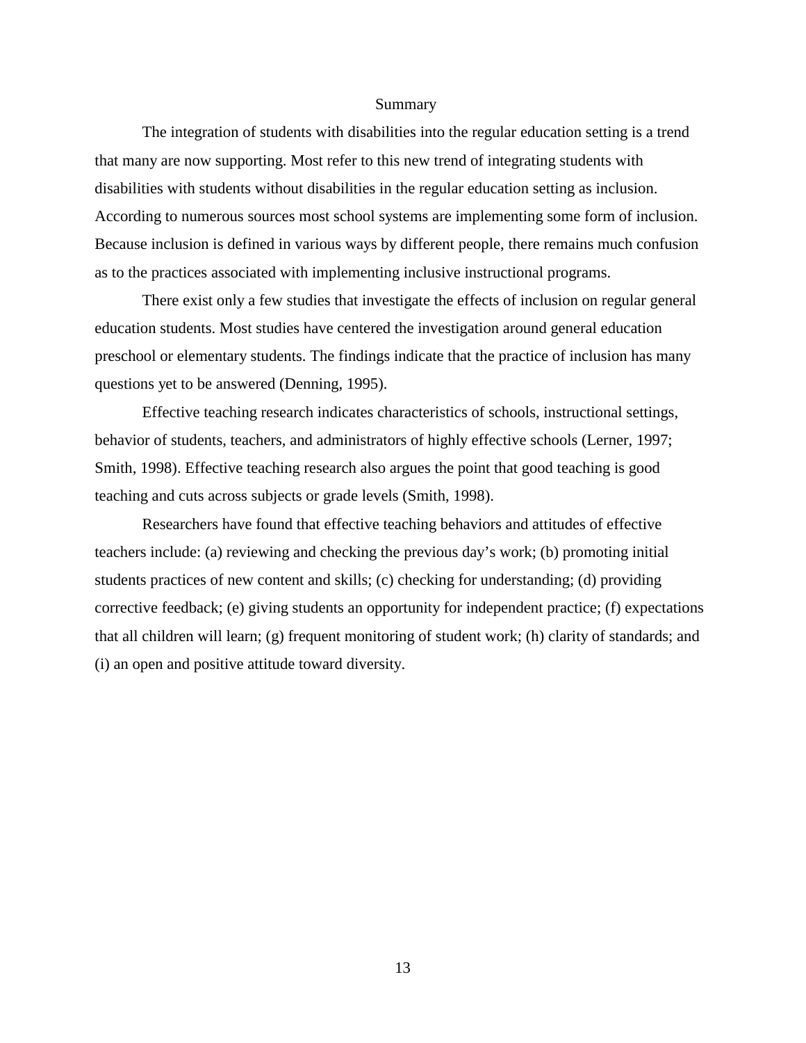## Summary

The integration of students with disabilities into the regular education setting is a trend that many are now supporting. Most refer to this new trend of integrating students with disabilities with students without disabilities in the regular education setting as inclusion. According to numerous sources most school systems are implementing some form of inclusion. Because inclusion is defined in various ways by different people, there remains much confusion as to the practices associated with implementing inclusive instructional programs.

There exist only a few studies that investigate the effects of inclusion on regular general education students. Most studies have centered the investigation around general education preschool or elementary students. The findings indicate that the practice of inclusion has many questions yet to be answered (Denning, 1995).

Effective teaching research indicates characteristics of schools, instructional settings, behavior of students, teachers, and administrators of highly effective schools (Lerner, 1997; Smith, 1998). Effective teaching research also argues the point that good teaching is good teaching and cuts across subjects or grade levels (Smith, 1998).

Researchers have found that effective teaching behaviors and attitudes of effective teachers include: (a) reviewing and checking the previous day's work; (b) promoting initial students practices of new content and skills; (c) checking for understanding; (d) providing corrective feedback; (e) giving students an opportunity for independent practice; (f) expectations that all children will learn; (g) frequent monitoring of student work; (h) clarity of standards; and (i) an open and positive attitude toward diversity.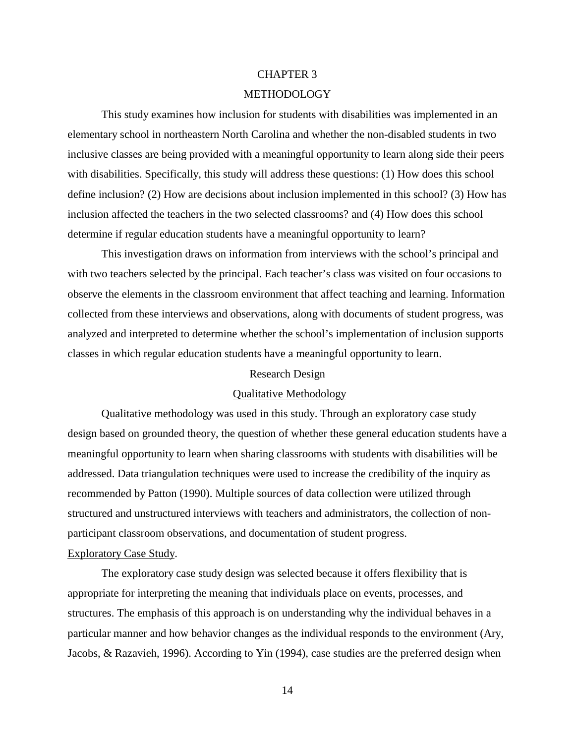# CHAPTER 3

# METHODOLOGY

This study examines how inclusion for students with disabilities was implemented in an elementary school in northeastern North Carolina and whether the non-disabled students in two inclusive classes are being provided with a meaningful opportunity to learn along side their peers with disabilities. Specifically, this study will address these questions: (1) How does this school define inclusion? (2) How are decisions about inclusion implemented in this school? (3) How has inclusion affected the teachers in the two selected classrooms? and (4) How does this school determine if regular education students have a meaningful opportunity to learn?

This investigation draws on information from interviews with the school's principal and with two teachers selected by the principal. Each teacher's class was visited on four occasions to observe the elements in the classroom environment that affect teaching and learning. Information collected from these interviews and observations, along with documents of student progress, was analyzed and interpreted to determine whether the school's implementation of inclusion supports classes in which regular education students have a meaningful opportunity to learn.

## Research Design

### Qualitative Methodology

Qualitative methodology was used in this study. Through an exploratory case study design based on grounded theory, the question of whether these general education students have a meaningful opportunity to learn when sharing classrooms with students with disabilities will be addressed. Data triangulation techniques were used to increase the credibility of the inquiry as recommended by Patton (1990). Multiple sources of data collection were utilized through structured and unstructured interviews with teachers and administrators, the collection of non-participant classroom observations, and documentation of student progress.

#### Exploratory Case Study.

The exploratory case study design was selected because it offers flexibility that is appropriate for interpreting the meaning that individuals place on events, processes, and structures. The emphasis of this approach is on understanding why the individual behaves in a particular manner and how behavior changes as the individual responds to the environment (Ary, Jacobs, & Razavieh, 1996). According to Yin (1994), case studies are the preferred design when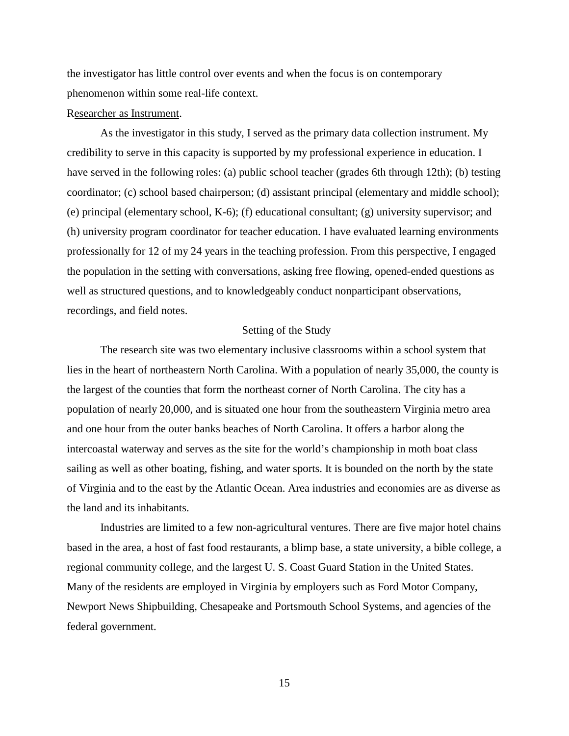the investigator has little control over events and when the focus is on contemporary phenomenon within some real-life context.

Researcher as Instrument.

As the investigator in this study, I served as the primary data collection instrument. My credibility to serve in this capacity is supported by my professional experience in education. I have served in the following roles: (a) public school teacher (grades 6th through 12th); (b) testing coordinator; (c) school based chairperson; (d) assistant principal (elementary and middle school); (e) principal (elementary school, K-6); (f) educational consultant; (g) university supervisor; and (h) university program coordinator for teacher education. I have evaluated learning environments professionally for 12 of my 24 years in the teaching profession. From this perspective, I engaged the population in the setting with conversations, asking free flowing, opened-ended questions as well as structured questions, and to knowledgeably conduct nonparticipant observations, recordings, and field notes.

## Setting of the Study

The research site was two elementary inclusive classrooms within a school system that lies in the heart of northeastern North Carolina. With a population of nearly 35,000, the county is the largest of the counties that form the northeast corner of North Carolina. The city has a population of nearly 20,000, and is situated one hour from the southeastern Virginia metro area and one hour from the outer banks beaches of North Carolina. It offers a harbor along the intercoastal waterway and serves as the site for the world's championship in moth boat class sailing as well as other boating, fishing, and water sports. It is bounded on the north by the state of Virginia and to the east by the Atlantic Ocean. Area industries and economies are as diverse as the land and its inhabitants.

Industries are limited to a few non-agricultural ventures. There are five major hotel chains based in the area, a host of fast food restaurants, a blimp base, a state university, a bible college, a regional community college, and the largest U. S. Coast Guard Station in the United States. Many of the residents are employed in Virginia by employers such as Ford Motor Company, Newport News Shipbuilding, Chesapeake and Portsmouth School Systems, and agencies of the federal government.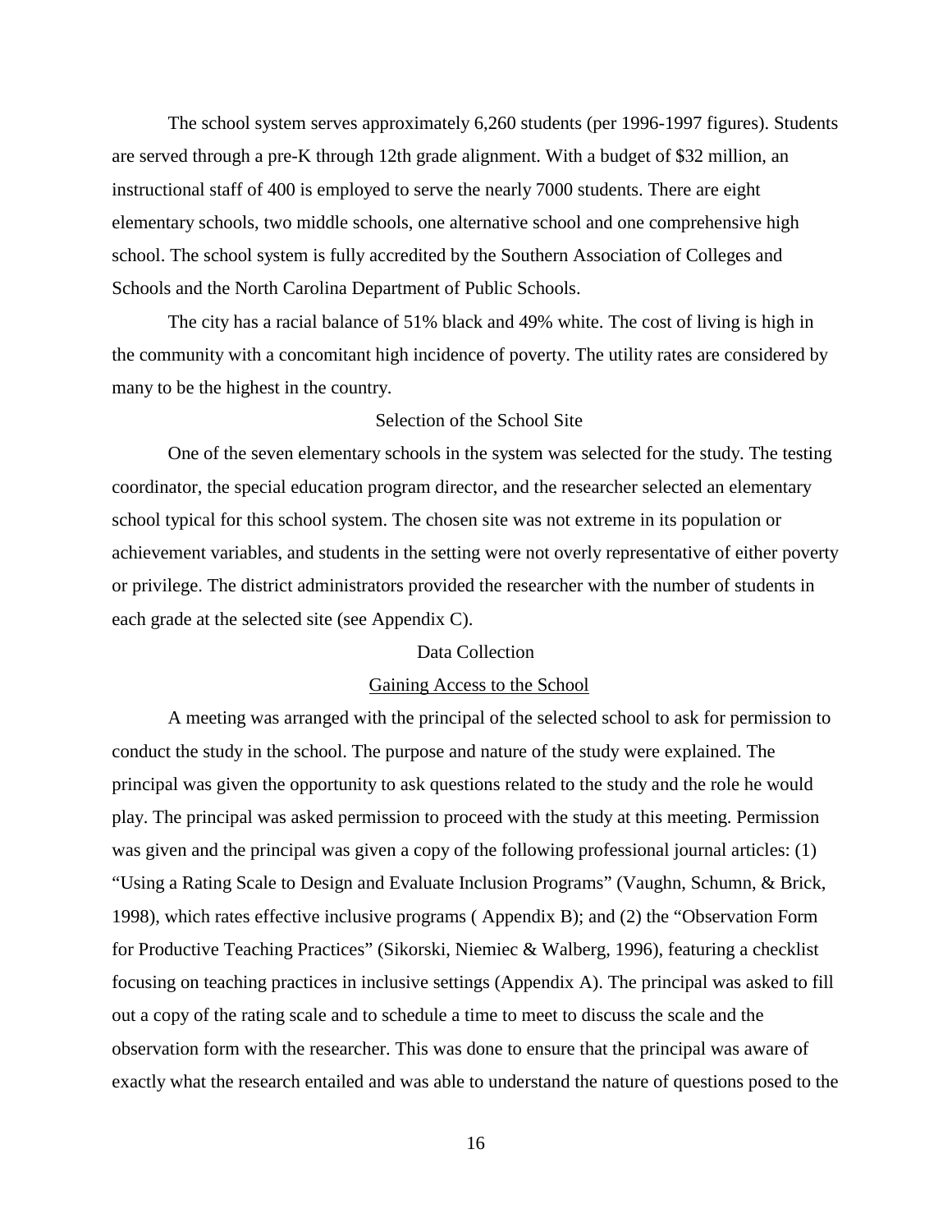The school system serves approximately 6,260 students (per 1996-1997 figures). Students are served through a pre-K through 12th grade alignment. With a budget of $32 million, an instructional staff of 400 is employed to serve the nearly 7000 students. There are eight elementary schools, two middle schools, one alternative school and one comprehensive high school. The school system is fully accredited by the Southern Association of Colleges and Schools and the North Carolina Department of Public Schools.

The city has a racial balance of 51% black and 49% white. The cost of living is high in the community with a concomitant high incidence of poverty. The utility rates are considered by many to be the highest in the country.

## Selection of the School Site

One of the seven elementary schools in the system was selected for the study. The testing coordinator, the special education program director, and the researcher selected an elementary school typical for this school system. The chosen site was not extreme in its population or achievement variables, and students in the setting were not overly representative of either poverty or privilege. The district administrators provided the researcher with the number of students in each grade at the selected site (see Appendix C).

## Data Collection

### Gaining Access to the School

A meeting was arranged with the principal of the selected school to ask for permission to conduct the study in the school. The purpose and nature of the study were explained. The principal was given the opportunity to ask questions related to the study and the role he would play. The principal was asked permission to proceed with the study at this meeting. Permission was given and the principal was given a copy of the following professional journal articles: (1) "Using a Rating Scale to Design and Evaluate Inclusion Programs" (Vaughn, Schumn, & Brick, 1998), which rates effective inclusive programs ( Appendix B); and (2) the "Observation Form for Productive Teaching Practices" (Sikorski, Niemiec & Walberg, 1996), featuring a checklist focusing on teaching practices in inclusive settings (Appendix A). The principal was asked to fill out a copy of the rating scale and to schedule a time to meet to discuss the scale and the observation form with the researcher. This was done to ensure that the principal was aware of exactly what the research entailed and was able to understand the nature of questions posed to the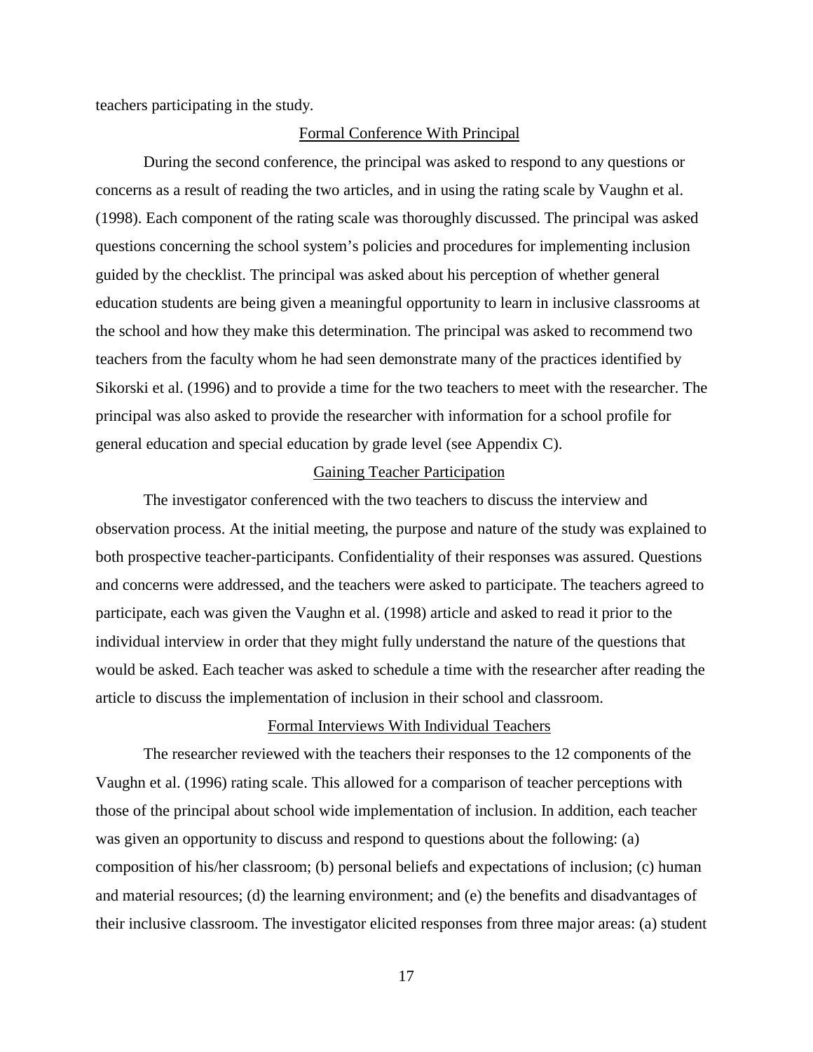teachers participating in the study.

## Formal Conference With Principal

During the second conference, the principal was asked to respond to any questions or concerns as a result of reading the two articles, and in using the rating scale by Vaughn et al. (1998). Each component of the rating scale was thoroughly discussed. The principal was asked questions concerning the school system's policies and procedures for implementing inclusion guided by the checklist. The principal was asked about his perception of whether general education students are being given a meaningful opportunity to learn in inclusive classrooms at the school and how they make this determination. The principal was asked to recommend two teachers from the faculty whom he had seen demonstrate many of the practices identified by Sikorski et al. (1996) and to provide a time for the two teachers to meet with the researcher. The principal was also asked to provide the researcher with information for a school profile for general education and special education by grade level (see Appendix C).

## Gaining Teacher Participation

The investigator conferenced with the two teachers to discuss the interview and observation process. At the initial meeting, the purpose and nature of the study was explained to both prospective teacher-participants. Confidentiality of their responses was assured. Questions and concerns were addressed, and the teachers were asked to participate. The teachers agreed to participate, each was given the Vaughn et al. (1998) article and asked to read it prior to the individual interview in order that they might fully understand the nature of the questions that would be asked. Each teacher was asked to schedule a time with the researcher after reading the article to discuss the implementation of inclusion in their school and classroom.

## Formal Interviews With Individual Teachers

The researcher reviewed with the teachers their responses to the 12 components of the Vaughn et al. (1996) rating scale. This allowed for a comparison of teacher perceptions with those of the principal about school wide implementation of inclusion. In addition, each teacher was given an opportunity to discuss and respond to questions about the following: (a) composition of his/her classroom; (b) personal beliefs and expectations of inclusion; (c) human and material resources; (d) the learning environment; and (e) the benefits and disadvantages of their inclusive classroom. The investigator elicited responses from three major areas: (a) student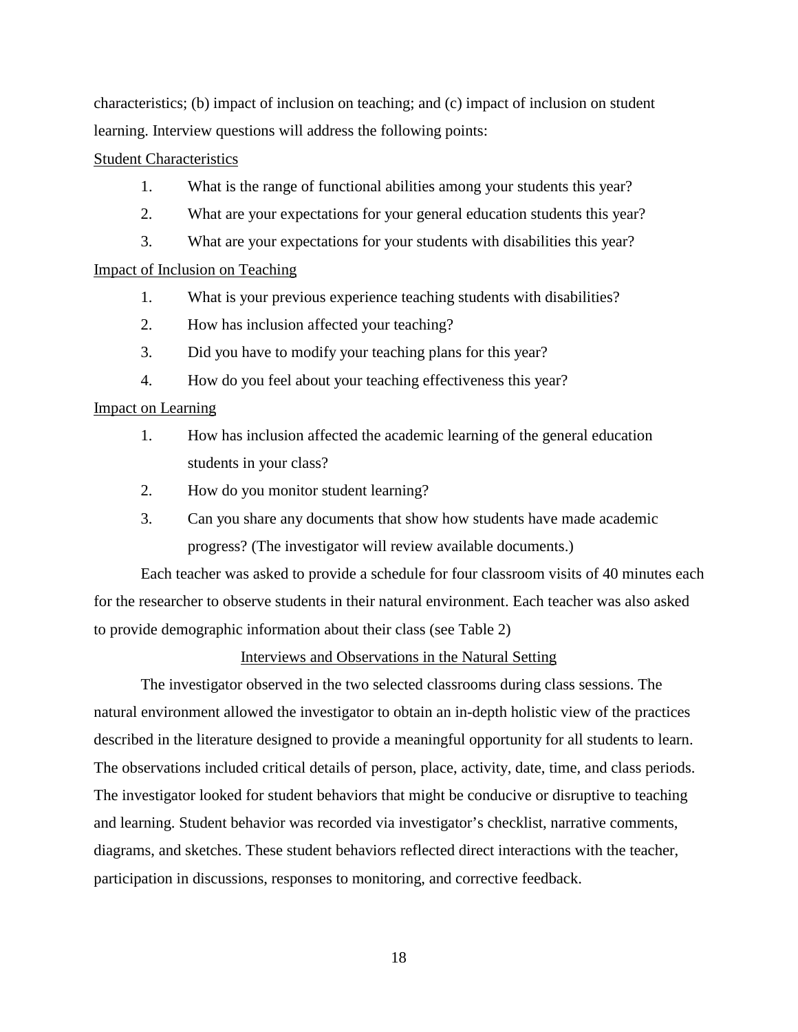characteristics; (b) impact of inclusion on teaching; and (c) impact of inclusion on student learning. Interview questions will address the following points:

Student Characteristics

1. What is the range of functional abilities among your students this year?
2. What are your expectations for your general education students this year?
3. What are your expectations for your students with disabilities this year?

Impact of Inclusion on Teaching

1. What is your previous experience teaching students with disabilities?
2. How has inclusion affected your teaching?
3. Did you have to modify your teaching plans for this year?
4. How do you feel about your teaching effectiveness this year?

Impact on Learning

1. How has inclusion affected the academic learning of the general education students in your class?
2. How do you monitor student learning?
3. Can you share any documents that show how students have made academic progress? (The investigator will review available documents.)

Each teacher was asked to provide a schedule for four classroom visits of 40 minutes each for the researcher to observe students in their natural environment. Each teacher was also asked to provide demographic information about their class (see Table 2)

## Interviews and Observations in the Natural Setting

The investigator observed in the two selected classrooms during class sessions. The natural environment allowed the investigator to obtain an in-depth holistic view of the practices described in the literature designed to provide a meaningful opportunity for all students to learn. The observations included critical details of person, place, activity, date, time, and class periods. The investigator looked for student behaviors that might be conducive or disruptive to teaching and learning. Student behavior was recorded via investigator's checklist, narrative comments, diagrams, and sketches. These student behaviors reflected direct interactions with the teacher, participation in discussions, responses to monitoring, and corrective feedback.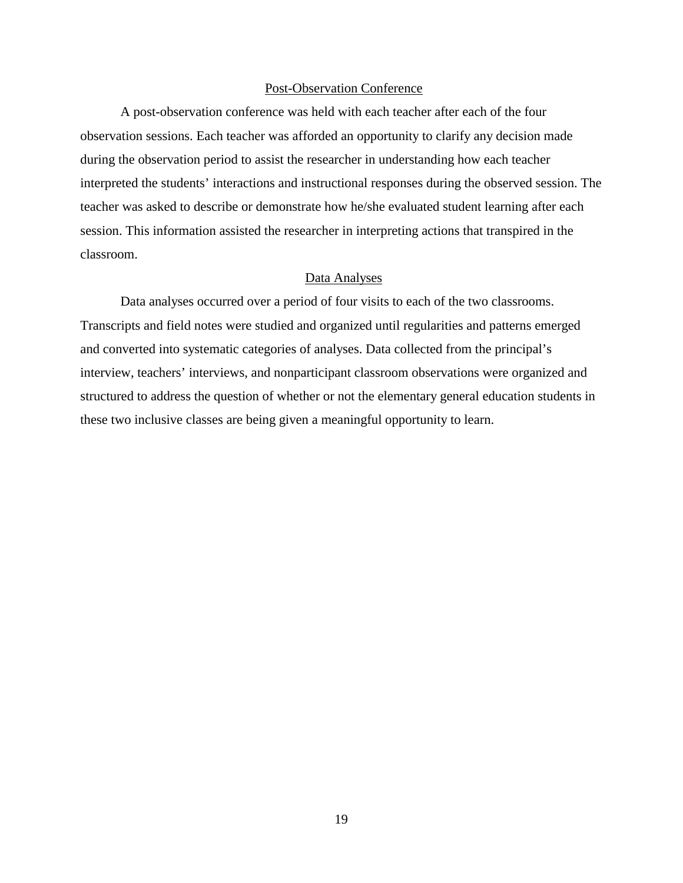### Post-Observation Conference

A post-observation conference was held with each teacher after each of the four observation sessions. Each teacher was afforded an opportunity to clarify any decision made during the observation period to assist the researcher in understanding how each teacher interpreted the students' interactions and instructional responses during the observed session. The teacher was asked to describe or demonstrate how he/she evaluated student learning after each session. This information assisted the researcher in interpreting actions that transpired in the classroom.

### Data Analyses

Data analyses occurred over a period of four visits to each of the two classrooms. Transcripts and field notes were studied and organized until regularities and patterns emerged and converted into systematic categories of analyses. Data collected from the principal's interview, teachers' interviews, and nonparticipant classroom observations were organized and structured to address the question of whether or not the elementary general education students in these two inclusive classes are being given a meaningful opportunity to learn.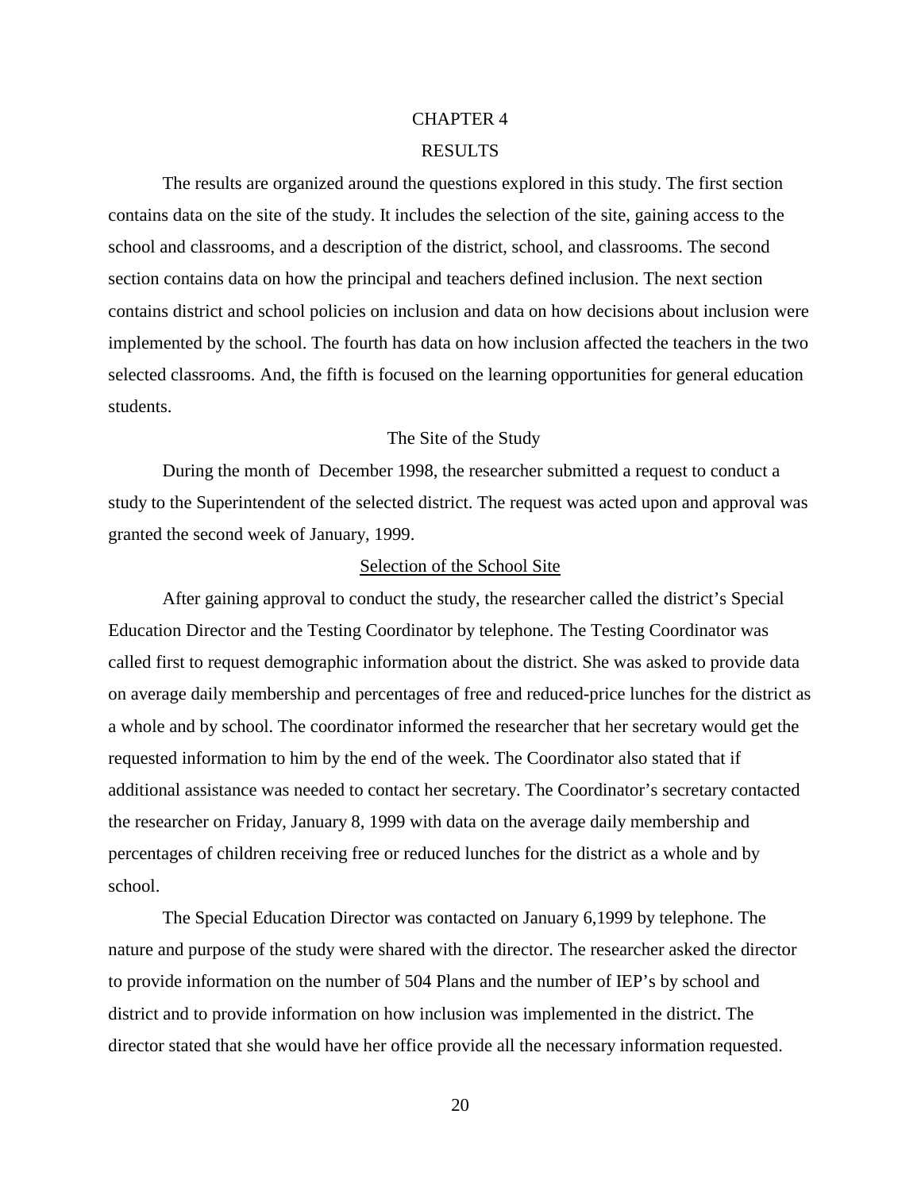# CHAPTER 4

# RESULTS

The results are organized around the questions explored in this study. The first section contains data on the site of the study. It includes the selection of the site, gaining access to the school and classrooms, and a description of the district, school, and classrooms. The second section contains data on how the principal and teachers defined inclusion. The next section contains district and school policies on inclusion and data on how decisions about inclusion were implemented by the school. The fourth has data on how inclusion affected the teachers in the two selected classrooms. And, the fifth is focused on the learning opportunities for general education students.

## The Site of the Study

During the month of  December 1998, the researcher submitted a request to conduct a study to the Superintendent of the selected district. The request was acted upon and approval was granted the second week of January, 1999.

### Selection of the School Site

After gaining approval to conduct the study, the researcher called the district's Special Education Director and the Testing Coordinator by telephone. The Testing Coordinator was called first to request demographic information about the district. She was asked to provide data on average daily membership and percentages of free and reduced-price lunches for the district as a whole and by school. The coordinator informed the researcher that her secretary would get the requested information to him by the end of the week. The Coordinator also stated that if additional assistance was needed to contact her secretary. The Coordinator's secretary contacted the researcher on Friday, January 8, 1999 with data on the average daily membership and percentages of children receiving free or reduced lunches for the district as a whole and by school.

The Special Education Director was contacted on January 6,1999 by telephone. The nature and purpose of the study were shared with the director. The researcher asked the director to provide information on the number of 504 Plans and the number of IEP's by school and district and to provide information on how inclusion was implemented in the district. The director stated that she would have her office provide all the necessary information requested.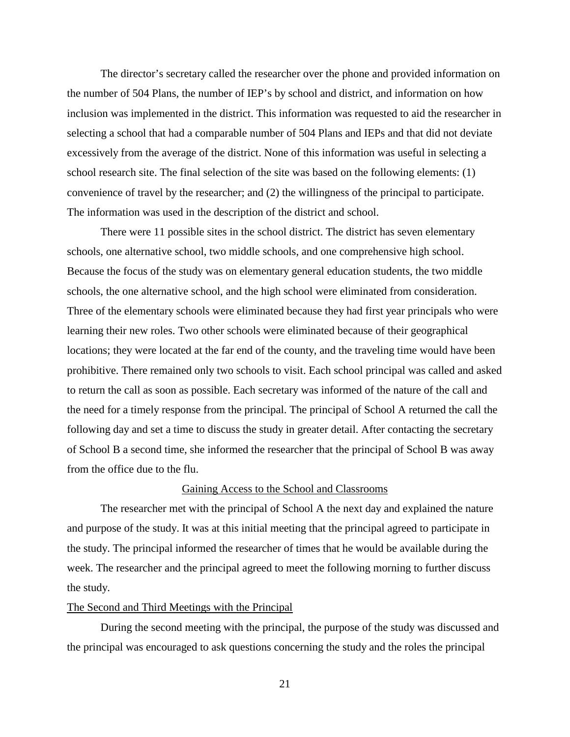The director's secretary called the researcher over the phone and provided information on the number of 504 Plans, the number of IEP's by school and district, and information on how inclusion was implemented in the district. This information was requested to aid the researcher in selecting a school that had a comparable number of 504 Plans and IEPs and that did not deviate excessively from the average of the district. None of this information was useful in selecting a school research site. The final selection of the site was based on the following elements: (1) convenience of travel by the researcher; and (2) the willingness of the principal to participate. The information was used in the description of the district and school.

There were 11 possible sites in the school district. The district has seven elementary schools, one alternative school, two middle schools, and one comprehensive high school. Because the focus of the study was on elementary general education students, the two middle schools, the one alternative school, and the high school were eliminated from consideration. Three of the elementary schools were eliminated because they had first year principals who were learning their new roles. Two other schools were eliminated because of their geographical locations; they were located at the far end of the county, and the traveling time would have been prohibitive. There remained only two schools to visit. Each school principal was called and asked to return the call as soon as possible. Each secretary was informed of the nature of the call and the need for a timely response from the principal. The principal of School A returned the call the following day and set a time to discuss the study in greater detail. After contacting the secretary of School B a second time, she informed the researcher that the principal of School B was away from the office due to the flu.

## Gaining Access to the School and Classrooms

The researcher met with the principal of School A the next day and explained the nature and purpose of the study. It was at this initial meeting that the principal agreed to participate in the study. The principal informed the researcher of times that he would be available during the week. The researcher and the principal agreed to meet the following morning to further discuss the study.

### The Second and Third Meetings with the Principal

During the second meeting with the principal, the purpose of the study was discussed and the principal was encouraged to ask questions concerning the study and the roles the principal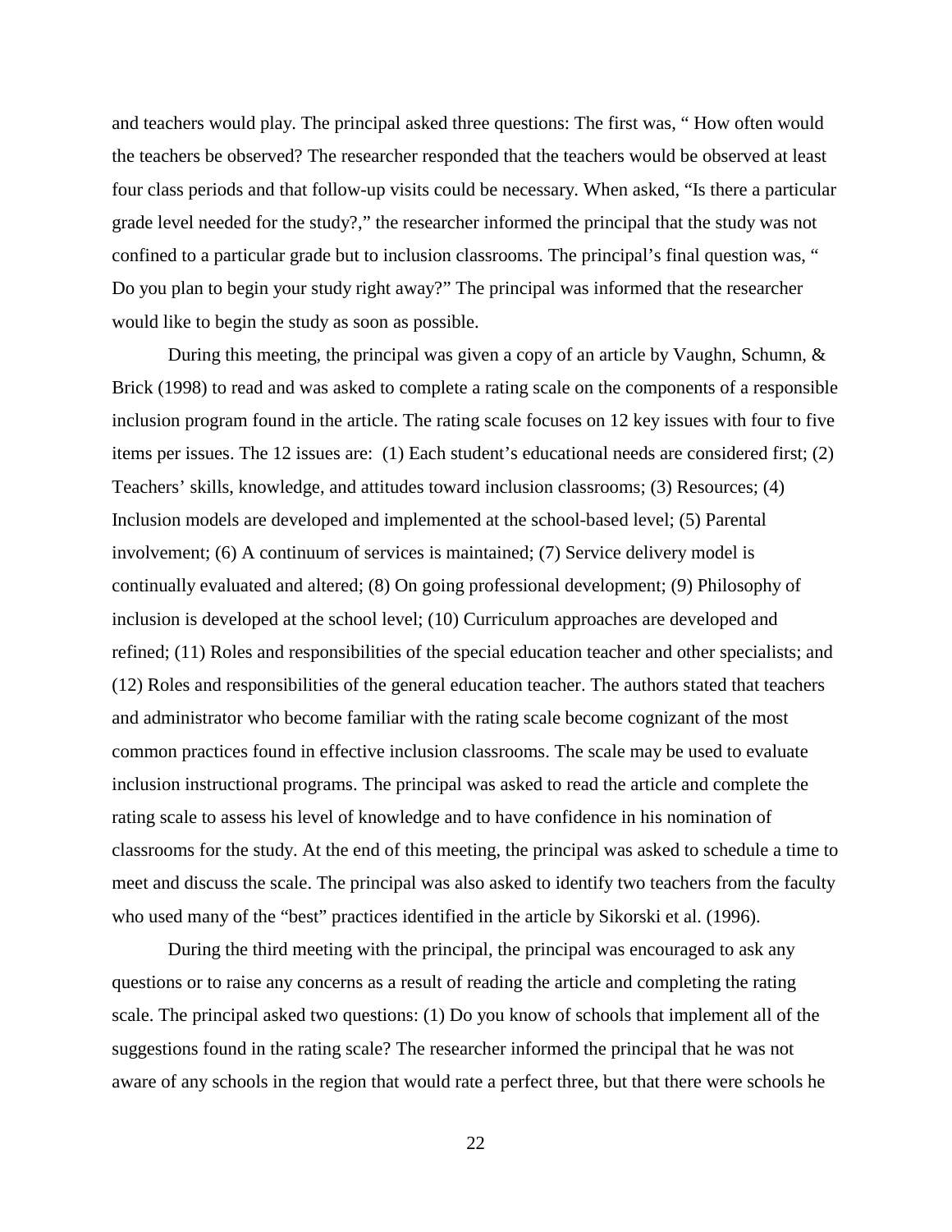and teachers would play. The principal asked three questions: The first was, " How often would the teachers be observed? The researcher responded that the teachers would be observed at least four class periods and that follow-up visits could be necessary. When asked, "Is there a particular grade level needed for the study?," the researcher informed the principal that the study was not confined to a particular grade but to inclusion classrooms. The principal's final question was, " Do you plan to begin your study right away?" The principal was informed that the researcher would like to begin the study as soon as possible.

During this meeting, the principal was given a copy of an article by Vaughn, Schumn, & Brick (1998) to read and was asked to complete a rating scale on the components of a responsible inclusion program found in the article. The rating scale focuses on 12 key issues with four to five items per issues. The 12 issues are: (1) Each student's educational needs are considered first; (2) Teachers' skills, knowledge, and attitudes toward inclusion classrooms; (3) Resources; (4) Inclusion models are developed and implemented at the school-based level; (5) Parental involvement; (6) A continuum of services is maintained; (7) Service delivery model is continually evaluated and altered; (8) On going professional development; (9) Philosophy of inclusion is developed at the school level; (10) Curriculum approaches are developed and refined; (11) Roles and responsibilities of the special education teacher and other specialists; and (12) Roles and responsibilities of the general education teacher. The authors stated that teachers and administrator who become familiar with the rating scale become cognizant of the most common practices found in effective inclusion classrooms. The scale may be used to evaluate inclusion instructional programs. The principal was asked to read the article and complete the rating scale to assess his level of knowledge and to have confidence in his nomination of classrooms for the study. At the end of this meeting, the principal was asked to schedule a time to meet and discuss the scale. The principal was also asked to identify two teachers from the faculty who used many of the "best" practices identified in the article by Sikorski et al. (1996).

During the third meeting with the principal, the principal was encouraged to ask any questions or to raise any concerns as a result of reading the article and completing the rating scale. The principal asked two questions: (1) Do you know of schools that implement all of the suggestions found in the rating scale? The researcher informed the principal that he was not aware of any schools in the region that would rate a perfect three, but that there were schools he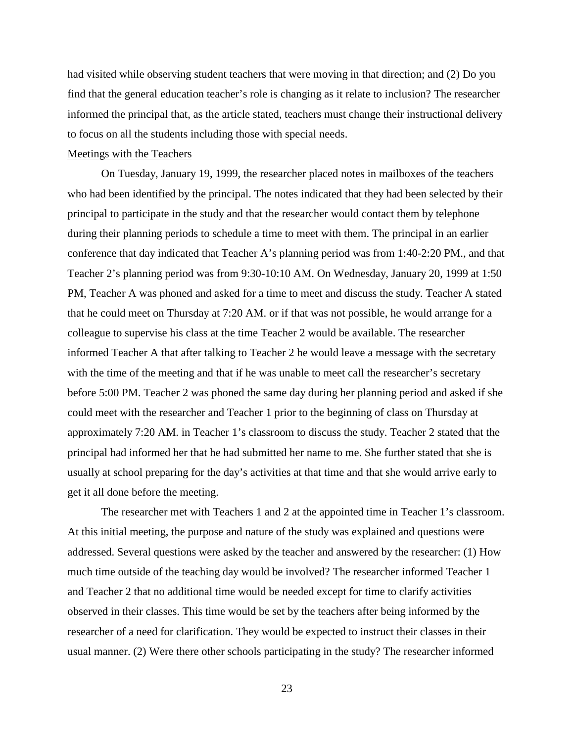had visited while observing student teachers that were moving in that direction; and (2) Do you find that the general education teacher's role is changing as it relate to inclusion? The researcher informed the principal that, as the article stated, teachers must change their instructional delivery to focus on all the students including those with special needs.

<u>Meetings with the Teachers</u>

On Tuesday, January 19, 1999, the researcher placed notes in mailboxes of the teachers who had been identified by the principal. The notes indicated that they had been selected by their principal to participate in the study and that the researcher would contact them by telephone during their planning periods to schedule a time to meet with them. The principal in an earlier conference that day indicated that Teacher A's planning period was from 1:40-2:20 PM., and that Teacher 2's planning period was from 9:30-10:10 AM. On Wednesday, January 20, 1999 at 1:50 PM, Teacher A was phoned and asked for a time to meet and discuss the study. Teacher A stated that he could meet on Thursday at 7:20 AM. or if that was not possible, he would arrange for a colleague to supervise his class at the time Teacher 2 would be available. The researcher informed Teacher A that after talking to Teacher 2 he would leave a message with the secretary with the time of the meeting and that if he was unable to meet call the researcher's secretary before 5:00 PM. Teacher 2 was phoned the same day during her planning period and asked if she could meet with the researcher and Teacher 1 prior to the beginning of class on Thursday at approximately 7:20 AM. in Teacher 1's classroom to discuss the study. Teacher 2 stated that the principal had informed her that he had submitted her name to me. She further stated that she is usually at school preparing for the day's activities at that time and that she would arrive early to get it all done before the meeting.

The researcher met with Teachers 1 and 2 at the appointed time in Teacher 1's classroom. At this initial meeting, the purpose and nature of the study was explained and questions were addressed. Several questions were asked by the teacher and answered by the researcher: (1) How much time outside of the teaching day would be involved? The researcher informed Teacher 1 and Teacher 2 that no additional time would be needed except for time to clarify activities observed in their classes. This time would be set by the teachers after being informed by the researcher of a need for clarification. They would be expected to instruct their classes in their usual manner. (2) Were there other schools participating in the study? The researcher informed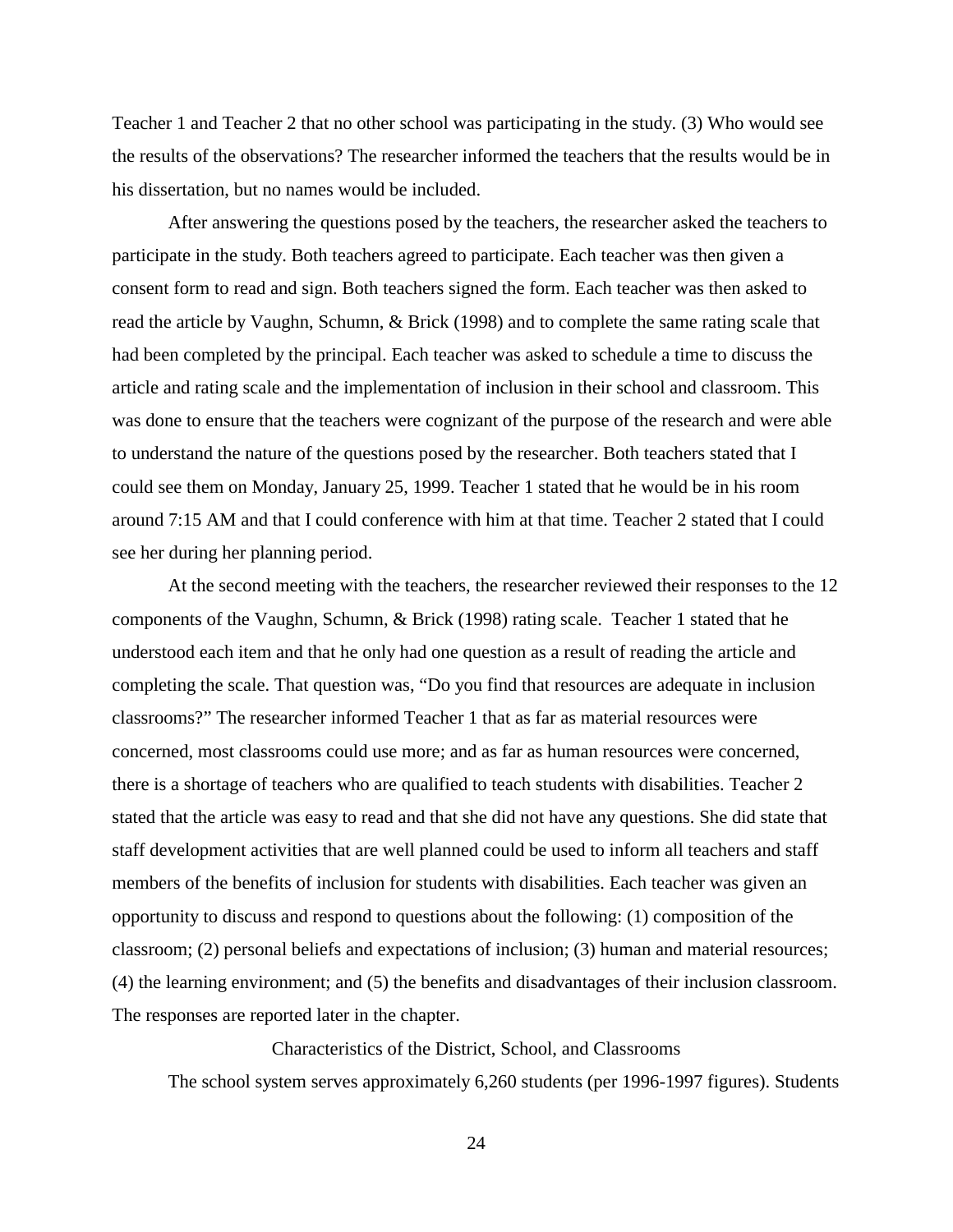Teacher 1 and Teacher 2 that no other school was participating in the study. (3) Who would see the results of the observations? The researcher informed the teachers that the results would be in his dissertation, but no names would be included.

After answering the questions posed by the teachers, the researcher asked the teachers to participate in the study. Both teachers agreed to participate. Each teacher was then given a consent form to read and sign. Both teachers signed the form. Each teacher was then asked to read the article by Vaughn, Schumn, & Brick (1998) and to complete the same rating scale that had been completed by the principal. Each teacher was asked to schedule a time to discuss the article and rating scale and the implementation of inclusion in their school and classroom. This was done to ensure that the teachers were cognizant of the purpose of the research and were able to understand the nature of the questions posed by the researcher. Both teachers stated that I could see them on Monday, January 25, 1999. Teacher 1 stated that he would be in his room around 7:15 AM and that I could conference with him at that time. Teacher 2 stated that I could see her during her planning period.

At the second meeting with the teachers, the researcher reviewed their responses to the 12 components of the Vaughn, Schumn, & Brick (1998) rating scale. Teacher 1 stated that he understood each item and that he only had one question as a result of reading the article and completing the scale. That question was, "Do you find that resources are adequate in inclusion classrooms?" The researcher informed Teacher 1 that as far as material resources were concerned, most classrooms could use more; and as far as human resources were concerned, there is a shortage of teachers who are qualified to teach students with disabilities. Teacher 2 stated that the article was easy to read and that she did not have any questions. She did state that staff development activities that are well planned could be used to inform all teachers and staff members of the benefits of inclusion for students with disabilities. Each teacher was given an opportunity to discuss and respond to questions about the following: (1) composition of the classroom; (2) personal beliefs and expectations of inclusion; (3) human and material resources; (4) the learning environment; and (5) the benefits and disadvantages of their inclusion classroom. The responses are reported later in the chapter.

## Characteristics of the District, School, and Classrooms

The school system serves approximately 6,260 students (per 1996-1997 figures). Students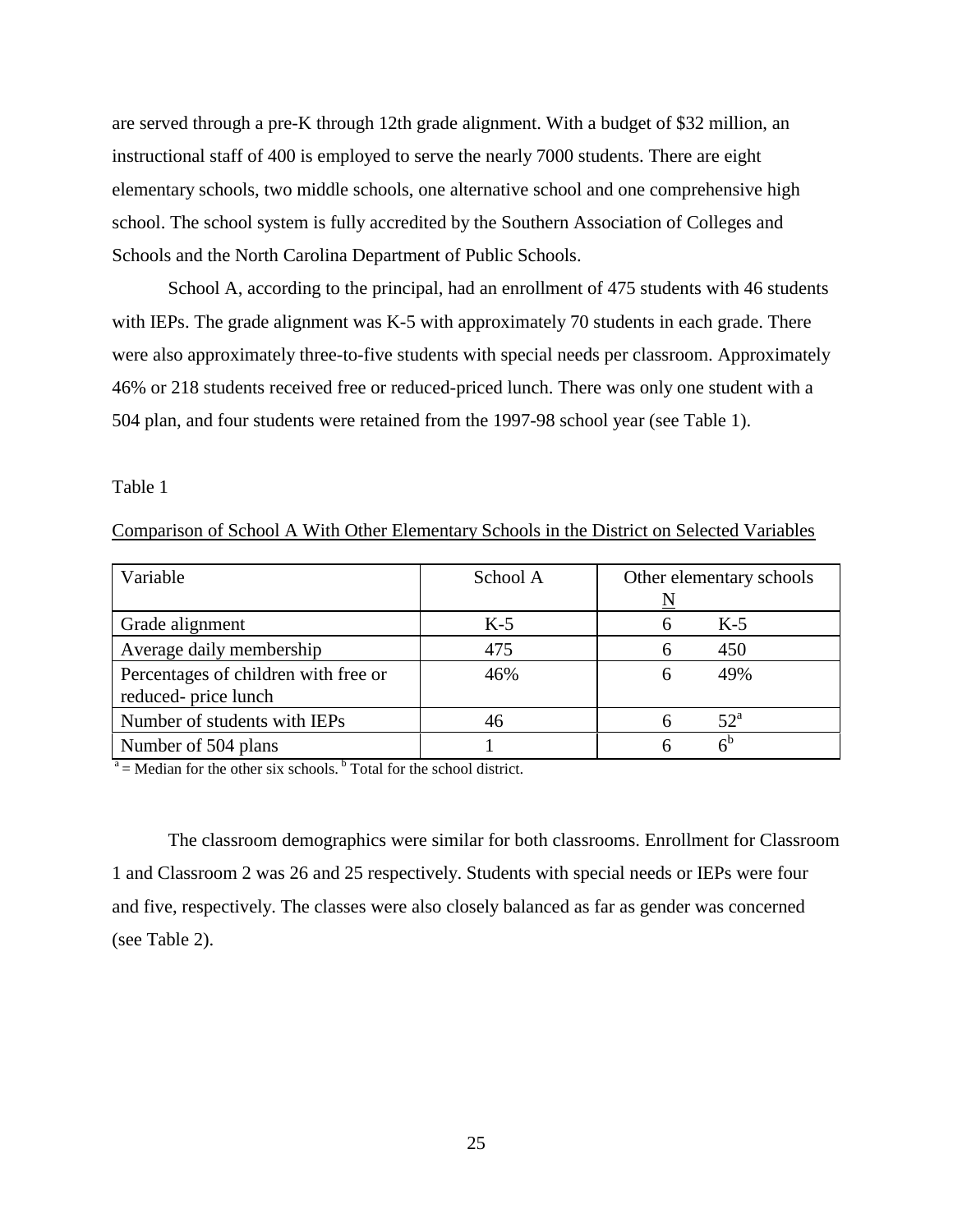are served through a pre-K through 12th grade alignment. With a budget of $32 million, an instructional staff of 400 is employed to serve the nearly 7000 students. There are eight elementary schools, two middle schools, one alternative school and one comprehensive high school. The school system is fully accredited by the Southern Association of Colleges and Schools and the North Carolina Department of Public Schools.

School A, according to the principal, had an enrollment of 475 students with 46 students with IEPs. The grade alignment was K-5 with approximately 70 students in each grade. There were also approximately three-to-five students with special needs per classroom. Approximately 46% or 218 students received free or reduced-priced lunch. There was only one student with a 504 plan, and four students were retained from the 1997-98 school year (see Table 1).

Table 1

Comparison of School A With Other Elementary Schools in the District on Selected Variables

| Variable | School A | Other elementary schools N | |
|---|---|---|---|
| Grade alignment | K-5 | 6 | K-5 |
| Average daily membership | 475 | 6 | 450 |
| Percentages of children with free or reduced- price lunch | 46% | 6 | 49% |
| Number of students with IEPs | 46 | 6 | 52[a] |
| Number of 504 plans | 1 | 6 | 6[b] |

[a] = Median for the other six schools. [b] Total for the school district.

The classroom demographics were similar for both classrooms. Enrollment for Classroom 1 and Classroom 2 was 26 and 25 respectively. Students with special needs or IEPs were four and five, respectively. The classes were also closely balanced as far as gender was concerned (see Table 2).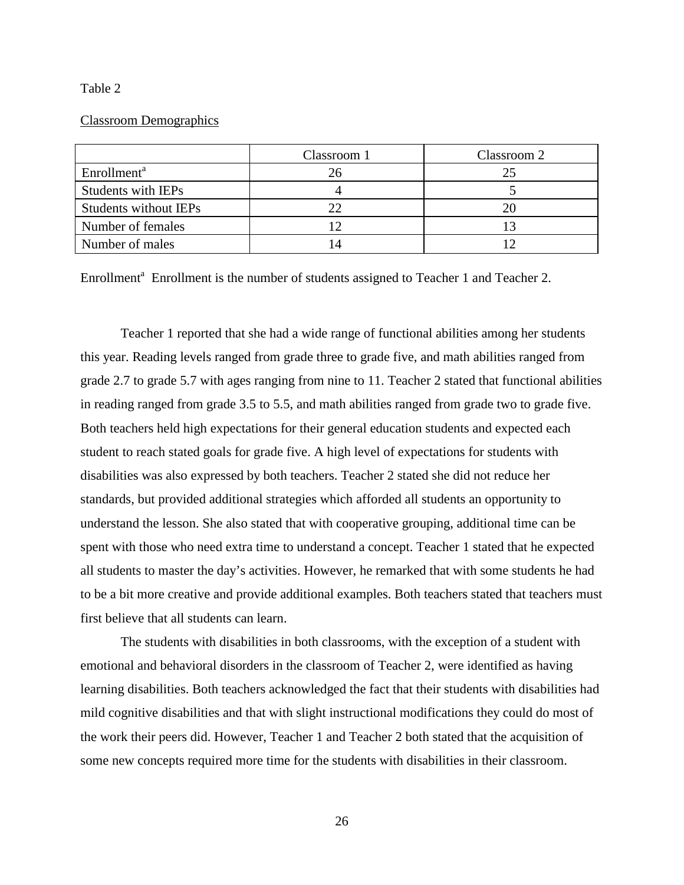Table 2

Classroom Demographics

| | Classroom 1 | Classroom 2 |
|---|---|---|
| Enrollment[a] | 26 | 25 |
| Students with IEPs | 4 | 5 |
| Students without IEPs | 22 | 20 |
| Number of females | 12 | 13 |
| Number of males | 14 | 12 |

Enrollment[a] Enrollment is the number of students assigned to Teacher 1 and Teacher 2.

Teacher 1 reported that she had a wide range of functional abilities among her students this year. Reading levels ranged from grade three to grade five, and math abilities ranged from grade 2.7 to grade 5.7 with ages ranging from nine to 11. Teacher 2 stated that functional abilities in reading ranged from grade 3.5 to 5.5, and math abilities ranged from grade two to grade five. Both teachers held high expectations for their general education students and expected each student to reach stated goals for grade five. A high level of expectations for students with disabilities was also expressed by both teachers. Teacher 2 stated she did not reduce her standards, but provided additional strategies which afforded all students an opportunity to understand the lesson. She also stated that with cooperative grouping, additional time can be spent with those who need extra time to understand a concept. Teacher 1 stated that he expected all students to master the day's activities. However, he remarked that with some students he had to be a bit more creative and provide additional examples. Both teachers stated that teachers must first believe that all students can learn.

The students with disabilities in both classrooms, with the exception of a student with emotional and behavioral disorders in the classroom of Teacher 2, were identified as having learning disabilities. Both teachers acknowledged the fact that their students with disabilities had mild cognitive disabilities and that with slight instructional modifications they could do most of the work their peers did. However, Teacher 1 and Teacher 2 both stated that the acquisition of some new concepts required more time for the students with disabilities in their classroom.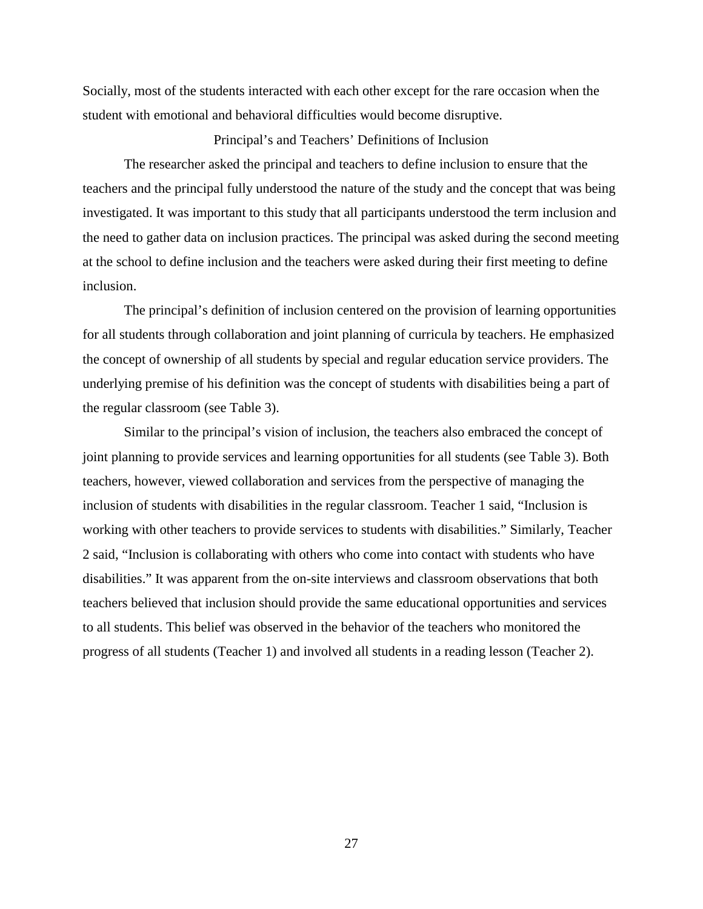Socially, most of the students interacted with each other except for the rare occasion when the student with emotional and behavioral difficulties would become disruptive.

## Principal's and Teachers' Definitions of Inclusion

The researcher asked the principal and teachers to define inclusion to ensure that the teachers and the principal fully understood the nature of the study and the concept that was being investigated. It was important to this study that all participants understood the term inclusion and the need to gather data on inclusion practices. The principal was asked during the second meeting at the school to define inclusion and the teachers were asked during their first meeting to define inclusion.

The principal's definition of inclusion centered on the provision of learning opportunities for all students through collaboration and joint planning of curricula by teachers. He emphasized the concept of ownership of all students by special and regular education service providers. The underlying premise of his definition was the concept of students with disabilities being a part of the regular classroom (see Table 3).

Similar to the principal's vision of inclusion, the teachers also embraced the concept of joint planning to provide services and learning opportunities for all students (see Table 3). Both teachers, however, viewed collaboration and services from the perspective of managing the inclusion of students with disabilities in the regular classroom. Teacher 1 said, "Inclusion is working with other teachers to provide services to students with disabilities." Similarly, Teacher 2 said, "Inclusion is collaborating with others who come into contact with students who have disabilities." It was apparent from the on-site interviews and classroom observations that both teachers believed that inclusion should provide the same educational opportunities and services to all students. This belief was observed in the behavior of the teachers who monitored the progress of all students (Teacher 1) and involved all students in a reading lesson (Teacher 2).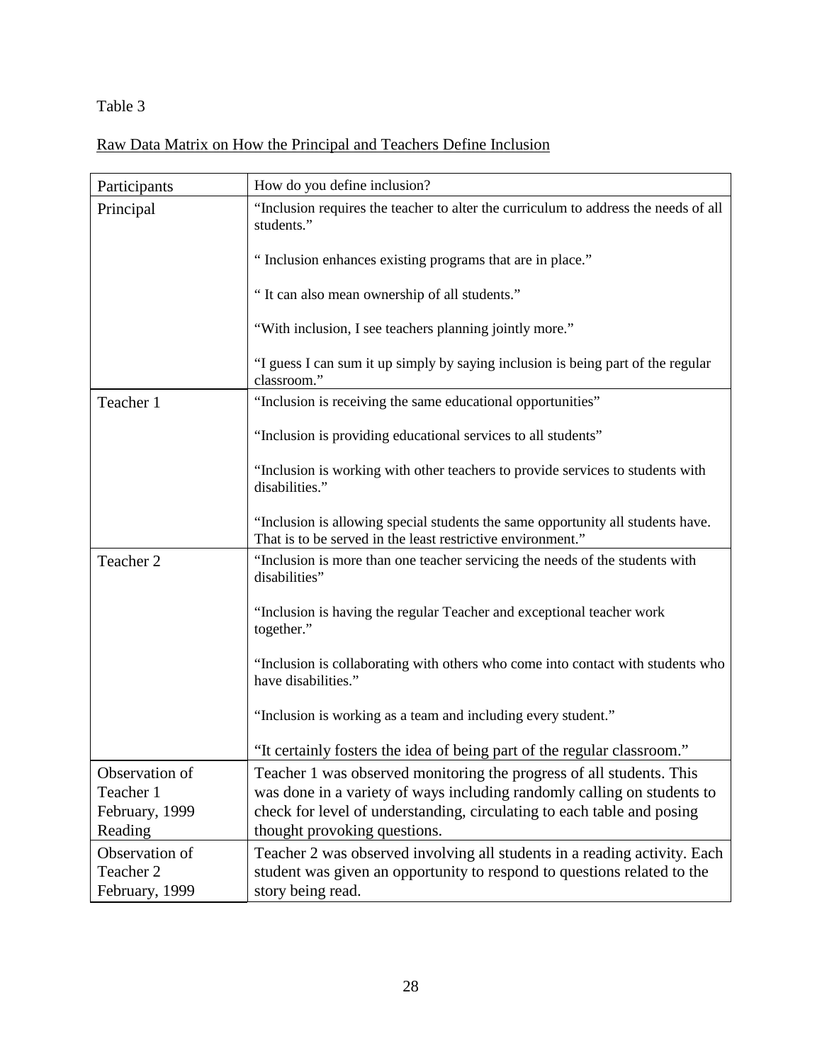Table 3

Raw Data Matrix on How the Principal and Teachers Define Inclusion

| Participants | How do you define inclusion? |
|---|---|
| Principal | "Inclusion requires the teacher to alter the curriculum to address the needs of all students."<br><br>" Inclusion enhances existing programs that are in place."<br><br>" It can also mean ownership of all students."<br><br>"With inclusion, I see teachers planning jointly more."<br><br>"I guess I can sum it up simply by saying inclusion is being part of the regular classroom." |
| Teacher 1 | "Inclusion is receiving the same educational opportunities"<br><br>"Inclusion is providing educational services to all students"<br><br>"Inclusion is working with other teachers to provide services to students with disabilities."<br><br>"Inclusion is allowing special students the same opportunity all students have. That is to be served in the least restrictive environment." |
| Teacher 2 | "Inclusion is more than one teacher servicing the needs of the students with disabilities"<br><br>"Inclusion is having the regular Teacher and exceptional teacher work together."<br><br>"Inclusion is collaborating with others who come into contact with students who have disabilities."<br><br>"Inclusion is working as a team and including every student."<br><br>"It certainly fosters the idea of being part of the regular classroom." |
| Observation of Teacher 1 February, 1999 Reading | Teacher 1 was observed monitoring the progress of all students. This was done in a variety of ways including randomly calling on students to check for level of understanding, circulating to each table and posing thought provoking questions. |
| Observation of Teacher 2 February, 1999 | Teacher 2 was observed involving all students in a reading activity. Each student was given an opportunity to respond to questions related to the story being read. |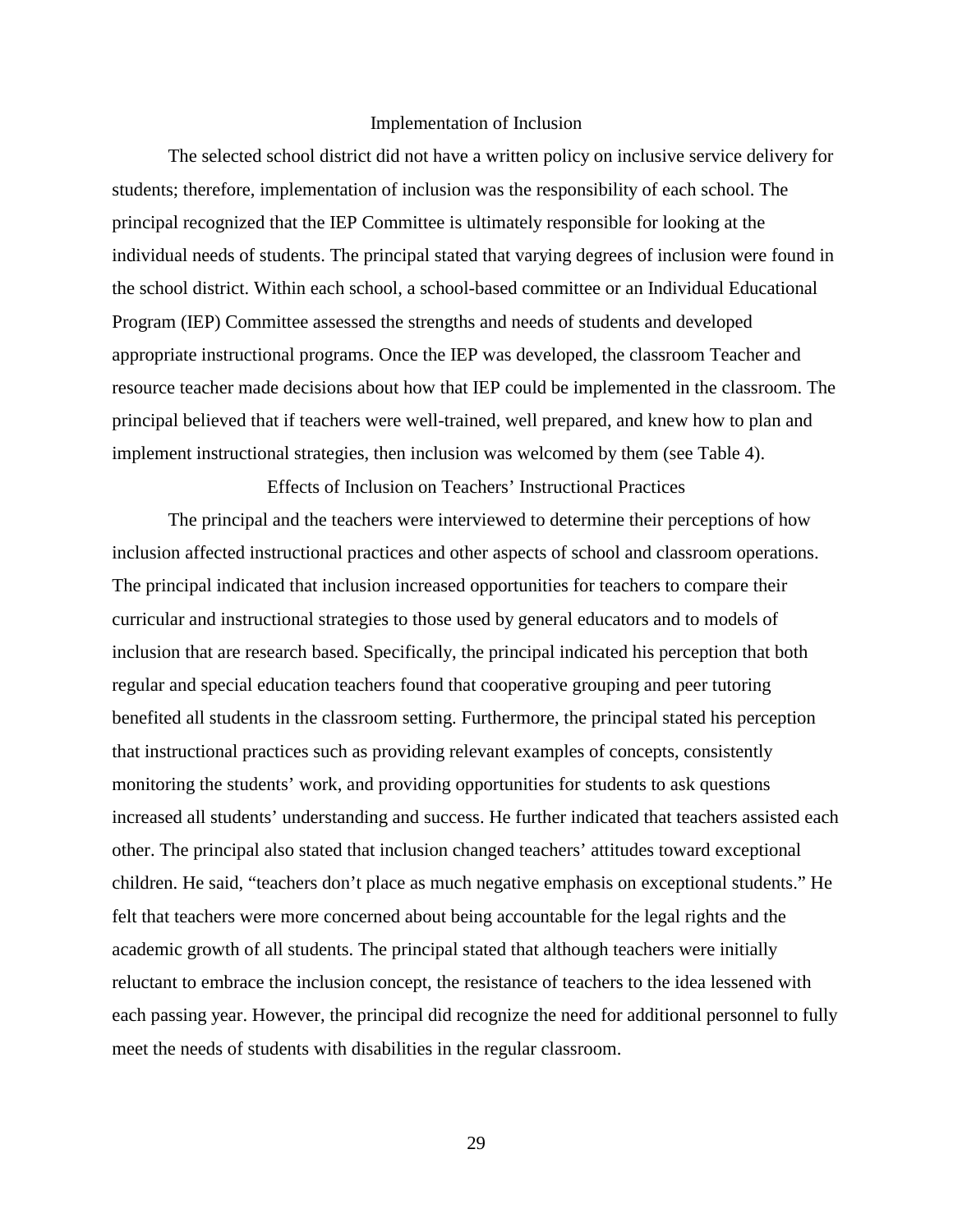## Implementation of Inclusion

The selected school district did not have a written policy on inclusive service delivery for students; therefore, implementation of inclusion was the responsibility of each school. The principal recognized that the IEP Committee is ultimately responsible for looking at the individual needs of students. The principal stated that varying degrees of inclusion were found in the school district. Within each school, a school-based committee or an Individual Educational Program (IEP) Committee assessed the strengths and needs of students and developed appropriate instructional programs. Once the IEP was developed, the classroom Teacher and resource teacher made decisions about how that IEP could be implemented in the classroom. The principal believed that if teachers were well-trained, well prepared, and knew how to plan and implement instructional strategies, then inclusion was welcomed by them (see Table 4).

## Effects of Inclusion on Teachers' Instructional Practices

The principal and the teachers were interviewed to determine their perceptions of how inclusion affected instructional practices and other aspects of school and classroom operations. The principal indicated that inclusion increased opportunities for teachers to compare their curricular and instructional strategies to those used by general educators and to models of inclusion that are research based. Specifically, the principal indicated his perception that both regular and special education teachers found that cooperative grouping and peer tutoring benefited all students in the classroom setting. Furthermore, the principal stated his perception that instructional practices such as providing relevant examples of concepts, consistently monitoring the students' work, and providing opportunities for students to ask questions increased all students' understanding and success. He further indicated that teachers assisted each other. The principal also stated that inclusion changed teachers' attitudes toward exceptional children. He said, "teachers don't place as much negative emphasis on exceptional students." He felt that teachers were more concerned about being accountable for the legal rights and the academic growth of all students. The principal stated that although teachers were initially reluctant to embrace the inclusion concept, the resistance of teachers to the idea lessened with each passing year. However, the principal did recognize the need for additional personnel to fully meet the needs of students with disabilities in the regular classroom.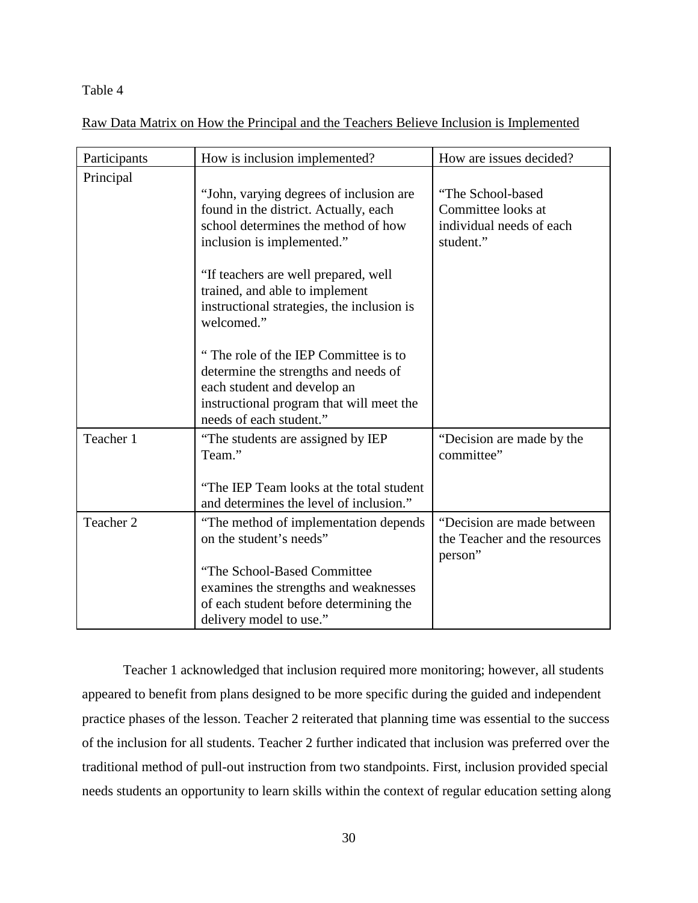Table 4

Raw Data Matrix on How the Principal and the Teachers Believe Inclusion is Implemented

| Participants | How is inclusion implemented? | How are issues decided? |
|---|---|---|
| Principal | "John, varying degrees of inclusion are found in the district. Actually, each school determines the method of how inclusion is implemented." "If teachers are well prepared, well trained, and able to implement instructional strategies, the inclusion is welcomed." " The role of the IEP Committee is to determine the strengths and needs of each student and develop an instructional program that will meet the needs of each student." | "The School-based Committee looks at individual needs of each student." |
| Teacher 1 | "The students are assigned by IEP Team." "The IEP Team looks at the total student and determines the level of inclusion." | "Decision are made by the committee" |
| Teacher 2 | "The method of implementation depends on the student's needs" "The School-Based Committee examines the strengths and weaknesses of each student before determining the delivery model to use." | "Decision are made between the Teacher and the resources person" |

Teacher 1 acknowledged that inclusion required more monitoring; however, all students appeared to benefit from plans designed to be more specific during the guided and independent practice phases of the lesson. Teacher 2 reiterated that planning time was essential to the success of the inclusion for all students. Teacher 2 further indicated that inclusion was preferred over the traditional method of pull-out instruction from two standpoints. First, inclusion provided special needs students an opportunity to learn skills within the context of regular education setting along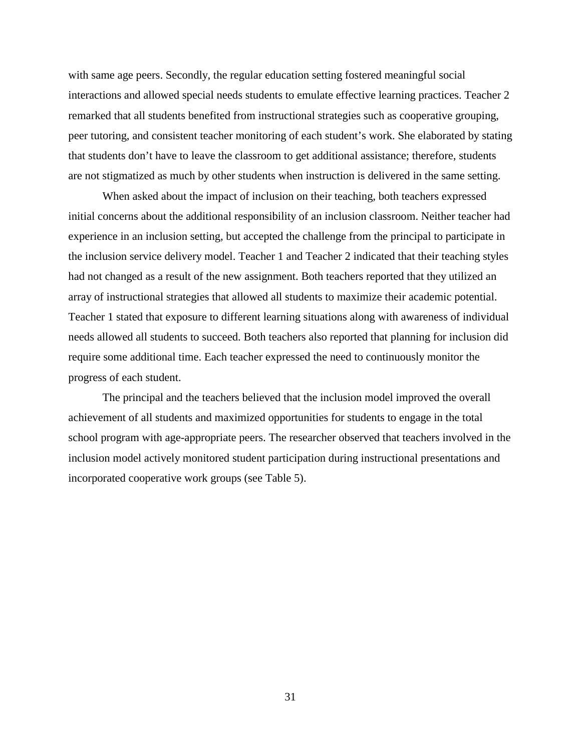with same age peers. Secondly, the regular education setting fostered meaningful social interactions and allowed special needs students to emulate effective learning practices. Teacher 2 remarked that all students benefited from instructional strategies such as cooperative grouping, peer tutoring, and consistent teacher monitoring of each student's work. She elaborated by stating that students don't have to leave the classroom to get additional assistance; therefore, students are not stigmatized as much by other students when instruction is delivered in the same setting.

When asked about the impact of inclusion on their teaching, both teachers expressed initial concerns about the additional responsibility of an inclusion classroom. Neither teacher had experience in an inclusion setting, but accepted the challenge from the principal to participate in the inclusion service delivery model. Teacher 1 and Teacher 2 indicated that their teaching styles had not changed as a result of the new assignment. Both teachers reported that they utilized an array of instructional strategies that allowed all students to maximize their academic potential. Teacher 1 stated that exposure to different learning situations along with awareness of individual needs allowed all students to succeed. Both teachers also reported that planning for inclusion did require some additional time. Each teacher expressed the need to continuously monitor the progress of each student.

The principal and the teachers believed that the inclusion model improved the overall achievement of all students and maximized opportunities for students to engage in the total school program with age-appropriate peers. The researcher observed that teachers involved in the inclusion model actively monitored student participation during instructional presentations and incorporated cooperative work groups (see Table 5).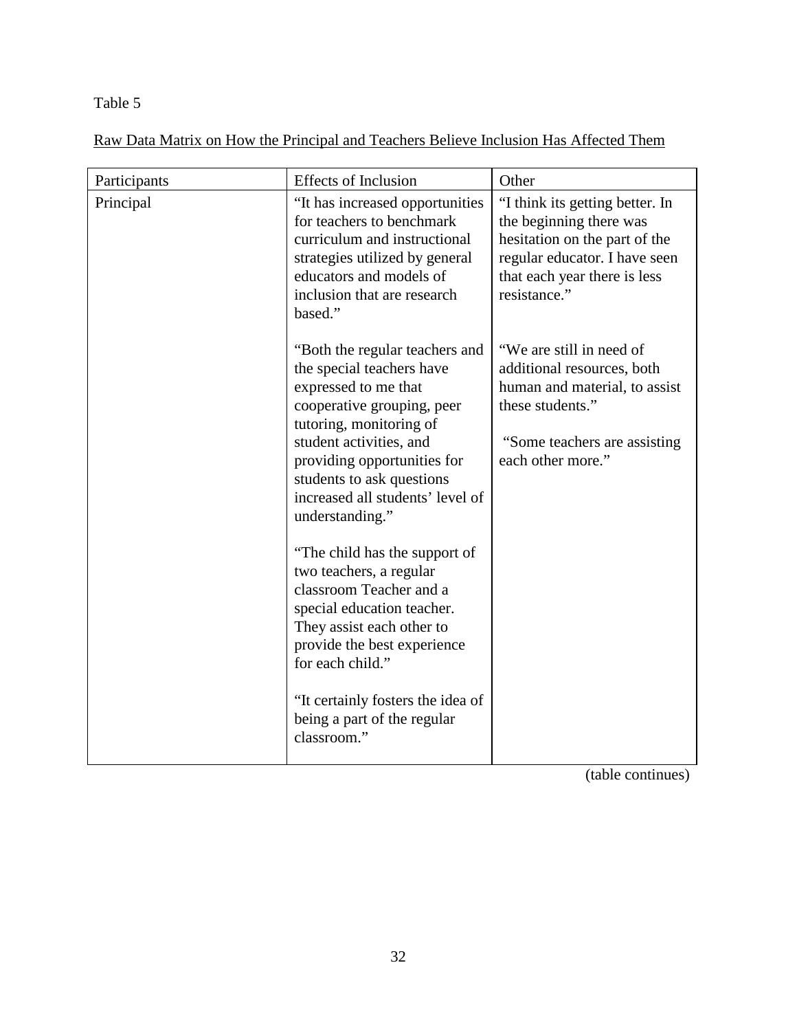Table 5

Raw Data Matrix on How the Principal and Teachers Believe Inclusion Has Affected Them

| Participants | Effects of Inclusion | Other |
|---|---|---|
| Principal | "It has increased opportunities for teachers to benchmark curriculum and instructional strategies utilized by general educators and models of inclusion that are research based."<br><br>"Both the regular teachers and the special teachers have expressed to me that cooperative grouping, peer tutoring, monitoring of student activities, and providing opportunities for students to ask questions increased all students' level of understanding."<br><br>"The child has the support of two teachers, a regular classroom Teacher and a special education teacher. They assist each other to provide the best experience for each child."<br><br>"It certainly fosters the idea of being a part of the regular classroom." | "I think its getting better. In the beginning there was hesitation on the part of the regular educator. I have seen that each year there is less resistance."<br><br>"We are still in need of additional resources, both human and material, to assist these students."<br><br>"Some teachers are assisting each other more." |

(table continues)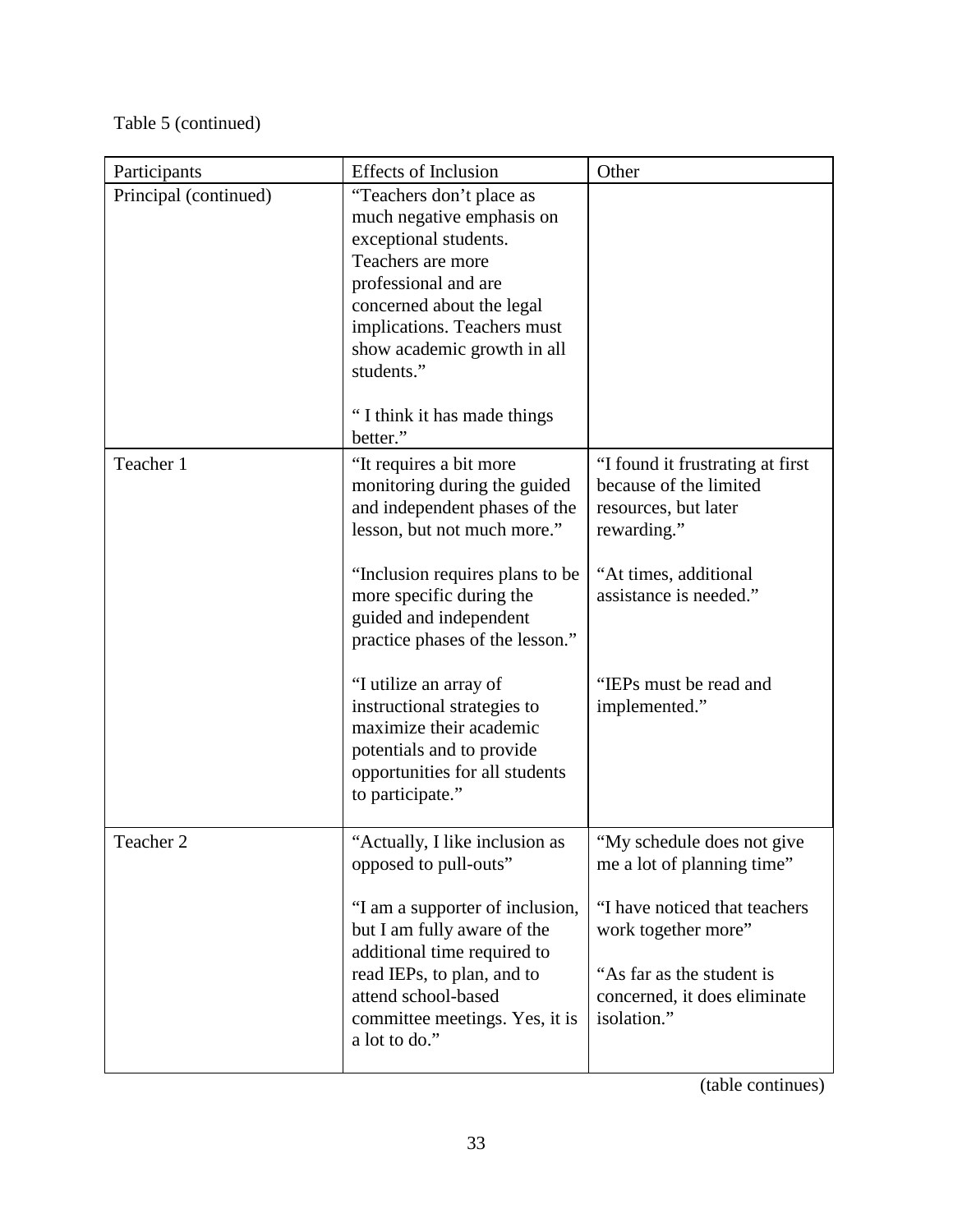Table 5 (continued)

| Participants | Effects of Inclusion | Other |
| --- | --- | --- |
| Principal (continued) | "Teachers don't place as much negative emphasis on exceptional students. Teachers are more professional and are concerned about the legal implications. Teachers must show academic growth in all students."<br><br>" I think it has made things better." | |
| Teacher 1 | "It requires a bit more monitoring during the guided and independent phases of the lesson, but not much more."<br><br>"Inclusion requires plans to be more specific during the guided and independent practice phases of the lesson."<br><br>"I utilize an array of instructional strategies to maximize their academic potentials and to provide opportunities for all students to participate." | "I found it frustrating at first because of the limited resources, but later rewarding."<br><br>"At times, additional assistance is needed."<br><br>"IEPs must be read and implemented." |
| Teacher 2 | "Actually, I like inclusion as opposed to pull-outs"<br><br>"I am a supporter of inclusion, but I am fully aware of the additional time required to read IEPs, to plan, and to attend school-based committee meetings. Yes, it is a lot to do." | "My schedule does not give me a lot of planning time"<br><br>"I have noticed that teachers work together more"<br><br>"As far as the student is concerned, it does eliminate isolation." |

(table continues)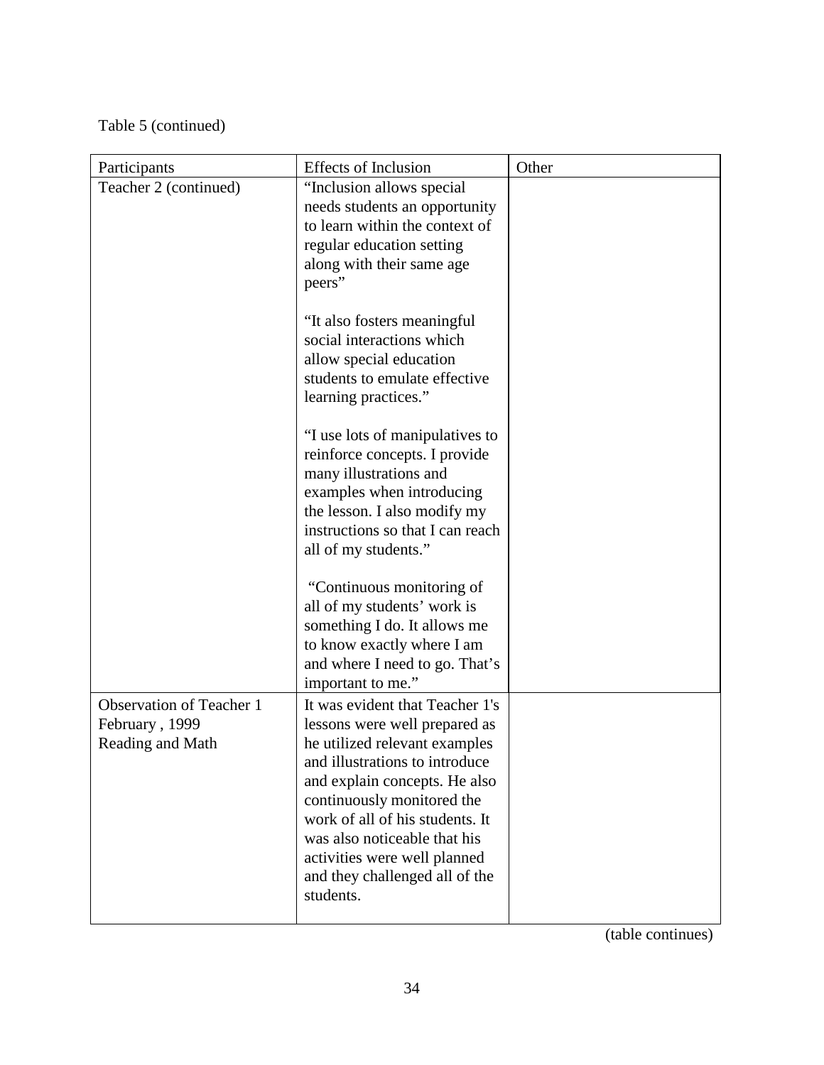Table 5 (continued)

| Participants | Effects of Inclusion | Other |
|---|---|---|
| Teacher 2 (continued) | "Inclusion allows special needs students an opportunity to learn within the context of regular education setting along with their same age peers"<br><br>"It also fosters meaningful social interactions which allow special education students to emulate effective learning practices."<br><br>"I use lots of manipulatives to reinforce concepts. I provide many illustrations and examples when introducing the lesson. I also modify my instructions so that I can reach all of my students."<br><br>"Continuous monitoring of all of my students' work is something I do. It allows me to know exactly where I am and where I need to go. That's important to me." | |
| Observation of Teacher 1<br>February , 1999<br>Reading and Math | It was evident that Teacher 1's lessons were well prepared as he utilized relevant examples and illustrations to introduce and explain concepts. He also continuously monitored the work of all of his students. It was also noticeable that his activities were well planned and they challenged all of the students. | |

(table continues)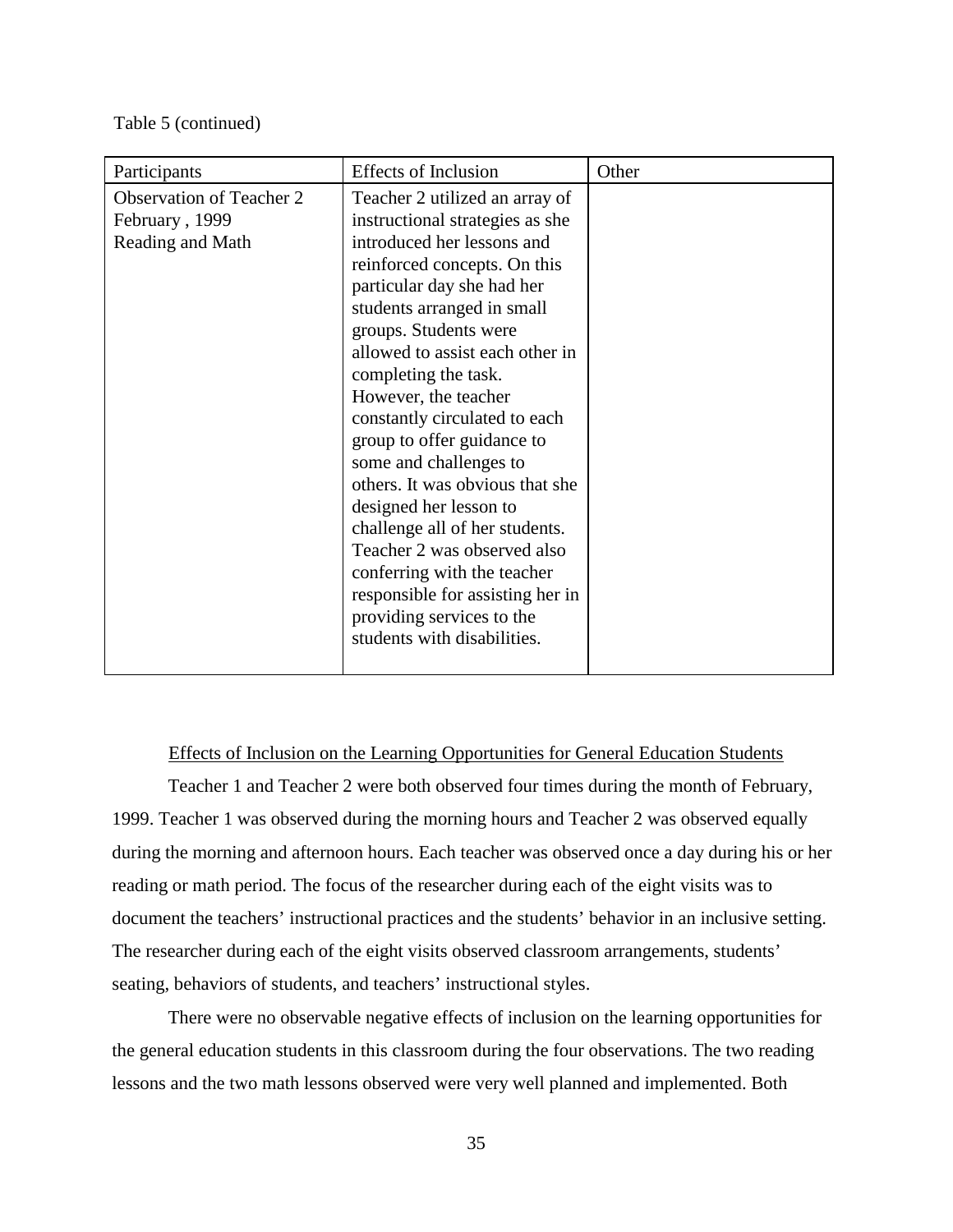Table 5 (continued)

| Participants | Effects of Inclusion | Other |
| --- | --- | --- |
| Observation of Teacher 2 February , 1999 Reading and Math | Teacher 2 utilized an array of instructional strategies as she introduced her lessons and reinforced concepts. On this particular day she had her students arranged in small groups. Students were allowed to assist each other in completing the task. However, the teacher constantly circulated to each group to offer guidance to some and challenges to others. It was obvious that she designed her lesson to challenge all of her students. Teacher 2 was observed also conferring with the teacher responsible for assisting her in providing services to the students with disabilities. | |

<u>Effects of Inclusion on the Learning Opportunities for General Education Students</u>

Teacher 1 and Teacher 2 were both observed four times during the month of February, 1999. Teacher 1 was observed during the morning hours and Teacher 2 was observed equally during the morning and afternoon hours. Each teacher was observed once a day during his or her reading or math period. The focus of the researcher during each of the eight visits was to document the teachers' instructional practices and the students' behavior in an inclusive setting. The researcher during each of the eight visits observed classroom arrangements, students' seating, behaviors of students, and teachers' instructional styles.

There were no observable negative effects of inclusion on the learning opportunities for the general education students in this classroom during the four observations. The two reading lessons and the two math lessons observed were very well planned and implemented. Both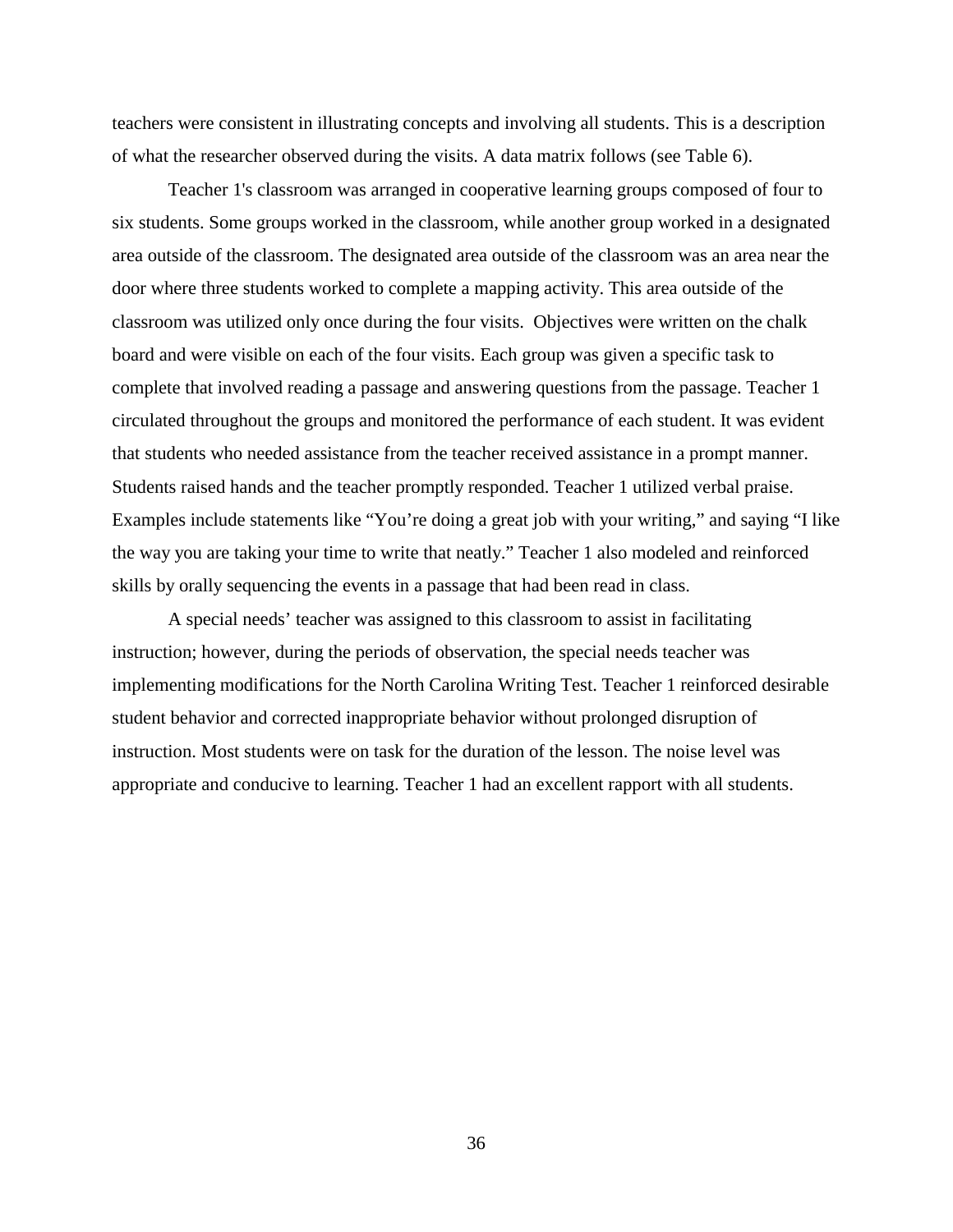teachers were consistent in illustrating concepts and involving all students. This is a description of what the researcher observed during the visits. A data matrix follows (see Table 6).

Teacher 1's classroom was arranged in cooperative learning groups composed of four to six students. Some groups worked in the classroom, while another group worked in a designated area outside of the classroom. The designated area outside of the classroom was an area near the door where three students worked to complete a mapping activity. This area outside of the classroom was utilized only once during the four visits.  Objectives were written on the chalk board and were visible on each of the four visits. Each group was given a specific task to complete that involved reading a passage and answering questions from the passage. Teacher 1 circulated throughout the groups and monitored the performance of each student. It was evident that students who needed assistance from the teacher received assistance in a prompt manner. Students raised hands and the teacher promptly responded. Teacher 1 utilized verbal praise. Examples include statements like “You’re doing a great job with your writing,” and saying “I like the way you are taking your time to write that neatly.” Teacher 1 also modeled and reinforced skills by orally sequencing the events in a passage that had been read in class.

A special needs’ teacher was assigned to this classroom to assist in facilitating instruction; however, during the periods of observation, the special needs teacher was implementing modifications for the North Carolina Writing Test. Teacher 1 reinforced desirable student behavior and corrected inappropriate behavior without prolonged disruption of instruction. Most students were on task for the duration of the lesson. The noise level was appropriate and conducive to learning. Teacher 1 had an excellent rapport with all students.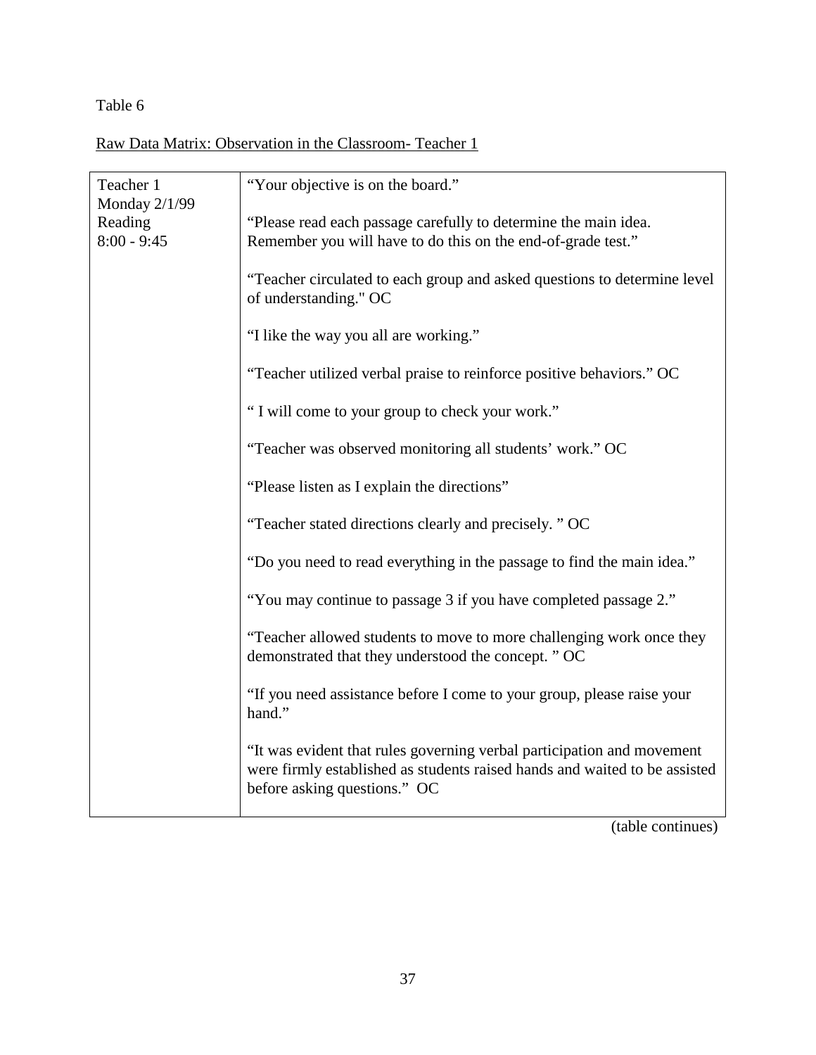Table 6

Raw Data Matrix: Observation in the Classroom- Teacher 1

| | |
|---|---|
| Teacher 1<br>Monday 2/1/99<br>Reading<br>8:00 - 9:45 | "Your objective is on the board."<br><br>"Please read each passage carefully to determine the main idea. Remember you will have to do this on the end-of-grade test."<br><br>"Teacher circulated to each group and asked questions to determine level of understanding." OC<br><br>"I like the way you all are working."<br><br>"Teacher utilized verbal praise to reinforce positive behaviors." OC<br><br>" I will come to your group to check your work."<br><br>"Teacher was observed monitoring all students' work." OC<br><br>"Please listen as I explain the directions"<br><br>"Teacher stated directions clearly and precisely. " OC<br><br>"Do you need to read everything in the passage to find the main idea."<br><br>"You may continue to passage 3 if you have completed passage 2."<br><br>"Teacher allowed students to move to more challenging work once they demonstrated that they understood the concept. " OC<br><br>"If you need assistance before I come to your group, please raise your hand."<br><br>"It was evident that rules governing verbal participation and movement were firmly established as students raised hands and waited to be assisted before asking questions." OC |

(table continues)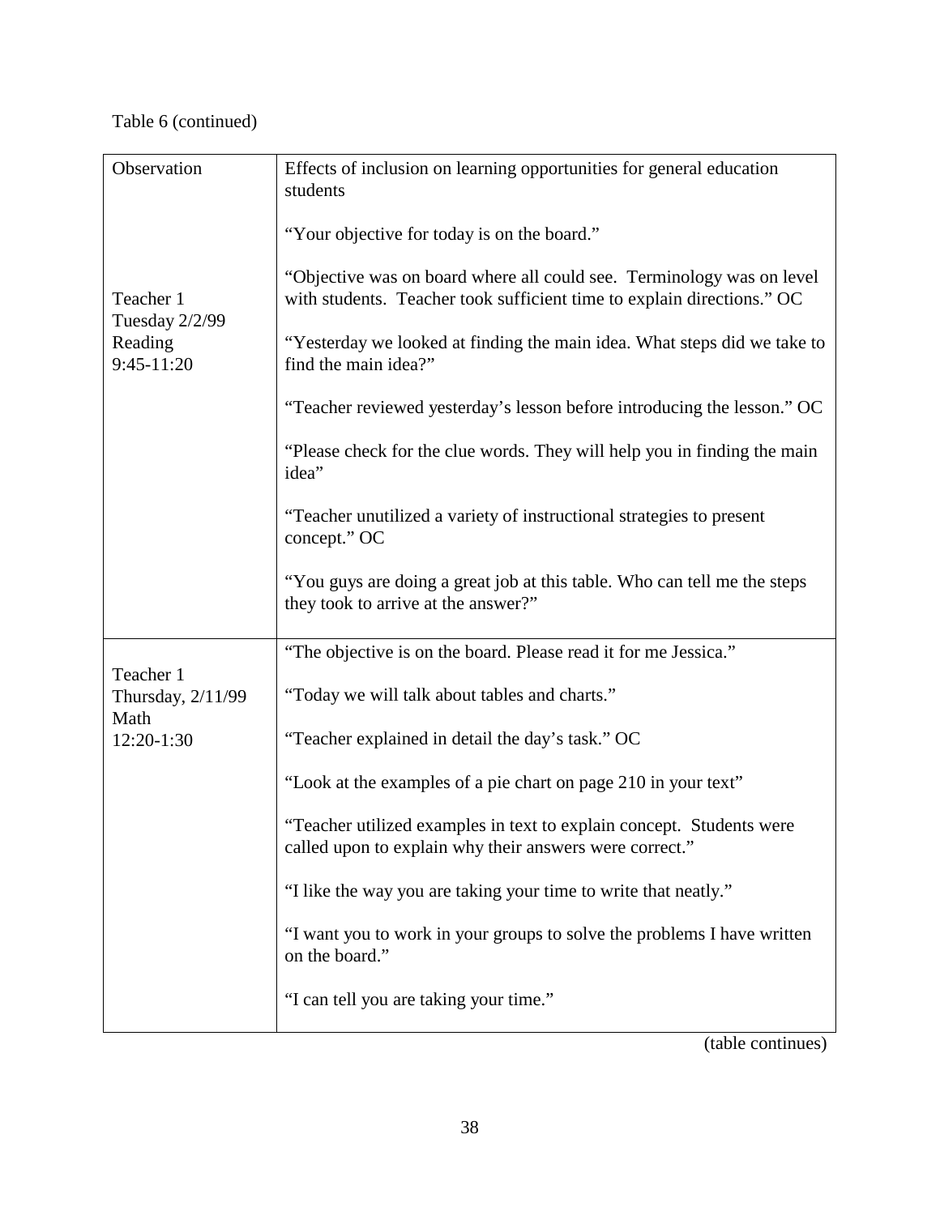Table 6 (continued)

| Observation | Effects of inclusion on learning opportunities for general education students |
|---|---|
| Teacher 1<br>Tuesday 2/2/99<br>Reading<br>9:45-11:20 | "Your objective for today is on the board."<br><br>"Objective was on board where all could see. Terminology was on level with students. Teacher took sufficient time to explain directions." OC<br><br>"Yesterday we looked at finding the main idea. What steps did we take to find the main idea?"<br><br>"Teacher reviewed yesterday's lesson before introducing the lesson." OC<br><br>"Please check for the clue words. They will help you in finding the main idea"<br><br>"Teacher unutilized a variety of instructional strategies to present concept." OC<br><br>"You guys are doing a great job at this table. Who can tell me the steps they took to arrive at the answer?" |
| Teacher 1<br>Thursday, 2/11/99<br>Math<br>12:20-1:30 | "The objective is on the board. Please read it for me Jessica."<br><br>"Today we will talk about tables and charts."<br><br>"Teacher explained in detail the day's task." OC<br><br>"Look at the examples of a pie chart on page 210 in your text"<br><br>"Teacher utilized examples in text to explain concept. Students were called upon to explain why their answers were correct."<br><br>"I like the way you are taking your time to write that neatly."<br><br>"I want you to work in your groups to solve the problems I have written on the board."<br><br>"I can tell you are taking your time." |

(table continues)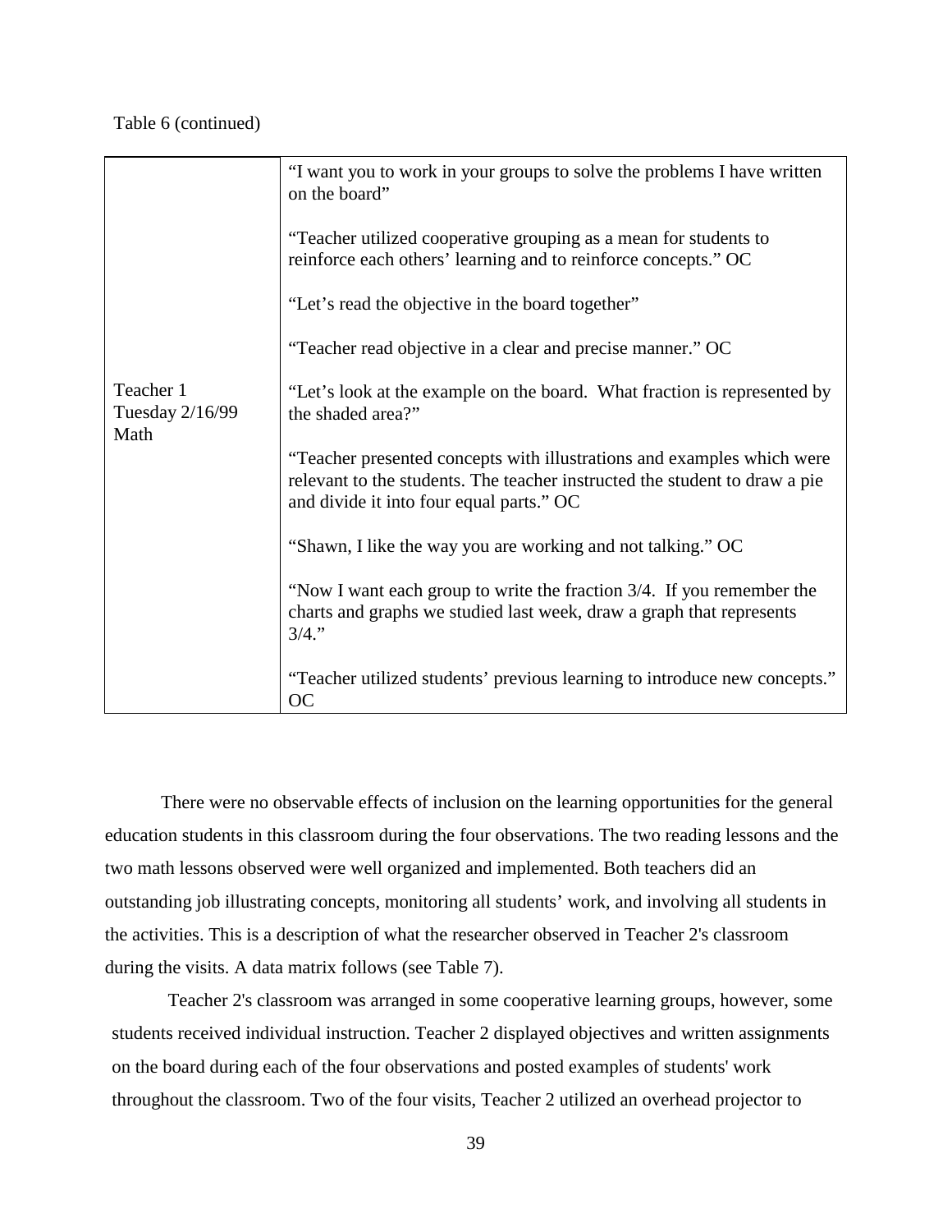Table 6 (continued)

| | |
|---|---|
| Teacher 1<br>Tuesday 2/16/99<br>Math | "I want you to work in your groups to solve the problems I have written on the board"<br><br>"Teacher utilized cooperative grouping as a mean for students to reinforce each others' learning and to reinforce concepts." OC<br><br>"Let's read the objective in the board together"<br><br>"Teacher read objective in a clear and precise manner." OC<br><br>"Let's look at the example on the board. What fraction is represented by the shaded area?"<br><br>"Teacher presented concepts with illustrations and examples which were relevant to the students. The teacher instructed the student to draw a pie and divide it into four equal parts." OC<br><br>"Shawn, I like the way you are working and not talking." OC<br><br>"Now I want each group to write the fraction 3/4. If you remember the charts and graphs we studied last week, draw a graph that represents 3/4."<br><br>"Teacher utilized students' previous learning to introduce new concepts." OC |

There were no observable effects of inclusion on the learning opportunities for the general education students in this classroom during the four observations. The two reading lessons and the two math lessons observed were well organized and implemented. Both teachers did an outstanding job illustrating concepts, monitoring all students' work, and involving all students in the activities. This is a description of what the researcher observed in Teacher 2's classroom during the visits. A data matrix follows (see Table 7).

Teacher 2's classroom was arranged in some cooperative learning groups, however, some students received individual instruction. Teacher 2 displayed objectives and written assignments on the board during each of the four observations and posted examples of students' work throughout the classroom. Two of the four visits, Teacher 2 utilized an overhead projector to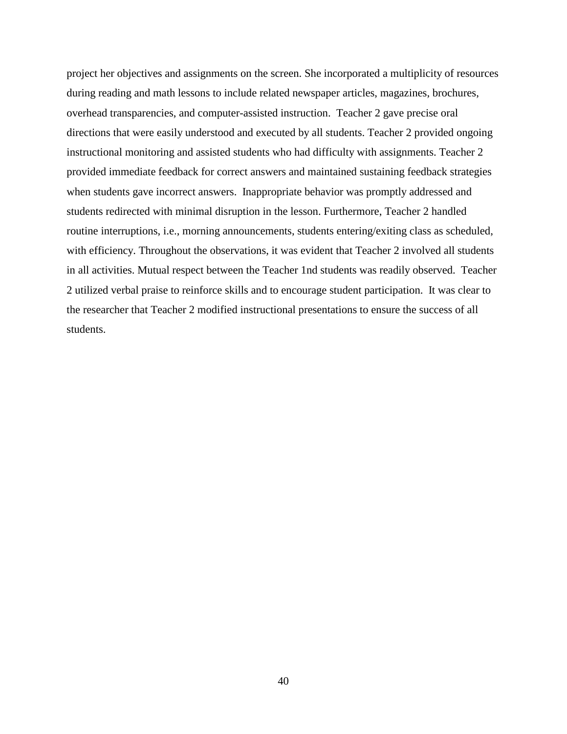project her objectives and assignments on the screen. She incorporated a multiplicity of resources during reading and math lessons to include related newspaper articles, magazines, brochures, overhead transparencies, and computer-assisted instruction.  Teacher 2 gave precise oral directions that were easily understood and executed by all students. Teacher 2 provided ongoing instructional monitoring and assisted students who had difficulty with assignments. Teacher 2 provided immediate feedback for correct answers and maintained sustaining feedback strategies when students gave incorrect answers.  Inappropriate behavior was promptly addressed and students redirected with minimal disruption in the lesson. Furthermore, Teacher 2 handled routine interruptions, i.e., morning announcements, students entering/exiting class as scheduled, with efficiency. Throughout the observations, it was evident that Teacher 2 involved all students in all activities. Mutual respect between the Teacher 1nd students was readily observed.  Teacher 2 utilized verbal praise to reinforce skills and to encourage student participation.  It was clear to the researcher that Teacher 2 modified instructional presentations to ensure the success of all students.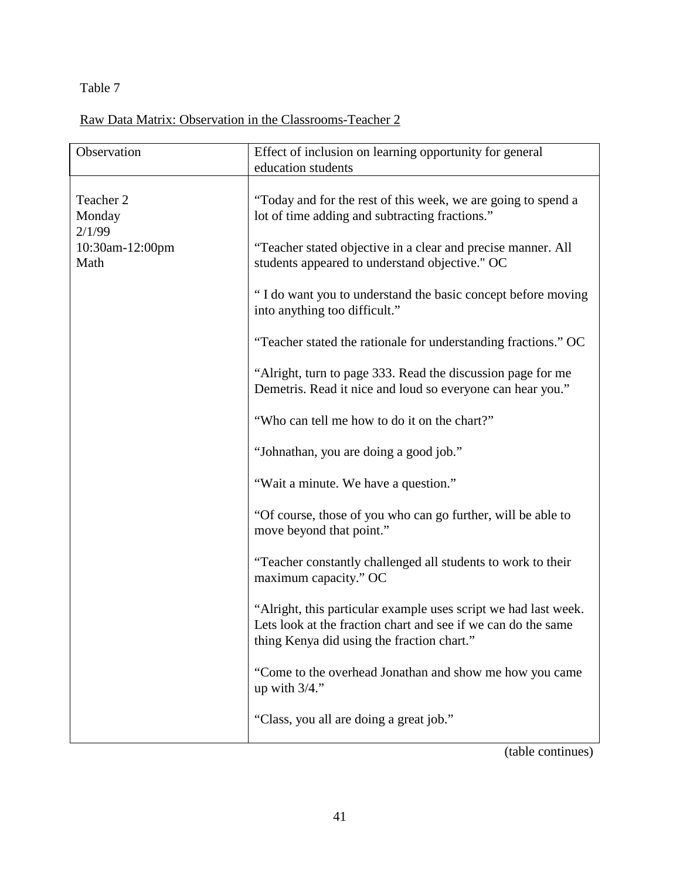Table 7

Raw Data Matrix: Observation in the Classrooms-Teacher 2

| Observation | Effect of inclusion on learning opportunity for general education students |
|---|---|
| Teacher 2<br>Monday<br>2/1/99<br>10:30am-12:00pm<br>Math | "Today and for the rest of this week, we are going to spend a lot of time adding and subtracting fractions."<br><br>"Teacher stated objective in a clear and precise manner. All students appeared to understand objective." OC<br><br>" I do want you to understand the basic concept before moving into anything too difficult."<br><br>"Teacher stated the rationale for understanding fractions." OC<br><br>"Alright, turn to page 333. Read the discussion page for me Demetris. Read it nice and loud so everyone can hear you."<br><br>"Who can tell me how to do it on the chart?"<br><br>"Johnathan, you are doing a good job."<br><br>"Wait a minute. We have a question."<br><br>"Of course, those of you who can go further, will be able to move beyond that point."<br><br>"Teacher constantly challenged all students to work to their maximum capacity." OC<br><br>"Alright, this particular example uses script we had last week. Lets look at the fraction chart and see if we can do the same thing Kenya did using the fraction chart."<br><br>"Come to the overhead Jonathan and show me how you came up with 3/4."<br><br>"Class, you all are doing a great job." |

(table continues)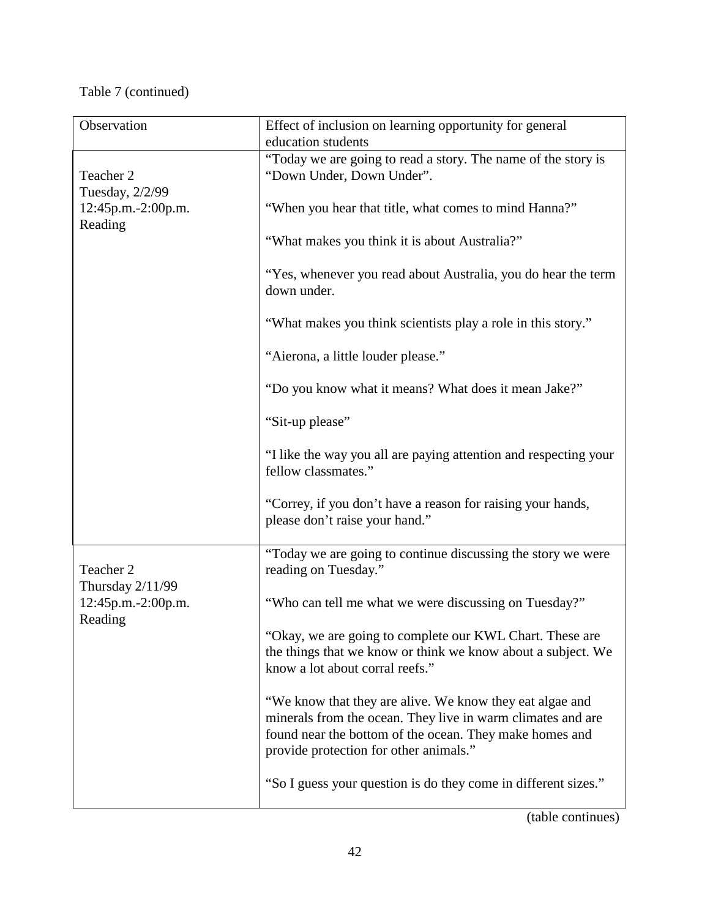Table 7 (continued)

| Observation | Effect of inclusion on learning opportunity for general education students |
|---|---|
| Teacher 2<br>Tuesday, 2/2/99<br>12:45p.m.-2:00p.m.<br>Reading | "Today we are going to read a story. The name of the story is "Down Under, Down Under".<br><br>"When you hear that title, what comes to mind Hanna?"<br><br>"What makes you think it is about Australia?"<br><br>"Yes, whenever you read about Australia, you do hear the term down under.<br><br>"What makes you think scientists play a role in this story."<br><br>"Aierona, a little louder please."<br><br>"Do you know what it means? What does it mean Jake?"<br><br>"Sit-up please"<br><br>"I like the way you all are paying attention and respecting your fellow classmates."<br><br>"Correy, if you don't have a reason for raising your hands, please don't raise your hand." |
| Teacher 2<br>Thursday 2/11/99<br>12:45p.m.-2:00p.m.<br>Reading | "Today we are going to continue discussing the story we were reading on Tuesday."<br><br>"Who can tell me what we were discussing on Tuesday?"<br><br>"Okay, we are going to complete our KWL Chart. These are the things that we know or think we know about a subject. We know a lot about corral reefs."<br><br>"We know that they are alive. We know they eat algae and minerals from the ocean. They live in warm climates and are found near the bottom of the ocean. They make homes and provide protection for other animals."<br><br>"So I guess your question is do they come in different sizes." |

(table continues)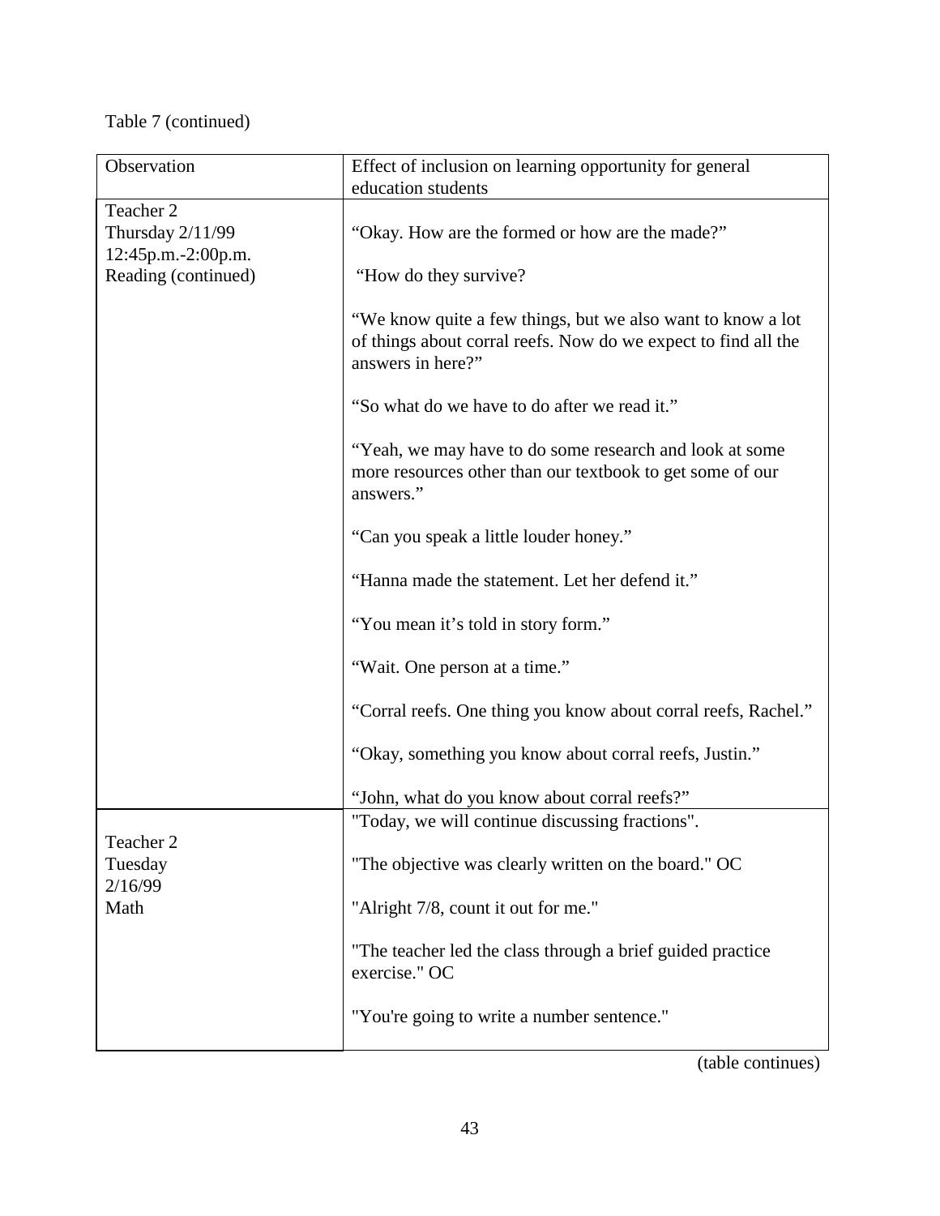Table 7 (continued)

| Observation | Effect of inclusion on learning opportunity for general education students |
|---|---|
| Teacher 2<br>Thursday 2/11/99<br>12:45p.m.-2:00p.m.<br>Reading (continued) | "Okay. How are the formed or how are the made?"<br><br>"How do they survive?<br><br>"We know quite a few things, but we also want to know a lot of things about corral reefs. Now do we expect to find all the answers in here?"<br><br>"So what do we have to do after we read it."<br><br>"Yeah, we may have to do some research and look at some more resources other than our textbook to get some of our answers."<br><br>"Can you speak a little louder honey."<br><br>"Hanna made the statement. Let her defend it."<br><br>"You mean it's told in story form."<br><br>"Wait. One person at a time."<br><br>"Corral reefs. One thing you know about corral reefs, Rachel."<br><br>"Okay, something you know about corral reefs, Justin."<br><br>"John, what do you know about corral reefs?" |
| Teacher 2<br>Tuesday<br>2/16/99<br>Math | "Today, we will continue discussing fractions".<br><br>"The objective was clearly written on the board." OC<br><br>"Alright 7/8, count it out for me."<br><br>"The teacher led the class through a brief guided practice exercise." OC<br><br>"You're going to write a number sentence." |

(table continues)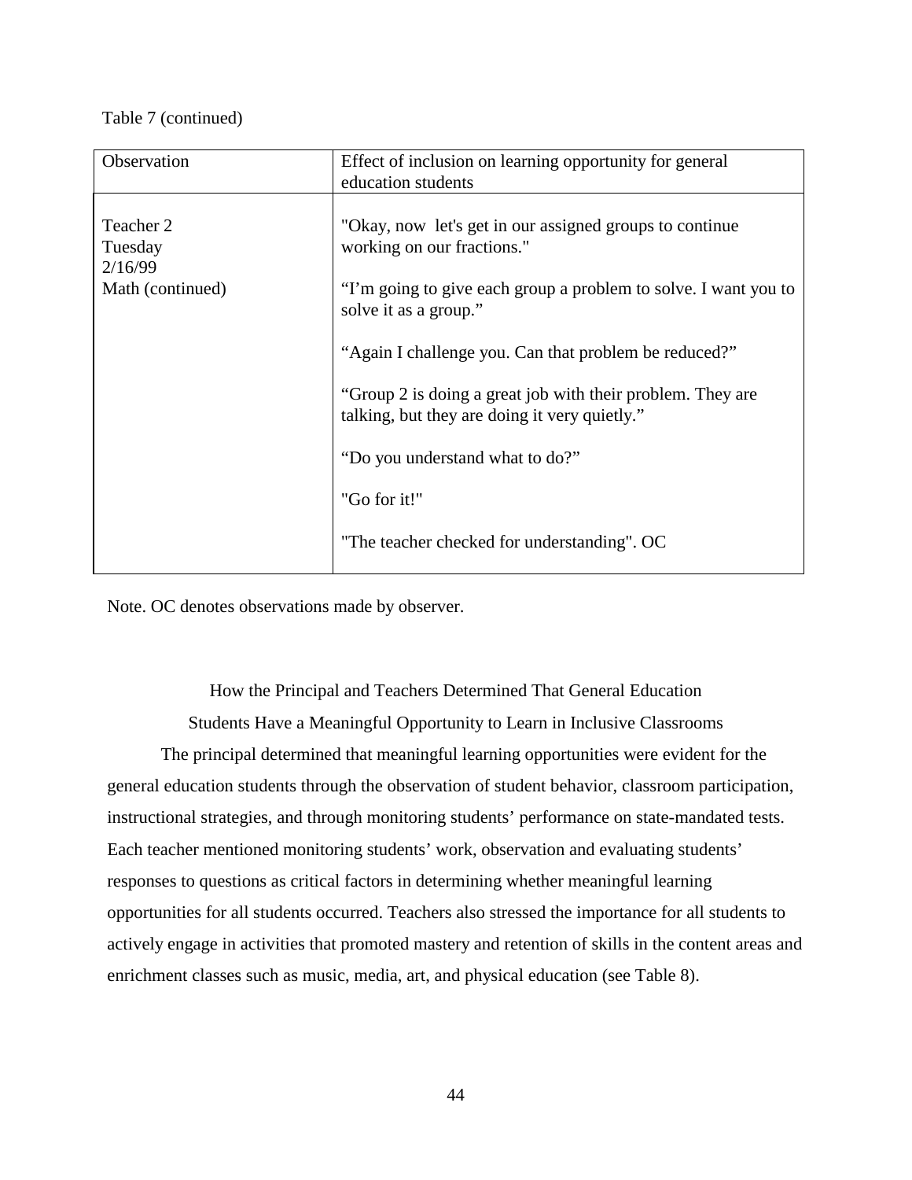Table 7 (continued)

| Observation | Effect of inclusion on learning opportunity for general education students |
|---|---|
| Teacher 2<br>Tuesday<br>2/16/99<br>Math (continued) | "Okay, now let's get in our assigned groups to continue working on our fractions."<br><br>"I'm going to give each group a problem to solve. I want you to solve it as a group."<br><br>"Again I challenge you. Can that problem be reduced?"<br><br>"Group 2 is doing a great job with their problem. They are talking, but they are doing it very quietly."<br><br>"Do you understand what to do?"<br><br>"Go for it!"<br><br>"The teacher checked for understanding". OC |

Note. OC denotes observations made by observer.

## How the Principal and Teachers Determined That General Education Students Have a Meaningful Opportunity to Learn in Inclusive Classrooms

The principal determined that meaningful learning opportunities were evident for the general education students through the observation of student behavior, classroom participation, instructional strategies, and through monitoring students' performance on state-mandated tests. Each teacher mentioned monitoring students' work, observation and evaluating students' responses to questions as critical factors in determining whether meaningful learning opportunities for all students occurred. Teachers also stressed the importance for all students to actively engage in activities that promoted mastery and retention of skills in the content areas and enrichment classes such as music, media, art, and physical education (see Table 8).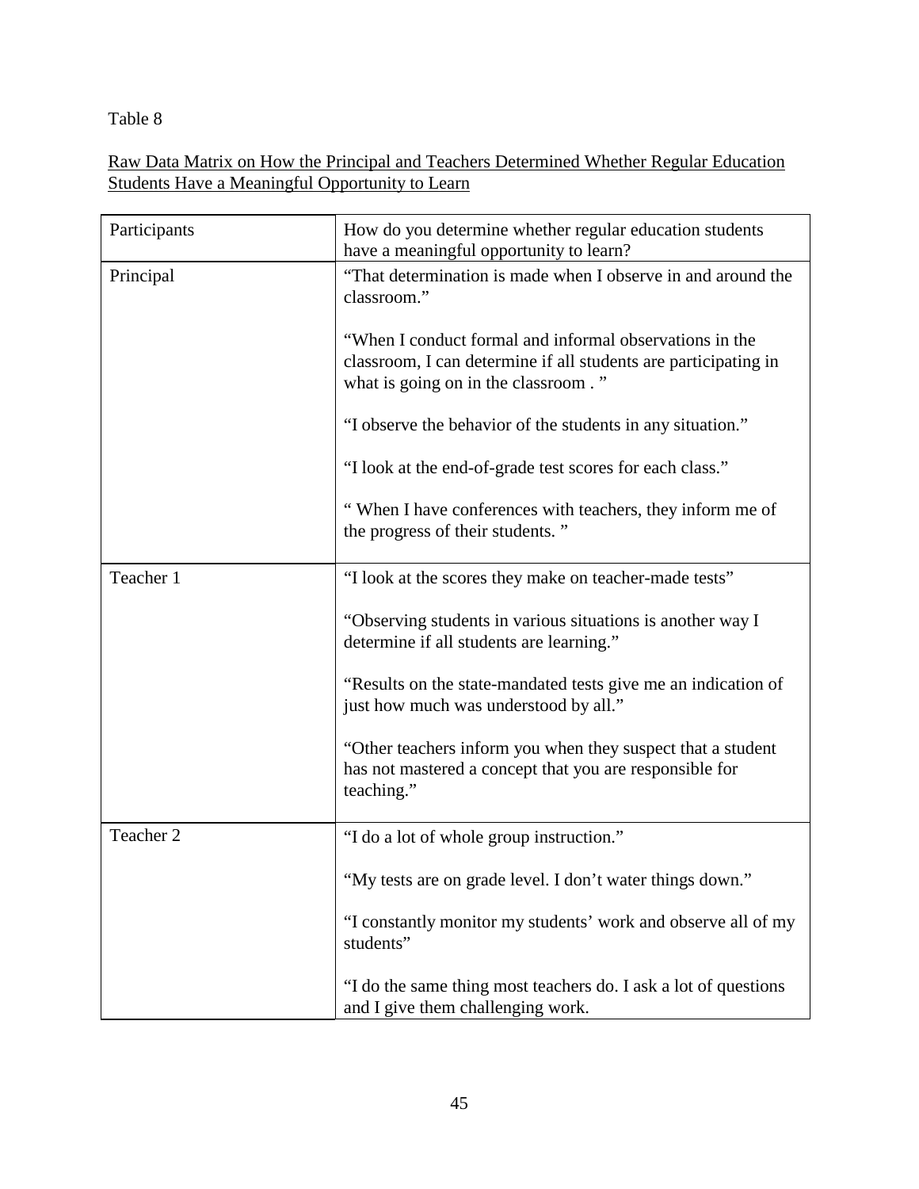Table 8

Raw Data Matrix on How the Principal and Teachers Determined Whether Regular Education Students Have a Meaningful Opportunity to Learn

| Participants | How do you determine whether regular education students have a meaningful opportunity to learn? |
|---|---|
| Principal | "That determination is made when I observe in and around the classroom."<br><br>"When I conduct formal and informal observations in the classroom, I can determine if all students are participating in what is going on in the classroom . "<br><br>"I observe the behavior of the students in any situation."<br><br>"I look at the end-of-grade test scores for each class."<br><br>" When I have conferences with teachers, they inform me of the progress of their students. " |
| Teacher 1 | "I look at the scores they make on teacher-made tests"<br><br>"Observing students in various situations is another way I determine if all students are learning."<br><br>"Results on the state-mandated tests give me an indication of just how much was understood by all."<br><br>"Other teachers inform you when they suspect that a student has not mastered a concept that you are responsible for teaching." |
| Teacher 2 | "I do a lot of whole group instruction."<br><br>"My tests are on grade level. I don't water things down."<br><br>"I constantly monitor my students' work and observe all of my students"<br><br>"I do the same thing most teachers do. I ask a lot of questions and I give them challenging work. |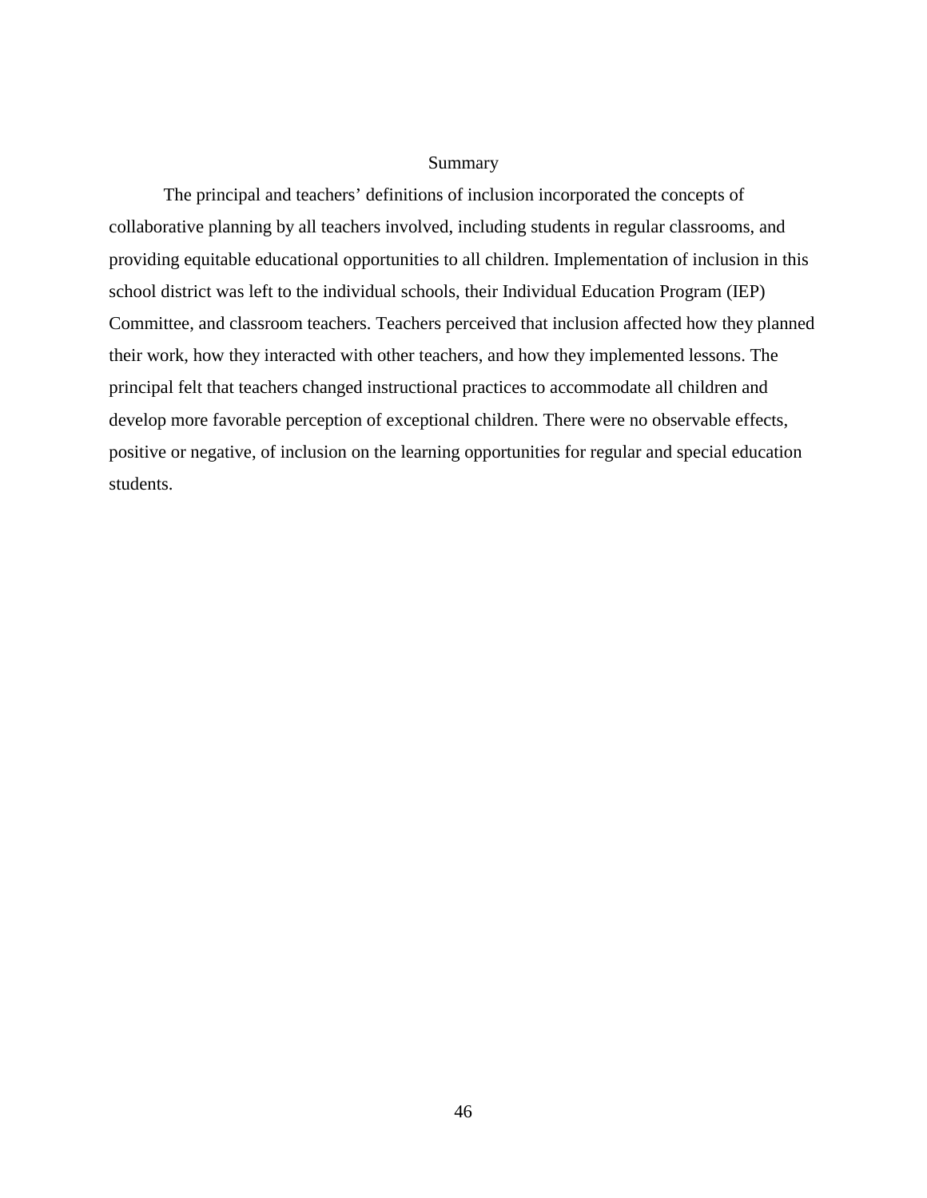## Summary

The principal and teachers' definitions of inclusion incorporated the concepts of collaborative planning by all teachers involved, including students in regular classrooms, and providing equitable educational opportunities to all children. Implementation of inclusion in this school district was left to the individual schools, their Individual Education Program (IEP) Committee, and classroom teachers. Teachers perceived that inclusion affected how they planned their work, how they interacted with other teachers, and how they implemented lessons. The principal felt that teachers changed instructional practices to accommodate all children and develop more favorable perception of exceptional children. There were no observable effects, positive or negative, of inclusion on the learning opportunities for regular and special education students.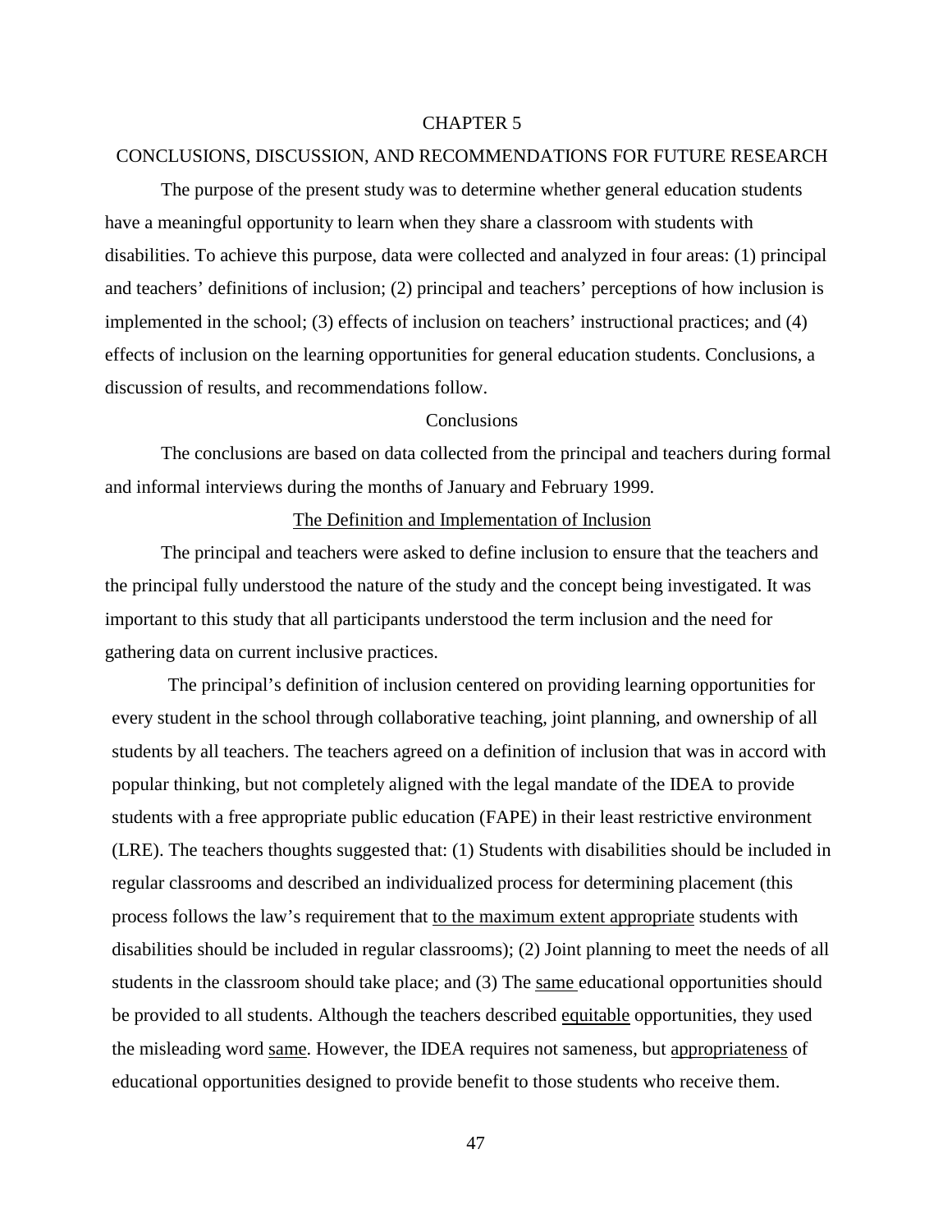# CHAPTER 5

## CONCLUSIONS, DISCUSSION, AND RECOMMENDATIONS FOR FUTURE RESEARCH

The purpose of the present study was to determine whether general education students have a meaningful opportunity to learn when they share a classroom with students with disabilities. To achieve this purpose, data were collected and analyzed in four areas: (1) principal and teachers' definitions of inclusion; (2) principal and teachers' perceptions of how inclusion is implemented in the school; (3) effects of inclusion on teachers' instructional practices; and (4) effects of inclusion on the learning opportunities for general education students. Conclusions, a discussion of results, and recommendations follow.

## Conclusions

The conclusions are based on data collected from the principal and teachers during formal and informal interviews during the months of January and February 1999.

### The Definition and Implementation of Inclusion

The principal and teachers were asked to define inclusion to ensure that the teachers and the principal fully understood the nature of the study and the concept being investigated. It was important to this study that all participants understood the term inclusion and the need for gathering data on current inclusive practices.

The principal's definition of inclusion centered on providing learning opportunities for every student in the school through collaborative teaching, joint planning, and ownership of all students by all teachers. The teachers agreed on a definition of inclusion that was in accord with popular thinking, but not completely aligned with the legal mandate of the IDEA to provide students with a free appropriate public education (FAPE) in their least restrictive environment (LRE). The teachers thoughts suggested that: (1) Students with disabilities should be included in regular classrooms and described an individualized process for determining placement (this process follows the law's requirement that to the maximum extent appropriate students with disabilities should be included in regular classrooms); (2) Joint planning to meet the needs of all students in the classroom should take place; and (3) The same educational opportunities should be provided to all students. Although the teachers described equitable opportunities, they used the misleading word same. However, the IDEA requires not sameness, but appropriateness of educational opportunities designed to provide benefit to those students who receive them.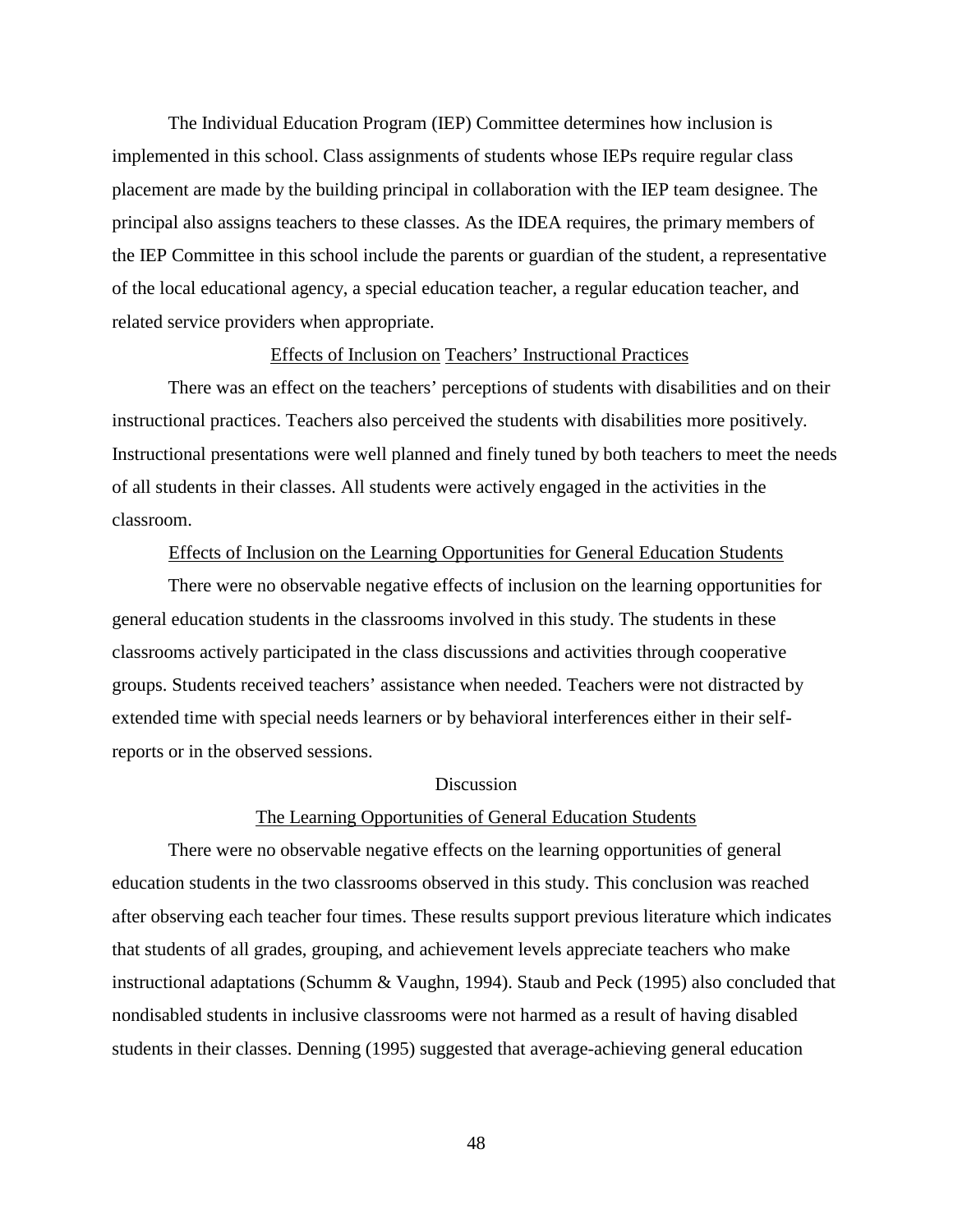The Individual Education Program (IEP) Committee determines how inclusion is implemented in this school. Class assignments of students whose IEPs require regular class placement are made by the building principal in collaboration with the IEP team designee. The principal also assigns teachers to these classes. As the IDEA requires, the primary members of the IEP Committee in this school include the parents or guardian of the student, a representative of the local educational agency, a special education teacher, a regular education teacher, and related service providers when appropriate.

### Effects of Inclusion on Teachers' Instructional Practices

There was an effect on the teachers' perceptions of students with disabilities and on their instructional practices. Teachers also perceived the students with disabilities more positively. Instructional presentations were well planned and finely tuned by both teachers to meet the needs of all students in their classes. All students were actively engaged in the activities in the classroom.

### Effects of Inclusion on the Learning Opportunities for General Education Students

There were no observable negative effects of inclusion on the learning opportunities for general education students in the classrooms involved in this study. The students in these classrooms actively participated in the class discussions and activities through cooperative groups. Students received teachers' assistance when needed. Teachers were not distracted by extended time with special needs learners or by behavioral interferences either in their self-reports or in the observed sessions.

## Discussion

### The Learning Opportunities of General Education Students

There were no observable negative effects on the learning opportunities of general education students in the two classrooms observed in this study. This conclusion was reached after observing each teacher four times. These results support previous literature which indicates that students of all grades, grouping, and achievement levels appreciate teachers who make instructional adaptations (Schumm & Vaughn, 1994). Staub and Peck (1995) also concluded that nondisabled students in inclusive classrooms were not harmed as a result of having disabled students in their classes. Denning (1995) suggested that average-achieving general education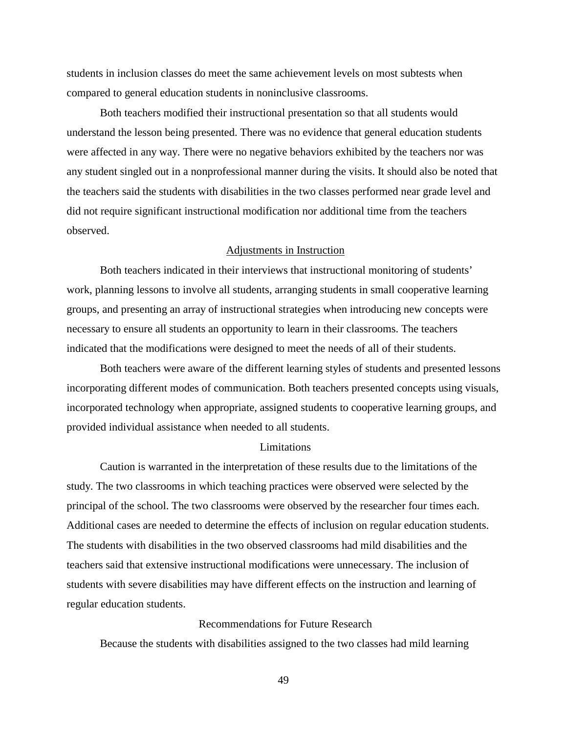students in inclusion classes do meet the same achievement levels on most subtests when compared to general education students in noninclusive classrooms.

Both teachers modified their instructional presentation so that all students would understand the lesson being presented. There was no evidence that general education students were affected in any way. There were no negative behaviors exhibited by the teachers nor was any student singled out in a nonprofessional manner during the visits. It should also be noted that the teachers said the students with disabilities in the two classes performed near grade level and did not require significant instructional modification nor additional time from the teachers observed.

## Adjustments in Instruction

Both teachers indicated in their interviews that instructional monitoring of students' work, planning lessons to involve all students, arranging students in small cooperative learning groups, and presenting an array of instructional strategies when introducing new concepts were necessary to ensure all students an opportunity to learn in their classrooms. The teachers indicated that the modifications were designed to meet the needs of all of their students.

Both teachers were aware of the different learning styles of students and presented lessons incorporating different modes of communication. Both teachers presented concepts using visuals, incorporated technology when appropriate, assigned students to cooperative learning groups, and provided individual assistance when needed to all students.

## Limitations

Caution is warranted in the interpretation of these results due to the limitations of the study. The two classrooms in which teaching practices were observed were selected by the principal of the school. The two classrooms were observed by the researcher four times each. Additional cases are needed to determine the effects of inclusion on regular education students. The students with disabilities in the two observed classrooms had mild disabilities and the teachers said that extensive instructional modifications were unnecessary. The inclusion of students with severe disabilities may have different effects on the instruction and learning of regular education students.

## Recommendations for Future Research

Because the students with disabilities assigned to the two classes had mild learning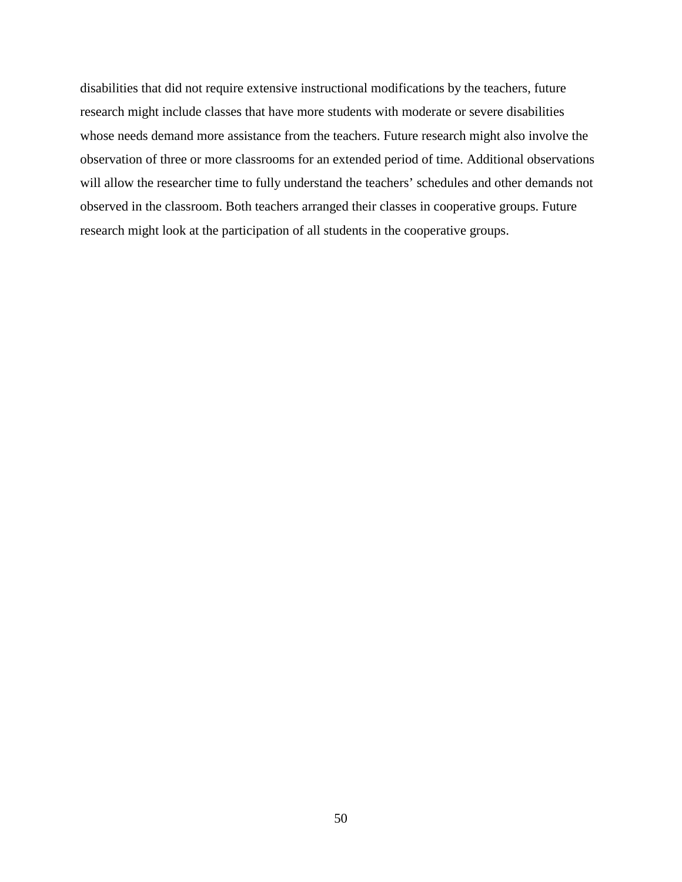disabilities that did not require extensive instructional modifications by the teachers, future research might include classes that have more students with moderate or severe disabilities whose needs demand more assistance from the teachers. Future research might also involve the observation of three or more classrooms for an extended period of time. Additional observations will allow the researcher time to fully understand the teachers' schedules and other demands not observed in the classroom. Both teachers arranged their classes in cooperative groups. Future research might look at the participation of all students in the cooperative groups.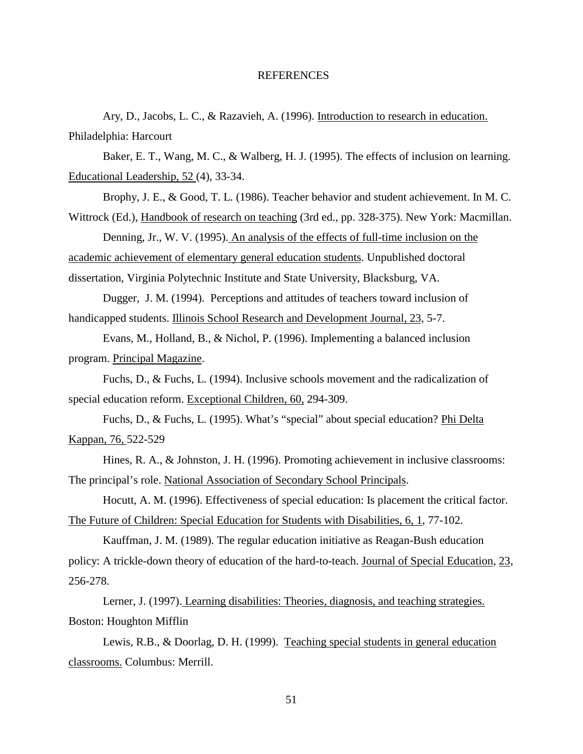# REFERENCES

Ary, D., Jacobs, L. C., & Razavieh, A. (1996). Introduction to research in education. Philadelphia: Harcourt

Baker, E. T., Wang, M. C., & Walberg, H. J. (1995). The effects of inclusion on learning. Educational Leadership, 52 (4), 33-34.

Brophy, J. E., & Good, T. L. (1986). Teacher behavior and student achievement. In M. C. Wittrock (Ed.), Handbook of research on teaching (3rd ed., pp. 328-375). New York: Macmillan.

Denning, Jr., W. V. (1995). An analysis of the effects of full-time inclusion on the academic achievement of elementary general education students. Unpublished doctoral dissertation, Virginia Polytechnic Institute and State University, Blacksburg, VA.

Dugger, J. M. (1994). Perceptions and attitudes of teachers toward inclusion of handicapped students. Illinois School Research and Development Journal, 23, 5-7.

Evans, M., Holland, B., & Nichol, P. (1996). Implementing a balanced inclusion program. Principal Magazine.

Fuchs, D., & Fuchs, L. (1994). Inclusive schools movement and the radicalization of special education reform. Exceptional Children, 60, 294-309.

Fuchs, D., & Fuchs, L. (1995). What's "special" about special education? Phi Delta Kappan, 76, 522-529

Hines, R. A., & Johnston, J. H. (1996). Promoting achievement in inclusive classrooms: The principal's role. National Association of Secondary School Principals.

Hocutt, A. M. (1996). Effectiveness of special education: Is placement the critical factor. The Future of Children: Special Education for Students with Disabilities, 6, 1, 77-102.

Kauffman, J. M. (1989). The regular education initiative as Reagan-Bush education policy: A trickle-down theory of education of the hard-to-teach. Journal of Special Education, 23, 256-278.

Lerner, J. (1997). Learning disabilities: Theories, diagnosis, and teaching strategies. Boston: Houghton Mifflin

Lewis, R.B., & Doorlag, D. H. (1999). Teaching special students in general education classrooms. Columbus: Merrill.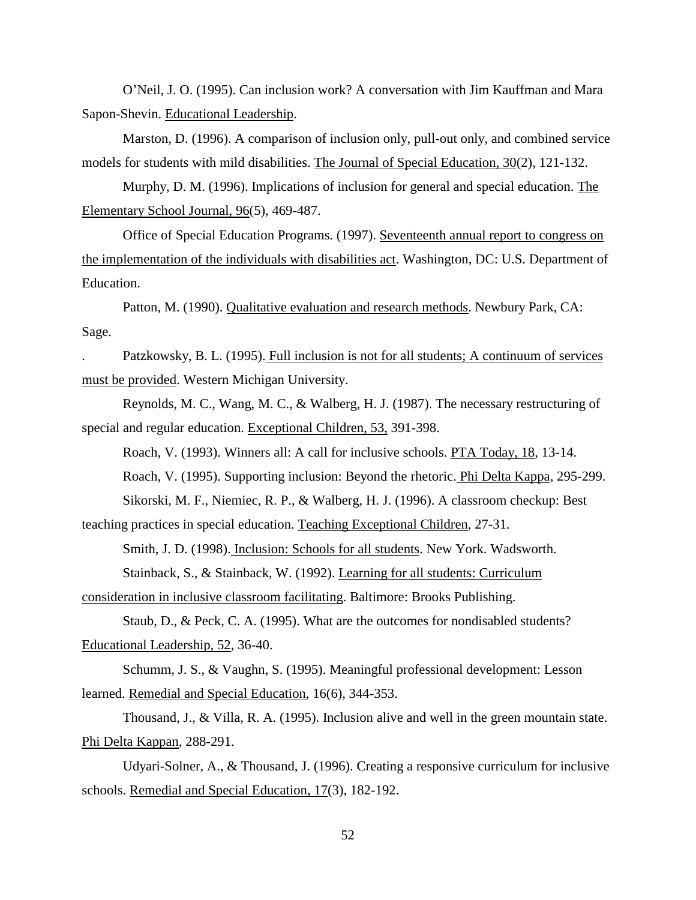O'Neil, J. O. (1995). Can inclusion work? A conversation with Jim Kauffman and Mara Sapon-Shevin. Educational Leadership.

Marston, D. (1996). A comparison of inclusion only, pull-out only, and combined service models for students with mild disabilities. The Journal of Special Education, 30(2), 121-132.

Murphy, D. M. (1996). Implications of inclusion for general and special education. The Elementary School Journal, 96(5), 469-487.

Office of Special Education Programs. (1997). Seventeenth annual report to congress on the implementation of the individuals with disabilities act. Washington, DC: U.S. Department of Education.

Patton, M. (1990). Qualitative evaluation and research methods. Newbury Park, CA: Sage.

. Patzkowsky, B. L. (1995). Full inclusion is not for all students; A continuum of services must be provided. Western Michigan University.

Reynolds, M. C., Wang, M. C., & Walberg, H. J. (1987). The necessary restructuring of special and regular education. Exceptional Children, 53, 391-398.

Roach, V. (1993). Winners all: A call for inclusive schools. PTA Today, 18, 13-14.

Roach, V. (1995). Supporting inclusion: Beyond the rhetoric. Phi Delta Kappa, 295-299.

Sikorski, M. F., Niemiec, R. P., & Walberg, H. J. (1996). A classroom checkup: Best teaching practices in special education. Teaching Exceptional Children, 27-31.

Smith, J. D. (1998). Inclusion: Schools for all students. New York. Wadsworth.

Stainback, S., & Stainback, W. (1992). Learning for all students: Curriculum consideration in inclusive classroom facilitating. Baltimore: Brooks Publishing.

Staub, D., & Peck, C. A. (1995). What are the outcomes for nondisabled students? Educational Leadership, 52, 36-40.

Schumm, J. S., & Vaughn, S. (1995). Meaningful professional development: Lesson learned. Remedial and Special Education, 16(6), 344-353.

Thousand, J., & Villa, R. A. (1995). Inclusion alive and well in the green mountain state. Phi Delta Kappan, 288-291.

Udyari-Solner, A., & Thousand, J. (1996). Creating a responsive curriculum for inclusive schools. Remedial and Special Education, 17(3), 182-192.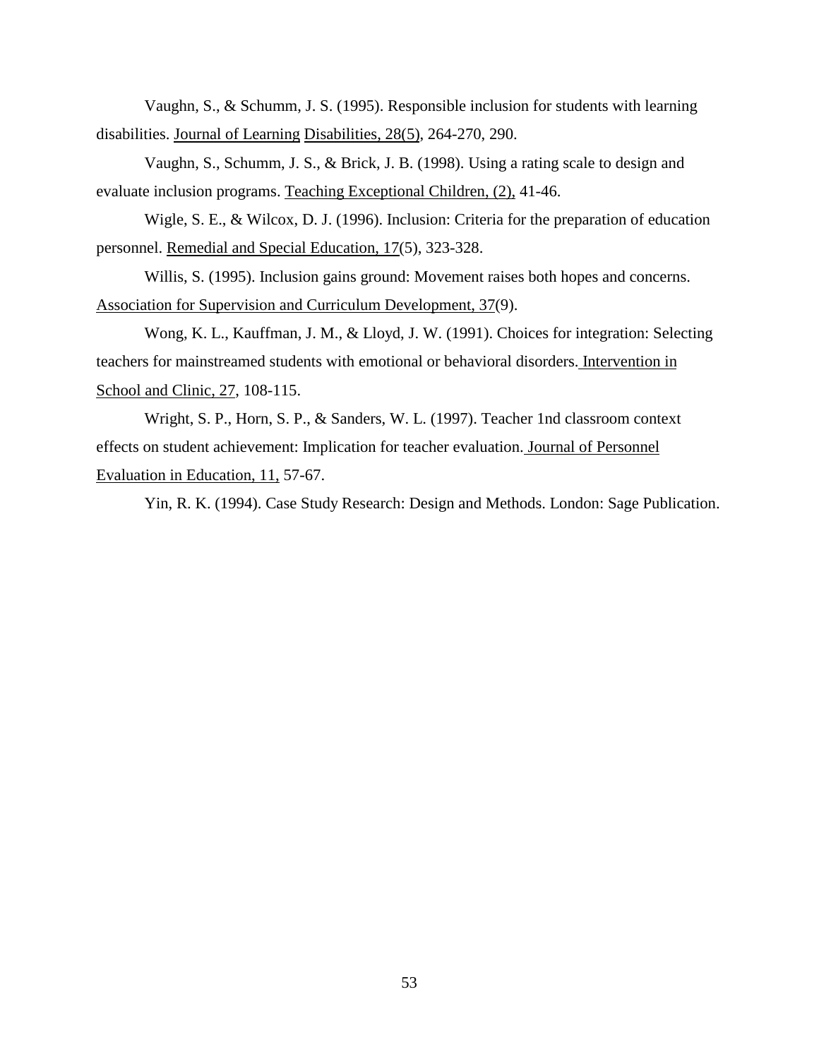Vaughn, S., & Schumm, J. S. (1995). Responsible inclusion for students with learning disabilities. Journal of Learning Disabilities, 28(5), 264-270, 290.

Vaughn, S., Schumm, J. S., & Brick, J. B. (1998). Using a rating scale to design and evaluate inclusion programs. Teaching Exceptional Children, (2), 41-46.

Wigle, S. E., & Wilcox, D. J. (1996). Inclusion: Criteria for the preparation of education personnel. Remedial and Special Education, 17(5), 323-328.

Willis, S. (1995). Inclusion gains ground: Movement raises both hopes and concerns. Association for Supervision and Curriculum Development, 37(9).

Wong, K. L., Kauffman, J. M., & Lloyd, J. W. (1991). Choices for integration: Selecting teachers for mainstreamed students with emotional or behavioral disorders. Intervention in School and Clinic, 27, 108-115.

Wright, S. P., Horn, S. P., & Sanders, W. L. (1997). Teacher 1nd classroom context effects on student achievement: Implication for teacher evaluation. Journal of Personnel Evaluation in Education, 11, 57-67.

Yin, R. K. (1994). Case Study Research: Design and Methods. London: Sage Publication.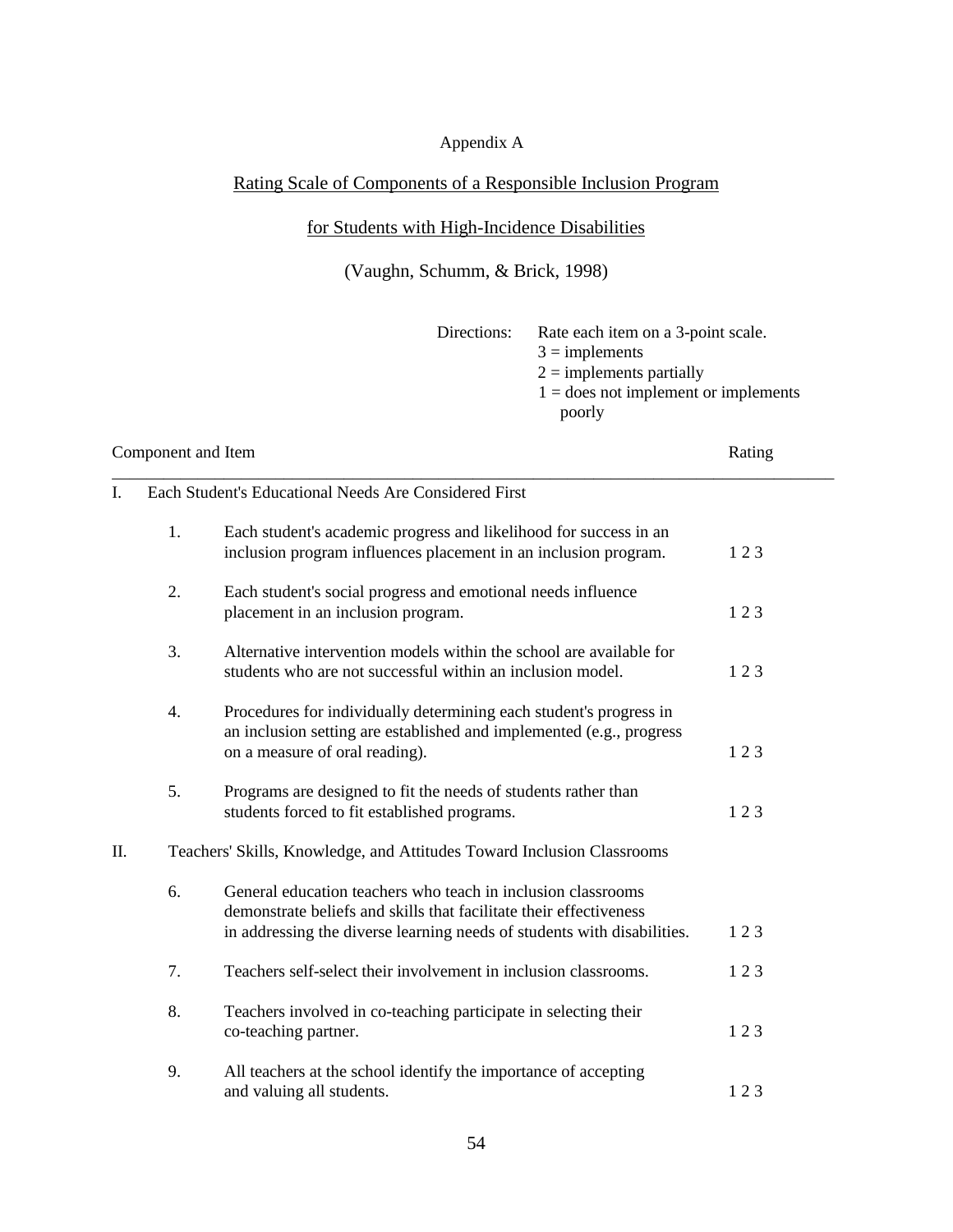# Appendix A

## Rating Scale of Components of a Responsible Inclusion Program for Students with High-Incidence Disabilities

(Vaughn, Schumm, & Brick, 1998)

Directions: Rate each item on a 3-point scale.
3 = implements
2 = implements partially
1 = does not implement or implements poorly

| Component and Item | | Rating |
|---|---|---|
| **I.** | **Each Student's Educational Needs Are Considered First** | |
| 1. | Each student's academic progress and likelihood for success in an inclusion program influences placement in an inclusion program. | 1 2 3 |
| 2. | Each student's social progress and emotional needs influence placement in an inclusion program. | 1 2 3 |
| 3. | Alternative intervention models within the school are available for students who are not successful within an inclusion model. | 1 2 3 |
| 4. | Procedures for individually determining each student's progress in an inclusion setting are established and implemented (e.g., progress on a measure of oral reading). | 1 2 3 |
| 5. | Programs are designed to fit the needs of students rather than students forced to fit established programs. | 1 2 3 |
| **II.** | **Teachers' Skills, Knowledge, and Attitudes Toward Inclusion Classrooms** | |
| 6. | General education teachers who teach in inclusion classrooms demonstrate beliefs and skills that facilitate their effectiveness in addressing the diverse learning needs of students with disabilities. | 1 2 3 |
| 7. | Teachers self-select their involvement in inclusion classrooms. | 1 2 3 |
| 8. | Teachers involved in co-teaching participate in selecting their co-teaching partner. | 1 2 3 |
| 9. | All teachers at the school identify the importance of accepting and valuing all students. | 1 2 3 |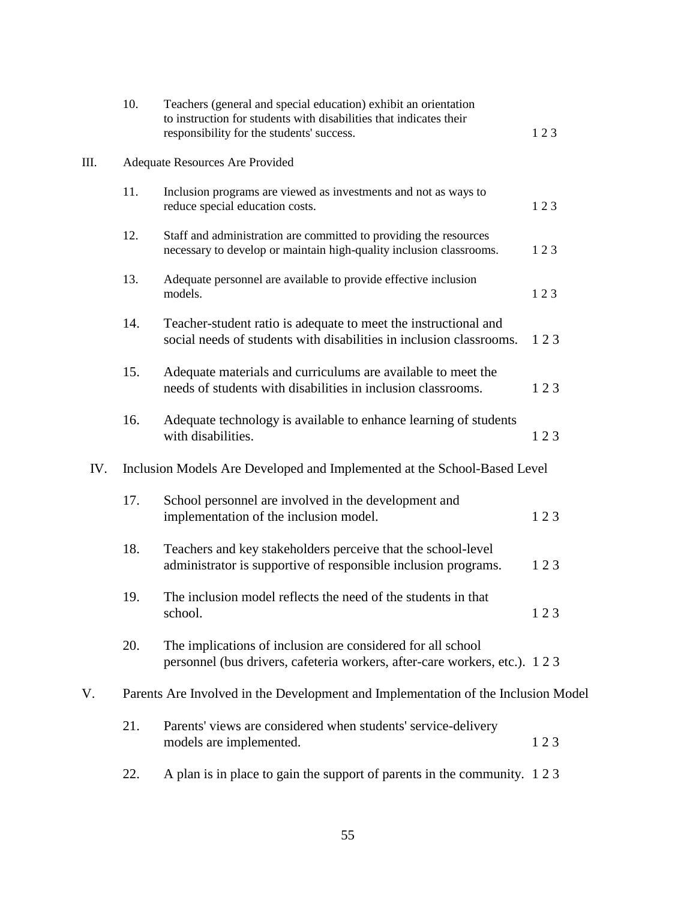10. Teachers (general and special education) exhibit an orientation to instruction for students with disabilities that indicates their responsibility for the students' success. 1 2 3

III. Adequate Resources Are Provided

11. Inclusion programs are viewed as investments and not as ways to reduce special education costs. 1 2 3

12. Staff and administration are committed to providing the resources necessary to develop or maintain high-quality inclusion classrooms. 1 2 3

13. Adequate personnel are available to provide effective inclusion models. 1 2 3

14. Teacher-student ratio is adequate to meet the instructional and social needs of students with disabilities in inclusion classrooms. 1 2 3

15. Adequate materials and curriculums are available to meet the needs of students with disabilities in inclusion classrooms. 1 2 3

16. Adequate technology is available to enhance learning of students with disabilities. 1 2 3

IV. Inclusion Models Are Developed and Implemented at the School-Based Level

17. School personnel are involved in the development and implementation of the inclusion model. 1 2 3

18. Teachers and key stakeholders perceive that the school-level administrator is supportive of responsible inclusion programs. 1 2 3

19. The inclusion model reflects the need of the students in that school. 1 2 3

20. The implications of inclusion are considered for all school personnel (bus drivers, cafeteria workers, after-care workers, etc.). 1 2 3

V. Parents Are Involved in the Development and Implementation of the Inclusion Model

21. Parents' views are considered when students' service-delivery models are implemented. 1 2 3

22. A plan is in place to gain the support of parents in the community. 1 2 3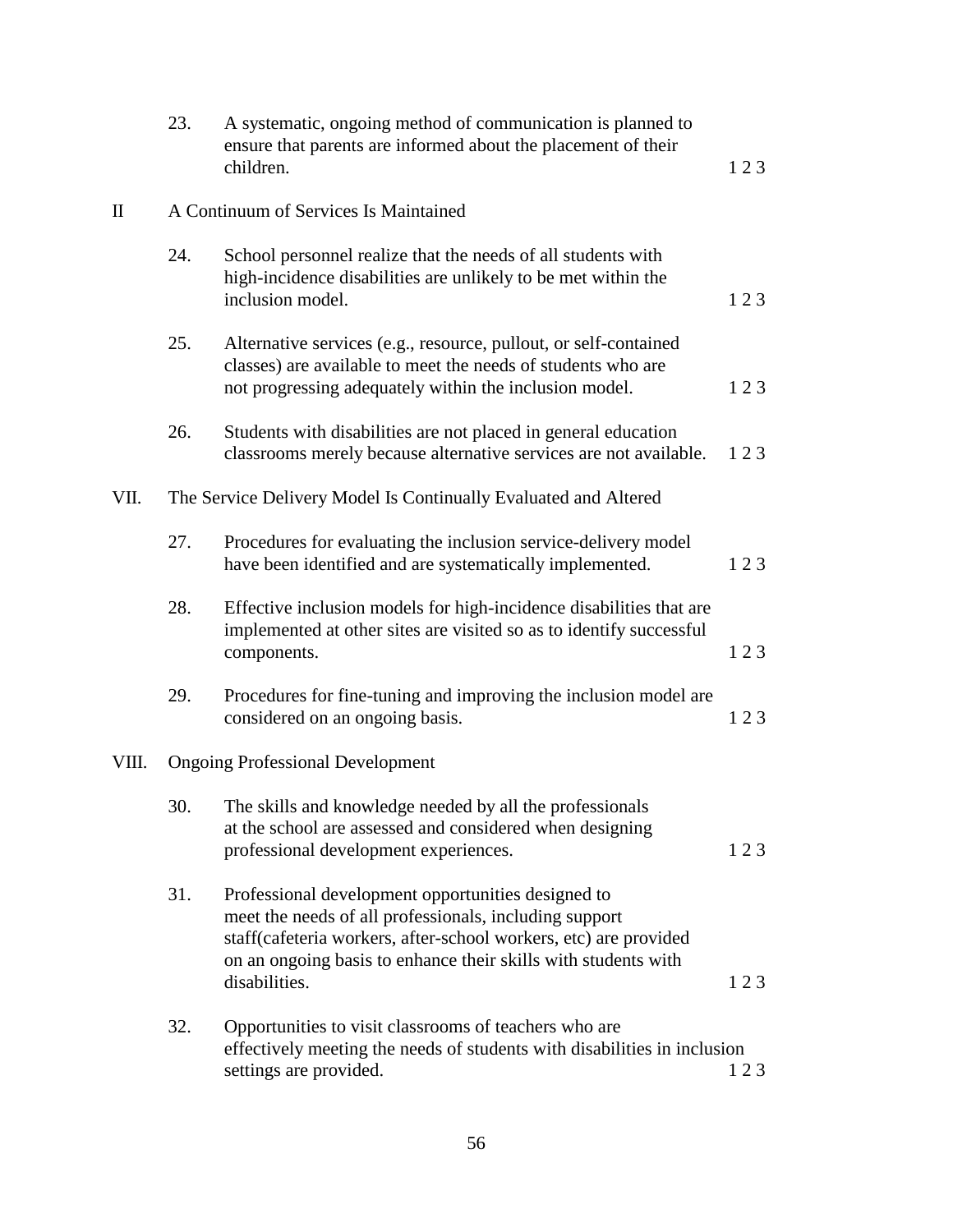23. A systematic, ongoing method of communication is planned to ensure that parents are informed about the placement of their children. 1 2 3

II A Continuum of Services Is Maintained

24. School personnel realize that the needs of all students with high-incidence disabilities are unlikely to be met within the inclusion model. 1 2 3

25. Alternative services (e.g., resource, pullout, or self-contained classes) are available to meet the needs of students who are not progressing adequately within the inclusion model. 1 2 3

26. Students with disabilities are not placed in general education classrooms merely because alternative services are not available. 1 2 3

VII. The Service Delivery Model Is Continually Evaluated and Altered

27. Procedures for evaluating the inclusion service-delivery model have been identified and are systematically implemented. 1 2 3

28. Effective inclusion models for high-incidence disabilities that are implemented at other sites are visited so as to identify successful components. 1 2 3

29. Procedures for fine-tuning and improving the inclusion model are considered on an ongoing basis. 1 2 3

VIII. Ongoing Professional Development

30. The skills and knowledge needed by all the professionals at the school are assessed and considered when designing professional development experiences. 1 2 3

31. Professional development opportunities designed to meet the needs of all professionals, including support staff(cafeteria workers, after-school workers, etc) are provided on an ongoing basis to enhance their skills with students with disabilities. 1 2 3

32. Opportunities to visit classrooms of teachers who are effectively meeting the needs of students with disabilities in inclusion settings are provided. 1 2 3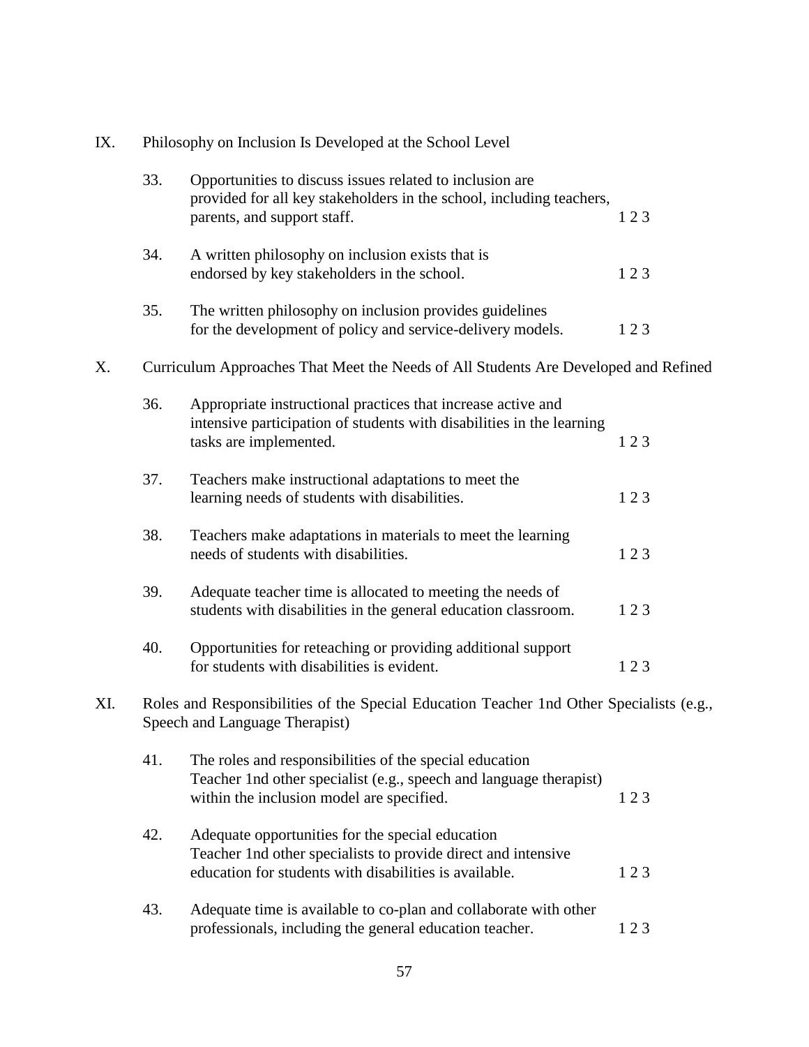IX. Philosophy on Inclusion Is Developed at the School Level

33. Opportunities to discuss issues related to inclusion are provided for all key stakeholders in the school, including teachers, parents, and support staff. 1 2 3

34. A written philosophy on inclusion exists that is endorsed by key stakeholders in the school. 1 2 3

35. The written philosophy on inclusion provides guidelines for the development of policy and service-delivery models. 1 2 3

X. Curriculum Approaches That Meet the Needs of All Students Are Developed and Refined

36. Appropriate instructional practices that increase active and intensive participation of students with disabilities in the learning tasks are implemented. 1 2 3

37. Teachers make instructional adaptations to meet the learning needs of students with disabilities. 1 2 3

38. Teachers make adaptations in materials to meet the learning needs of students with disabilities. 1 2 3

39. Adequate teacher time is allocated to meeting the needs of students with disabilities in the general education classroom. 1 2 3

40. Opportunities for reteaching or providing additional support for students with disabilities is evident. 1 2 3

XI. Roles and Responsibilities of the Special Education Teacher 1nd Other Specialists (e.g., Speech and Language Therapist)

41. The roles and responsibilities of the special education Teacher 1nd other specialist (e.g., speech and language therapist) within the inclusion model are specified. 1 2 3

42. Adequate opportunities for the special education Teacher 1nd other specialists to provide direct and intensive education for students with disabilities is available. 1 2 3

43. Adequate time is available to co-plan and collaborate with other professionals, including the general education teacher. 1 2 3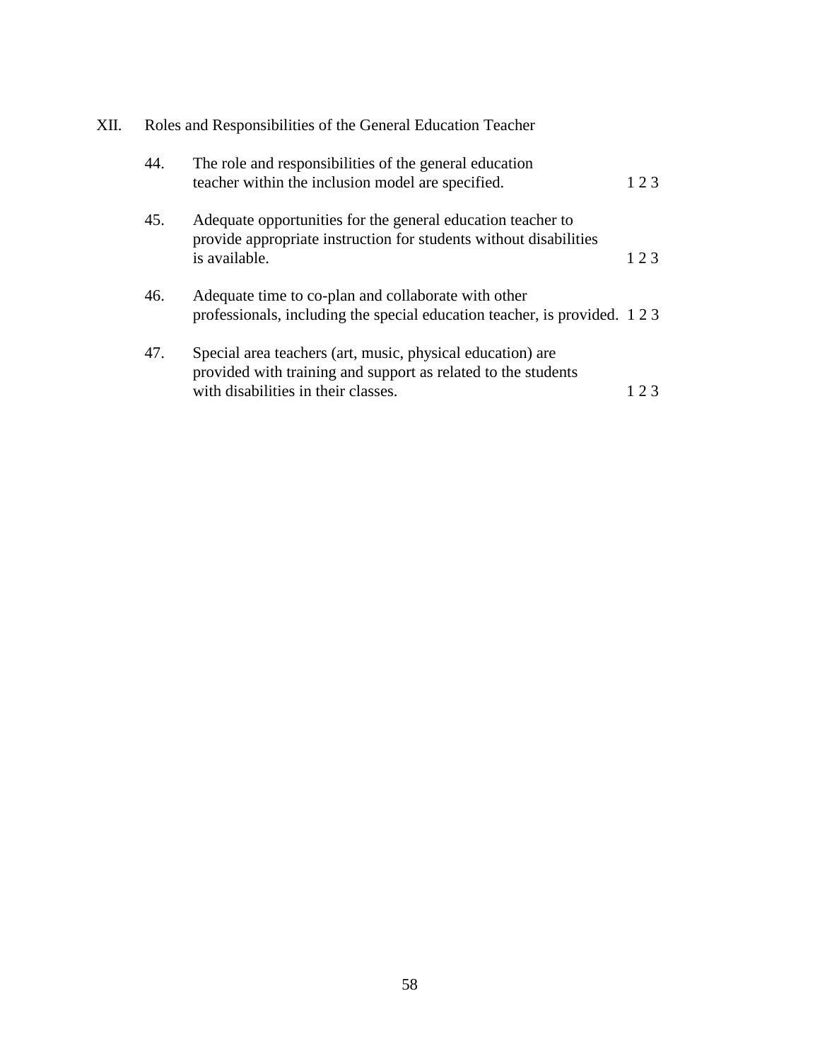XII. Roles and Responsibilities of the General Education Teacher

44. The role and responsibilities of the general education teacher within the inclusion model are specified. 1 2 3

45. Adequate opportunities for the general education teacher to provide appropriate instruction for students without disabilities is available. 1 2 3

46. Adequate time to co-plan and collaborate with other professionals, including the special education teacher, is provided. 1 2 3

47. Special area teachers (art, music, physical education) are provided with training and support as related to the students with disabilities in their classes. 1 2 3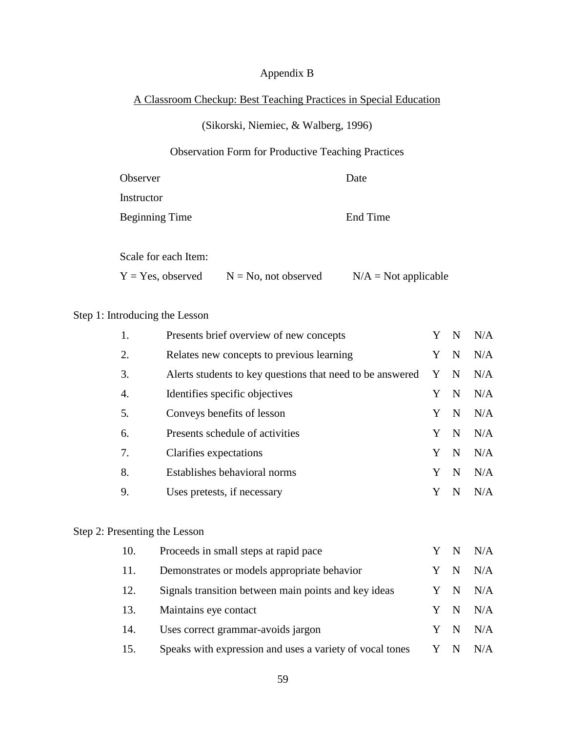# Appendix B

## A Classroom Checkup: Best Teaching Practices in Special Education

(Sikorski, Niemiec, & Walberg, 1996)

Observation Form for Productive Teaching Practices

Observer Date

Instructor

Beginning Time End Time

Scale for each Item:

Y = Yes, observed N = No, not observed N/A = Not applicable

Step 1: Introducing the Lesson

| | | | | |
|---|---|---|---|---|
| 1. | Presents brief overview of new concepts | Y | N | N/A |
| 2. | Relates new concepts to previous learning | Y | N | N/A |
| 3. | Alerts students to key questions that need to be answered | Y | N | N/A |
| 4. | Identifies specific objectives | Y | N | N/A |
| 5. | Conveys benefits of lesson | Y | N | N/A |
| 6. | Presents schedule of activities | Y | N | N/A |
| 7. | Clarifies expectations | Y | N | N/A |
| 8. | Establishes behavioral norms | Y | N | N/A |
| 9. | Uses pretests, if necessary | Y | N | N/A |

Step 2: Presenting the Lesson

| | | | | |
|---|---|---|---|---|
| 10. | Proceeds in small steps at rapid pace | Y | N | N/A |
| 11. | Demonstrates or models appropriate behavior | Y | N | N/A |
| 12. | Signals transition between main points and key ideas | Y | N | N/A |
| 13. | Maintains eye contact | Y | N | N/A |
| 14. | Uses correct grammar-avoids jargon | Y | N | N/A |
| 15. | Speaks with expression and uses a variety of vocal tones | Y | N | N/A |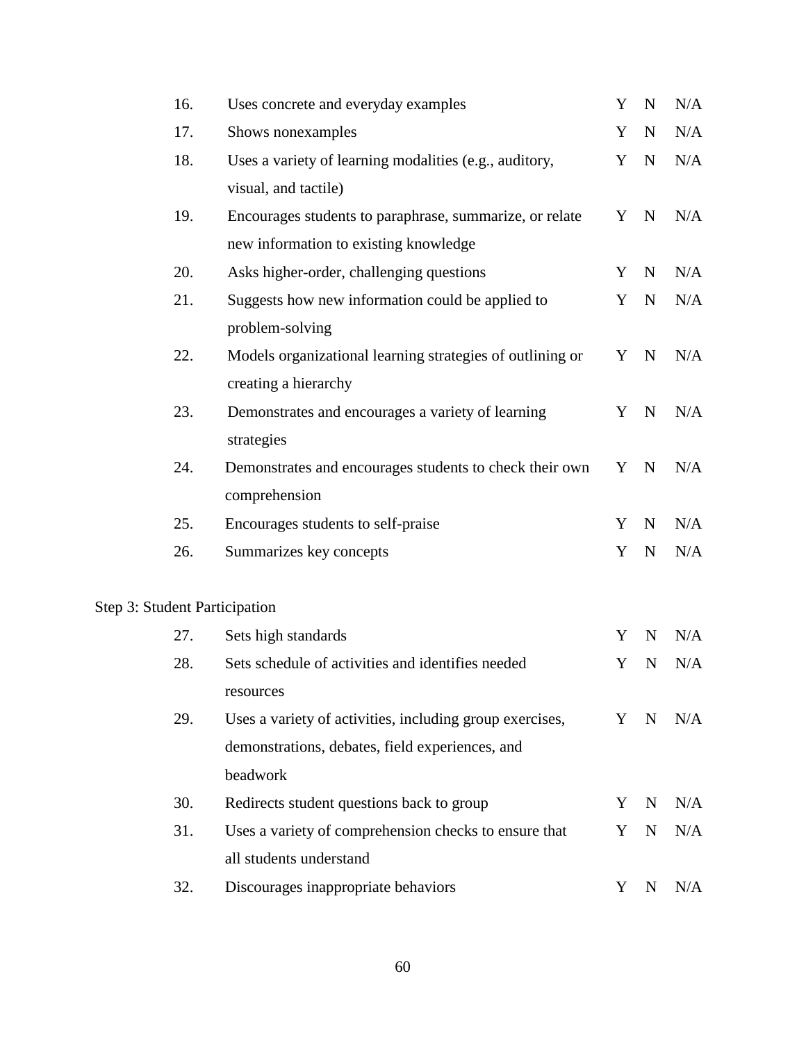| | | | | |
|---|---|---|---|---|
| 16. | Uses concrete and everyday examples | Y | N | N/A |
| 17. | Shows nonexamples | Y | N | N/A |
| 18. | Uses a variety of learning modalities (e.g., auditory, visual, and tactile) | Y | N | N/A |
| 19. | Encourages students to paraphrase, summarize, or relate new information to existing knowledge | Y | N | N/A |
| 20. | Asks higher-order, challenging questions | Y | N | N/A |
| 21. | Suggests how new information could be applied to problem-solving | Y | N | N/A |
| 22. | Models organizational learning strategies of outlining or creating a hierarchy | Y | N | N/A |
| 23. | Demonstrates and encourages a variety of learning strategies | Y | N | N/A |
| 24. | Demonstrates and encourages students to check their own comprehension | Y | N | N/A |
| 25. | Encourages students to self-praise | Y | N | N/A |
| 26. | Summarizes key concepts | Y | N | N/A |

Step 3: Student Participation

| | | | | |
|---|---|---|---|---|
| 27. | Sets high standards | Y | N | N/A |
| 28. | Sets schedule of activities and identifies needed resources | Y | N | N/A |
| 29. | Uses a variety of activities, including group exercises, demonstrations, debates, field experiences, and beadwork | Y | N | N/A |
| 30. | Redirects student questions back to group | Y | N | N/A |
| 31. | Uses a variety of comprehension checks to ensure that all students understand | Y | N | N/A |
| 32. | Discourages inappropriate behaviors | Y | N | N/A |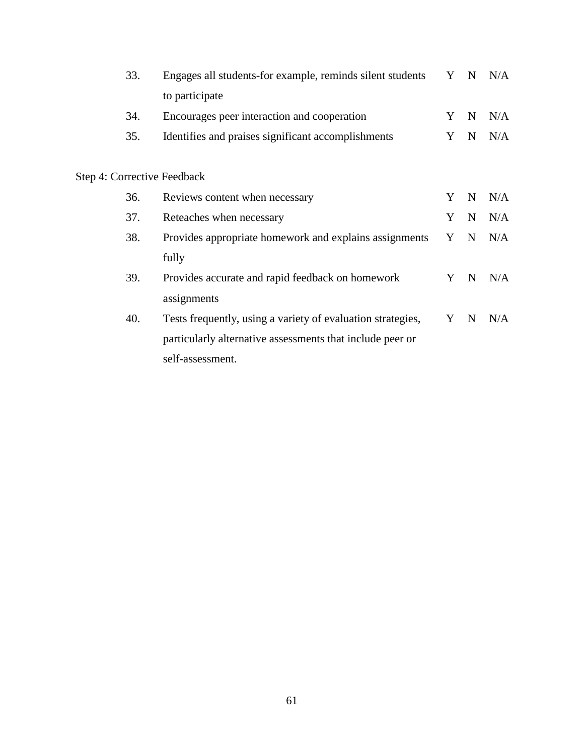| | | | | |
|---|---|---|---|---|
| 33. | Engages all students-for example, reminds silent students to participate | Y | N | N/A |
| 34. | Encourages peer interaction and cooperation | Y | N | N/A |
| 35. | Identifies and praises significant accomplishments | Y | N | N/A |

Step 4: Corrective Feedback

| | | | | |
|---|---|---|---|---|
| 36. | Reviews content when necessary | Y | N | N/A |
| 37. | Reteaches when necessary | Y | N | N/A |
| 38. | Provides appropriate homework and explains assignments fully | Y | N | N/A |
| 39. | Provides accurate and rapid feedback on homework assignments | Y | N | N/A |
| 40. | Tests frequently, using a variety of evaluation strategies, particularly alternative assessments that include peer or self-assessment. | Y | N | N/A |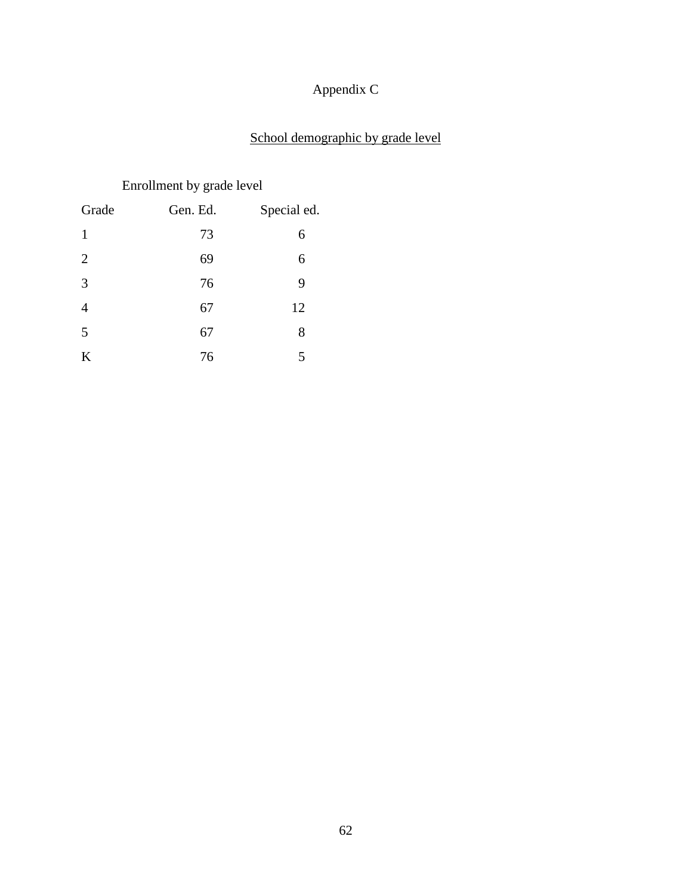# Appendix C

## <u>School demographic by grade level</u>

Enrollment by grade level

| Grade | Gen. Ed. | Special ed. |
|---|---|---|
| 1 | 73 | 6 |
| 2 | 69 | 6 |
| 3 | 76 | 9 |
| 4 | 67 | 12 |
| 5 | 67 | 8 |
| K | 76 | 5 |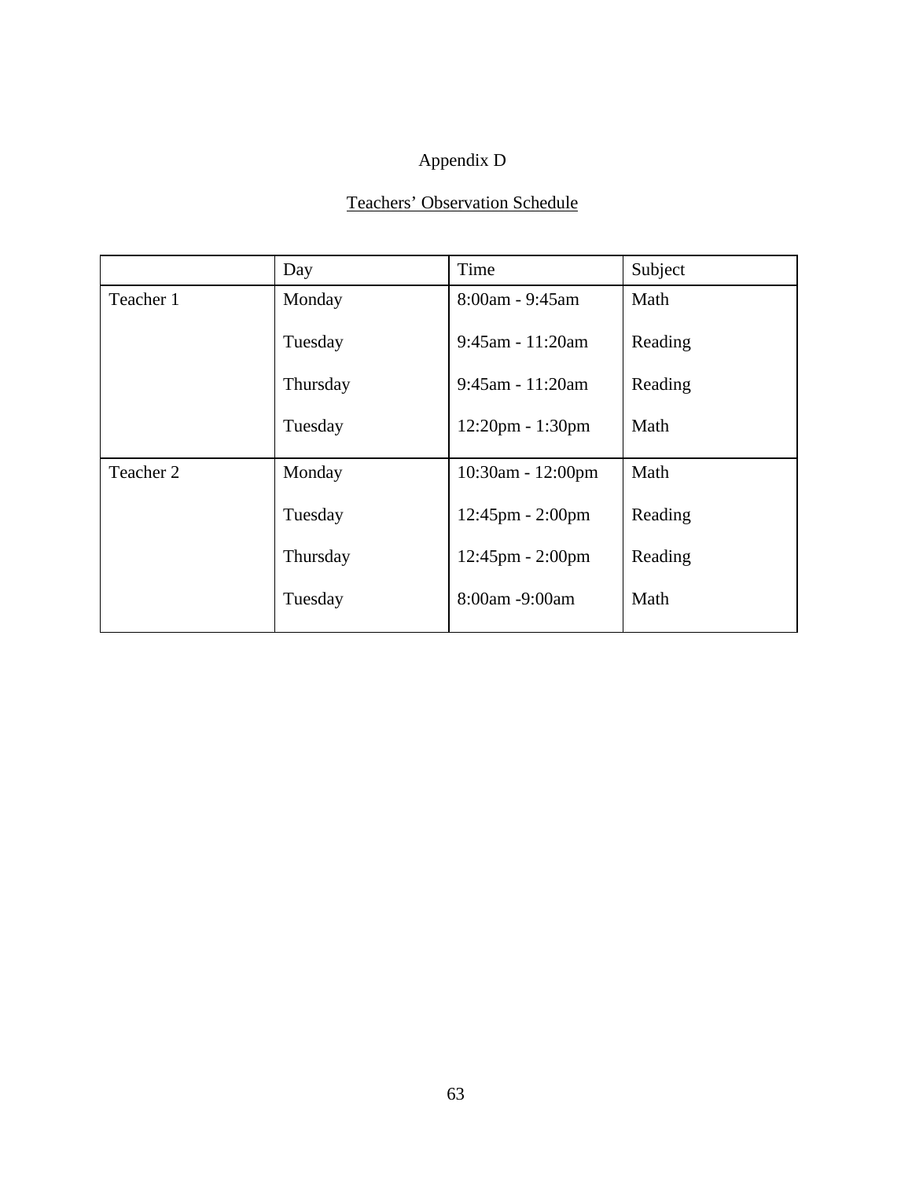# Appendix D

## Teachers' Observation Schedule

| | Day | Time | Subject |
|---|---|---|---|
| Teacher 1 | Monday | 8:00am - 9:45am | Math |
| | Tuesday | 9:45am - 11:20am | Reading |
| | Thursday | 9:45am - 11:20am | Reading |
| | Tuesday | 12:20pm - 1:30pm | Math |
| Teacher 2 | Monday | 10:30am - 12:00pm | Math |
| | Tuesday | 12:45pm - 2:00pm | Reading |
| | Thursday | 12:45pm - 2:00pm | Reading |
| | Tuesday | 8:00am -9:00am | Math |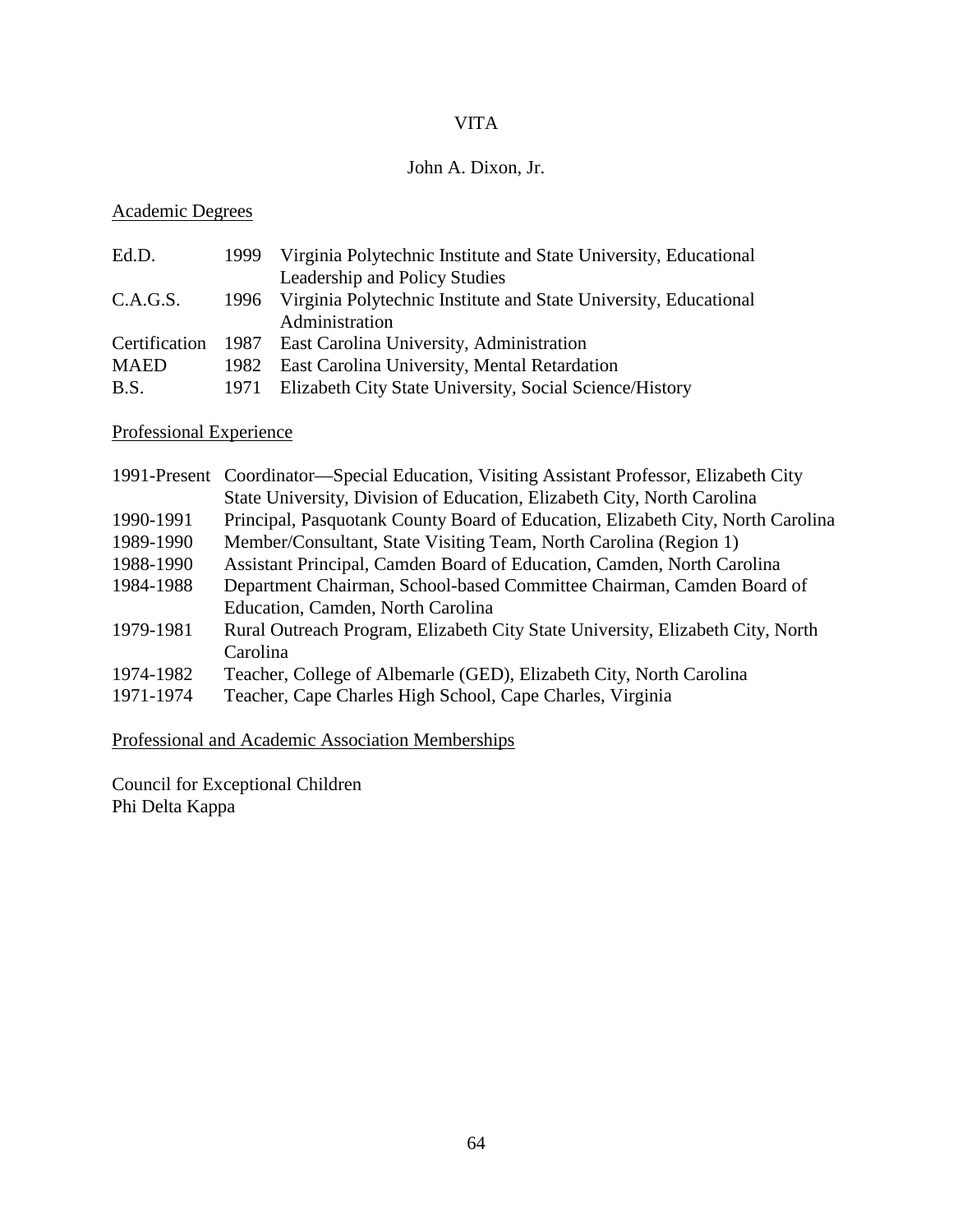# VITA

## John A. Dixon, Jr.

### Academic Degrees

| | | |
|---|---|---|
| Ed.D. | 1999 | Virginia Polytechnic Institute and State University, Educational Leadership and Policy Studies |
| C.A.G.S. | 1996 | Virginia Polytechnic Institute and State University, Educational Administration |
| Certification | 1987 | East Carolina University, Administration |
| MAED | 1982 | East Carolina University, Mental Retardation |
| B.S. | 1971 | Elizabeth City State University, Social Science/History |

### Professional Experience

| | |
|---|---|
| 1991-Present | Coordinator—Special Education, Visiting Assistant Professor, Elizabeth City State University, Division of Education, Elizabeth City, North Carolina |
| 1990-1991 | Principal, Pasquotank County Board of Education, Elizabeth City, North Carolina |
| 1989-1990 | Member/Consultant, State Visiting Team, North Carolina (Region 1) |
| 1988-1990 | Assistant Principal, Camden Board of Education, Camden, North Carolina |
| 1984-1988 | Department Chairman, School-based Committee Chairman, Camden Board of Education, Camden, North Carolina |
| 1979-1981 | Rural Outreach Program, Elizabeth City State University, Elizabeth City, North Carolina |
| 1974-1982 | Teacher, College of Albemarle (GED), Elizabeth City, North Carolina |
| 1971-1974 | Teacher, Cape Charles High School, Cape Charles, Virginia |

### Professional and Academic Association Memberships

Council for Exceptional Children
Phi Delta Kappa